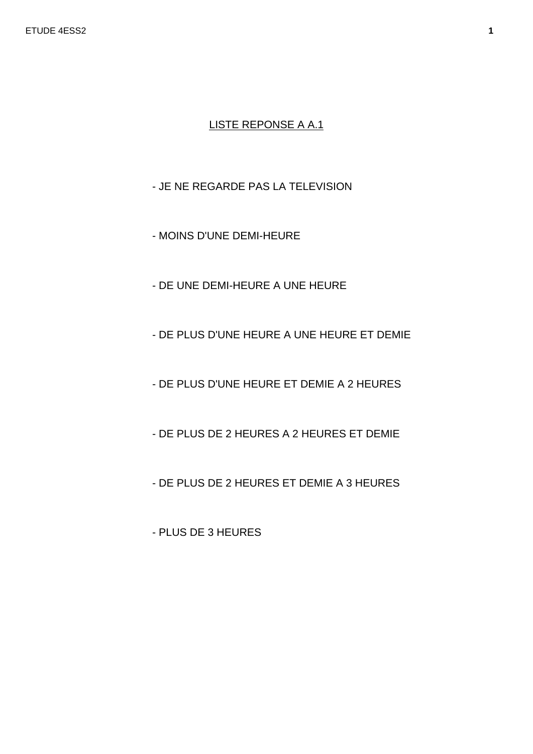## LISTE REPONSE A A.1

- JE NE REGARDE PAS LA TELEVISION

- MOINS D'UNE DEMI-HEURE

- DE UNE DEMI-HEURE A UNE HEURE

- DE PLUS D'UNE HEURE A UNE HEURE ET DEMIE

- DE PLUS D'UNE HEURE ET DEMIE A 2 HEURES

- DE PLUS DE 2 HEURES A 2 HEURES ET DEMIE

- DE PLUS DE 2 HEURES ET DEMIE A 3 HEURES

- PLUS DE 3 HEURES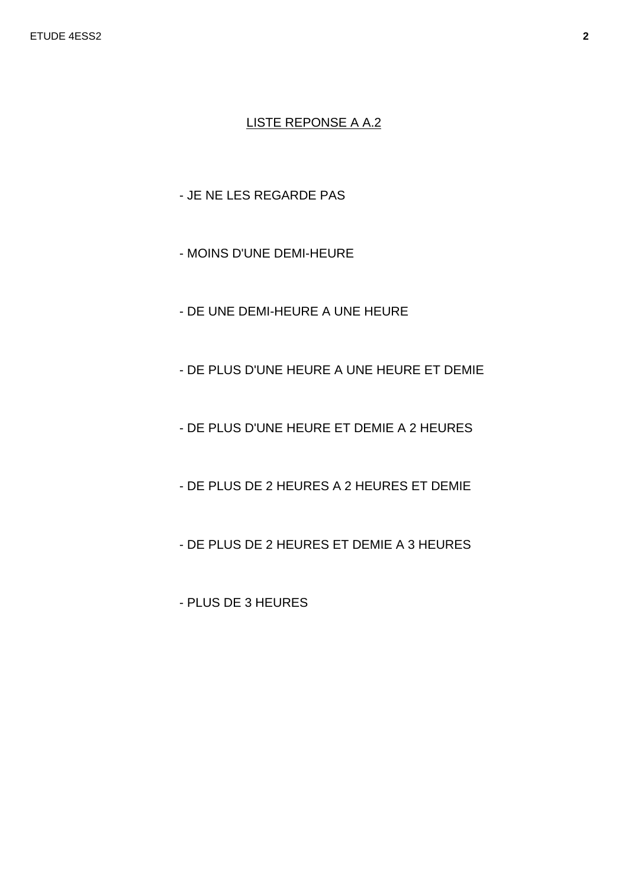<u>LISTE REPONSE A A.2</u>

- JE NE LES REGARDE PAS
- MOINS D'UNE DEMI-HEURE
- DE UNE DEMI-HEURE A UNE HEURE
- DE PLUS D'UNE HEURE A UNE HEURE ET DEMIE
- DE PLUS D'UNE HEURE ET DEMIE A 2 HEURES
- DE PLUS DE 2 HEURES A 2 HEURES ET DEMIE
- DE PLUS DE 2 HEURES ET DEMIE A 3 HEURES
- PLUS DE 3 HEURES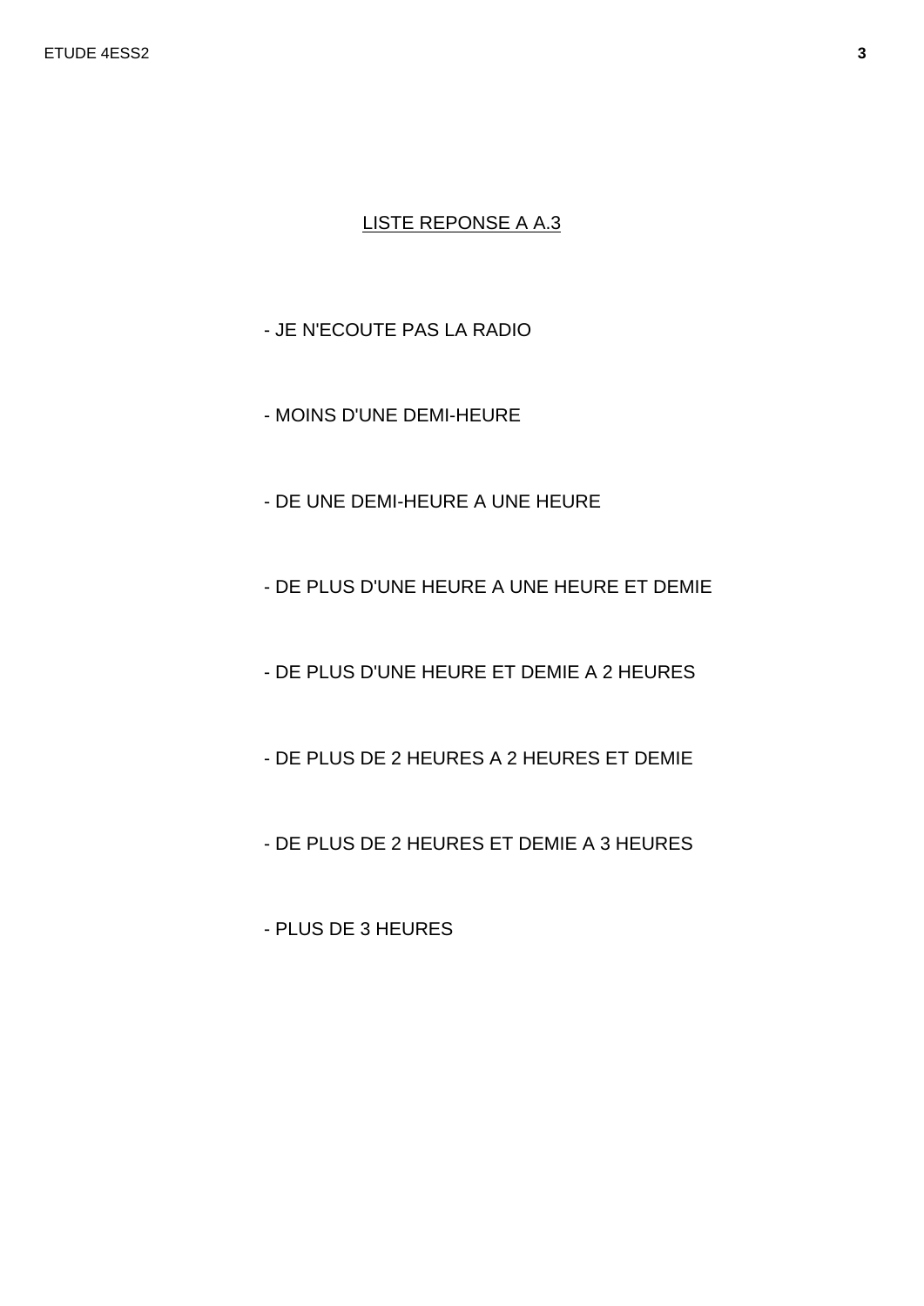<u>LISTE REPONSE A A.3</u>

- JE N'ECOUTE PAS LA RADIO
- MOINS D'UNE DEMI-HEURE
- DE UNE DEMI-HEURE A UNE HEURE
- DE PLUS D'UNE HEURE A UNE HEURE ET DEMIE
- DE PLUS D'UNE HEURE ET DEMIE A 2 HEURES
- DE PLUS DE 2 HEURES A 2 HEURES ET DEMIE
- DE PLUS DE 2 HEURES ET DEMIE A 3 HEURES
- PLUS DE 3 HEURES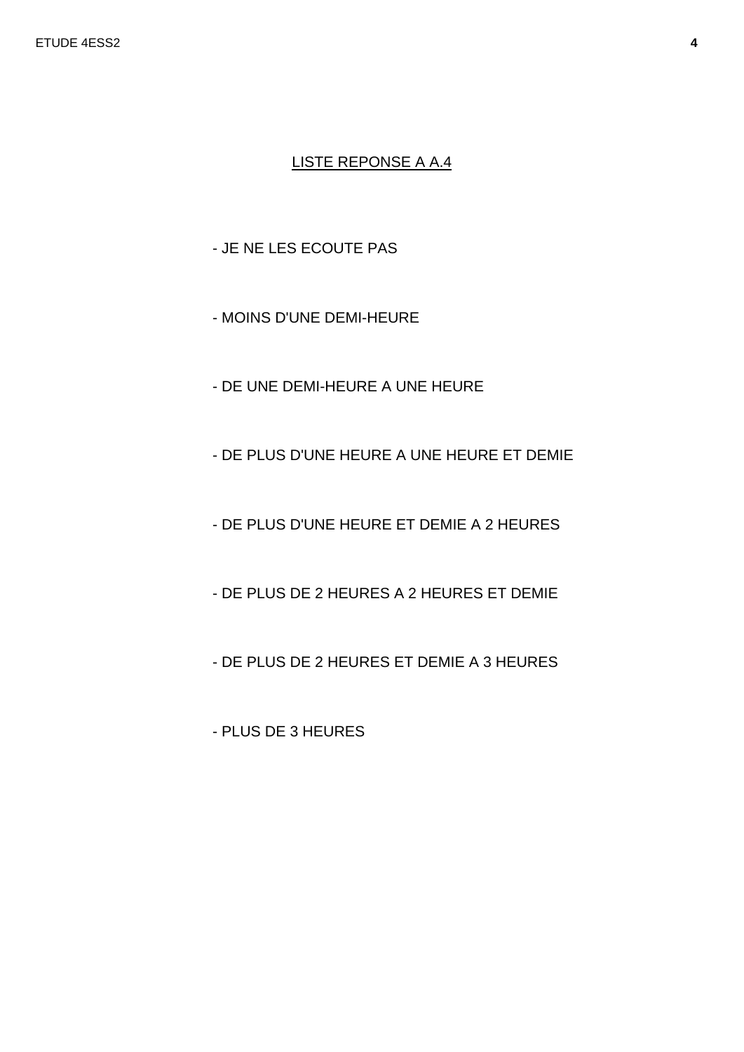LISTE REPONSE A A.4

- JE NE LES ECOUTE PAS

- MOINS D'UNE DEMI-HEURE

- DE UNE DEMI-HEURE A UNE HEURE

- DE PLUS D'UNE HEURE A UNE HEURE ET DEMIE

- DE PLUS D'UNE HEURE ET DEMIE A 2 HEURES

- DE PLUS DE 2 HEURES A 2 HEURES ET DEMIE

- DE PLUS DE 2 HEURES ET DEMIE A 3 HEURES

- PLUS DE 3 HEURES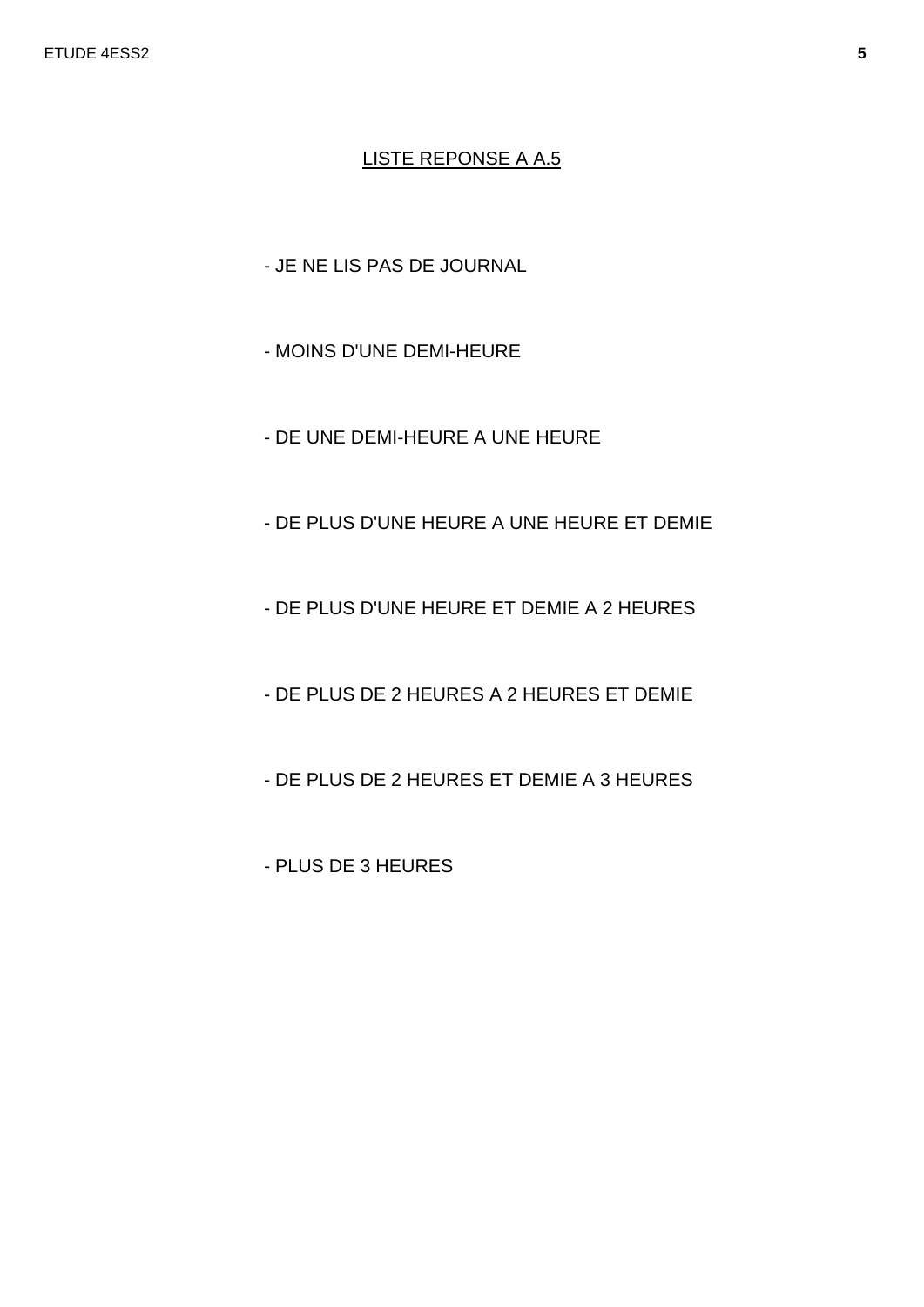<u>LISTE REPONSE A A.5</u>

- JE NE LIS PAS DE JOURNAL
- MOINS D'UNE DEMI-HEURE
- DE UNE DEMI-HEURE A UNE HEURE
- DE PLUS D'UNE HEURE A UNE HEURE ET DEMIE
- DE PLUS D'UNE HEURE ET DEMIE A 2 HEURES
- DE PLUS DE 2 HEURES A 2 HEURES ET DEMIE
- DE PLUS DE 2 HEURES ET DEMIE A 3 HEURES
- PLUS DE 3 HEURES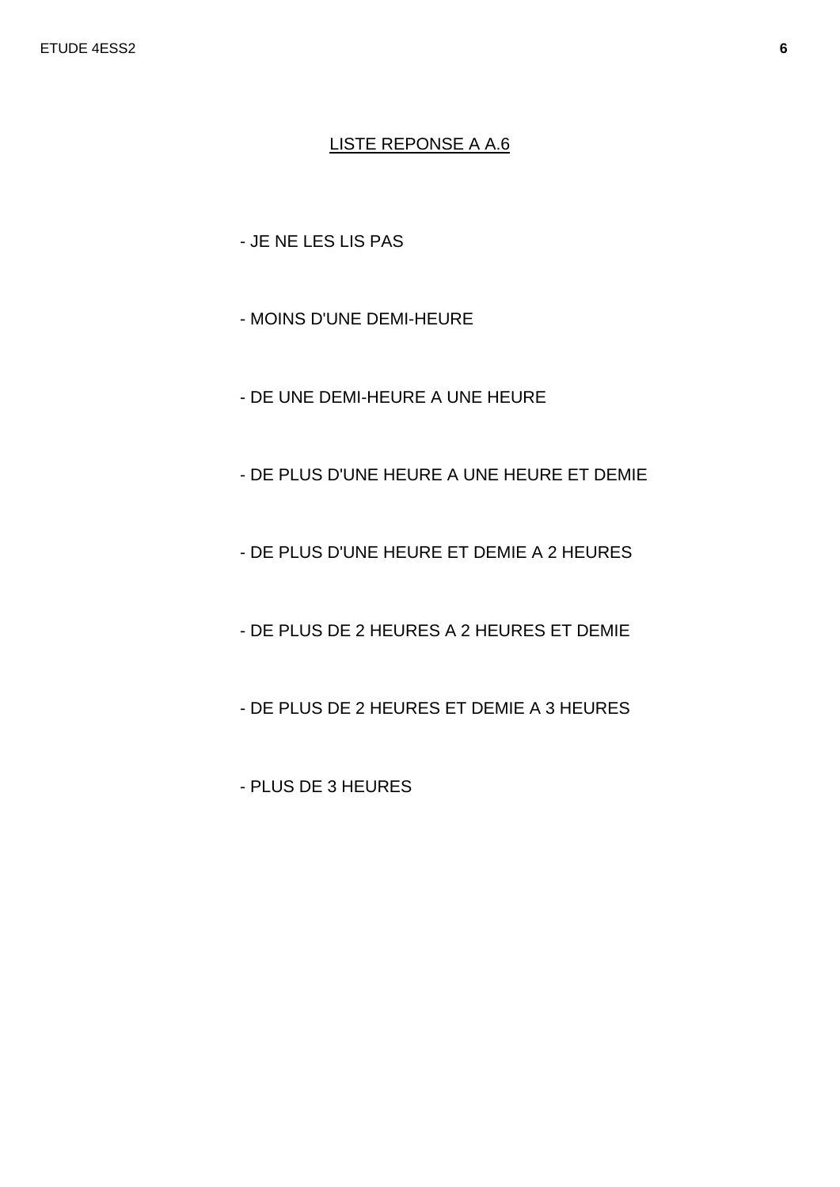<u>LISTE REPONSE A A.6</u>

- JE NE LES LIS PAS

- MOINS D'UNE DEMI-HEURE

- DE UNE DEMI-HEURE A UNE HEURE

- DE PLUS D'UNE HEURE A UNE HEURE ET DEMIE

- DE PLUS D'UNE HEURE ET DEMIE A 2 HEURES

- DE PLUS DE 2 HEURES A 2 HEURES ET DEMIE

- DE PLUS DE 2 HEURES ET DEMIE A 3 HEURES

- PLUS DE 3 HEURES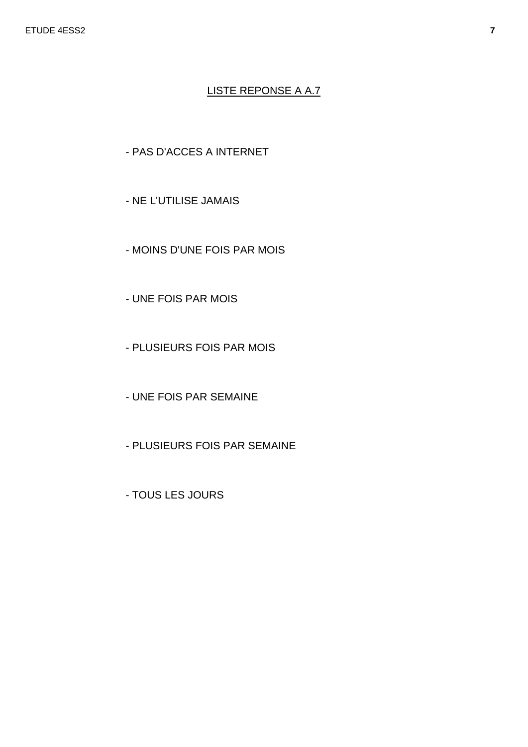LISTE REPONSE A A.7

- PAS D'ACCES A INTERNET
- NE L'UTILISE JAMAIS
- MOINS D'UNE FOIS PAR MOIS
- UNE FOIS PAR MOIS
- PLUSIEURS FOIS PAR MOIS
- UNE FOIS PAR SEMAINE
- PLUSIEURS FOIS PAR SEMAINE
- TOUS LES JOURS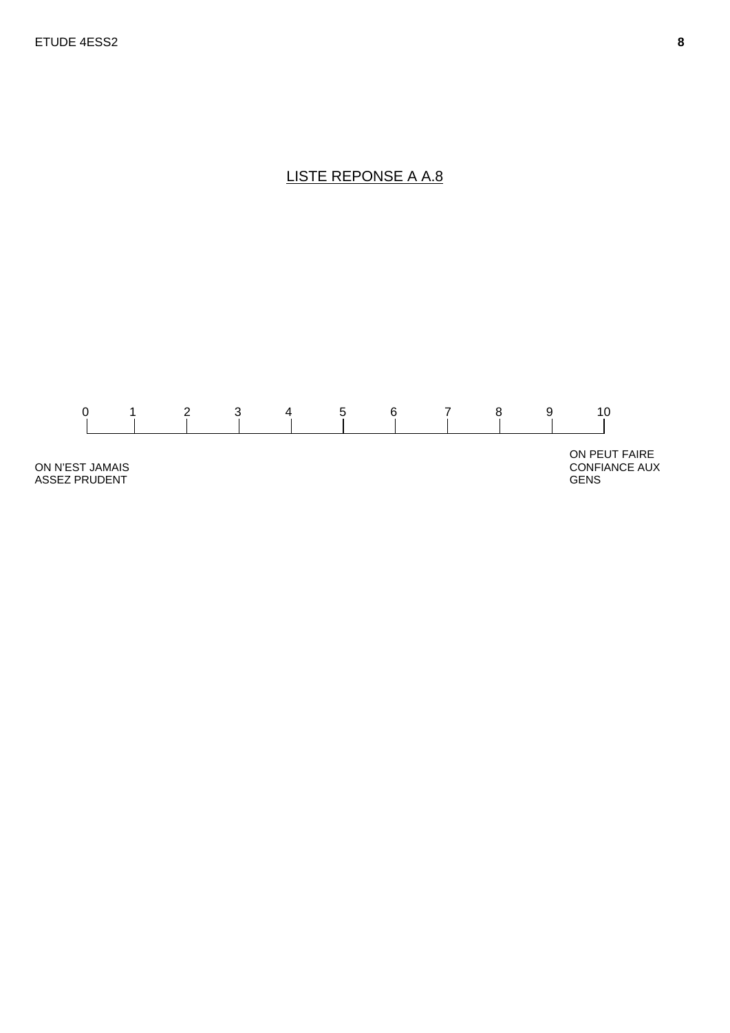<u>LISTE REPONSE A A.8</u>

| 0 | 1 | 2 | 3 | 4 | 5 | 6 | 7 | 8 | 9 | 10 |
|---|---|---|---|---|---|---|---|---|---|---|

ON N'EST JAMAIS ASSEZ PRUDENT

ON PEUT FAIRE CONFIANCE AUX GENS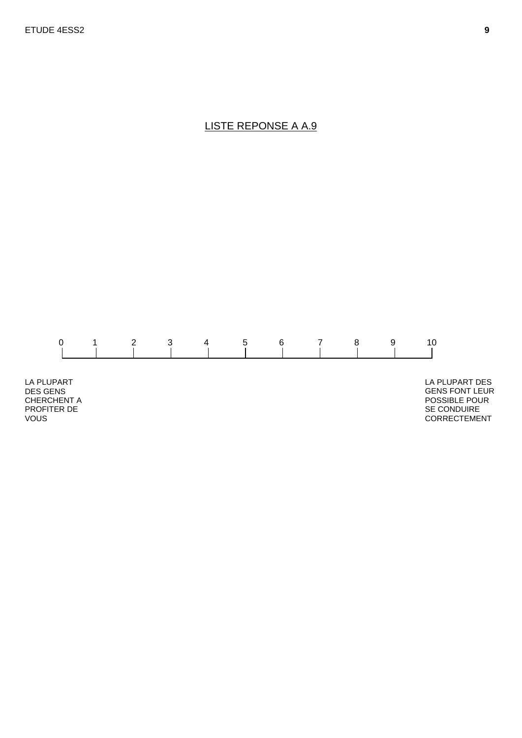LISTE REPONSE A A.9

| 0 | 1 | 2 | 3 | 4 | 5 | 6 | 7 | 8 | 9 | 10 |
|---|---|---|---|---|---|---|---|---|---|---|

LA PLUPART DES GENS CHERCHENT A PROFITER DE VOUS

LA PLUPART DES GENS FONT LEUR POSSIBLE POUR SE CONDUIRE CORRECTEMENT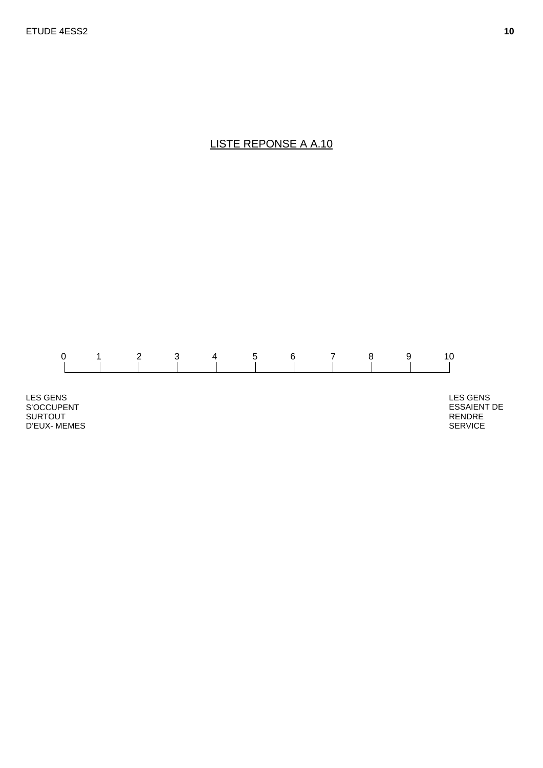# LISTE REPONSE A A.10

| 0 | 1 | 2 | 3 | 4 | 5 | 6 | 7 | 8 | 9 | 10 |
|---|---|---|---|---|---|---|---|---|---|---|

LES GENS S'OCCUPENT SURTOUT D'EUX- MEMES

LES GENS ESSAIENT DE RENDRE SERVICE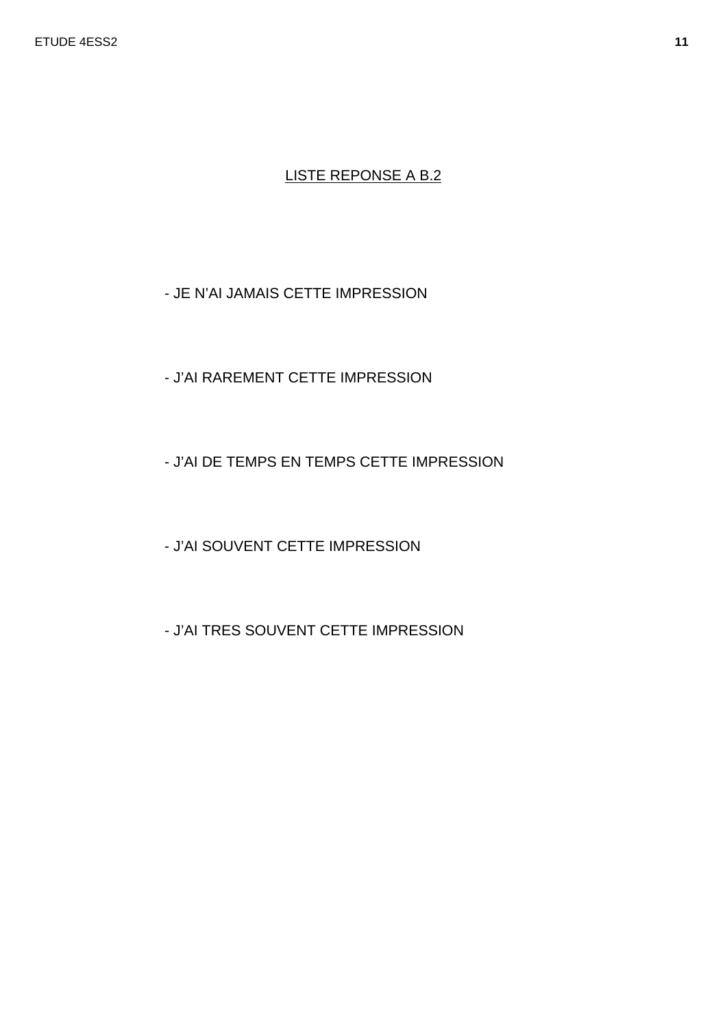LISTE REPONSE A B.2

- JE N’AI JAMAIS CETTE IMPRESSION

- J’AI RAREMENT CETTE IMPRESSION

- J’AI DE TEMPS EN TEMPS CETTE IMPRESSION

- J’AI SOUVENT CETTE IMPRESSION

- J’AI TRES SOUVENT CETTE IMPRESSION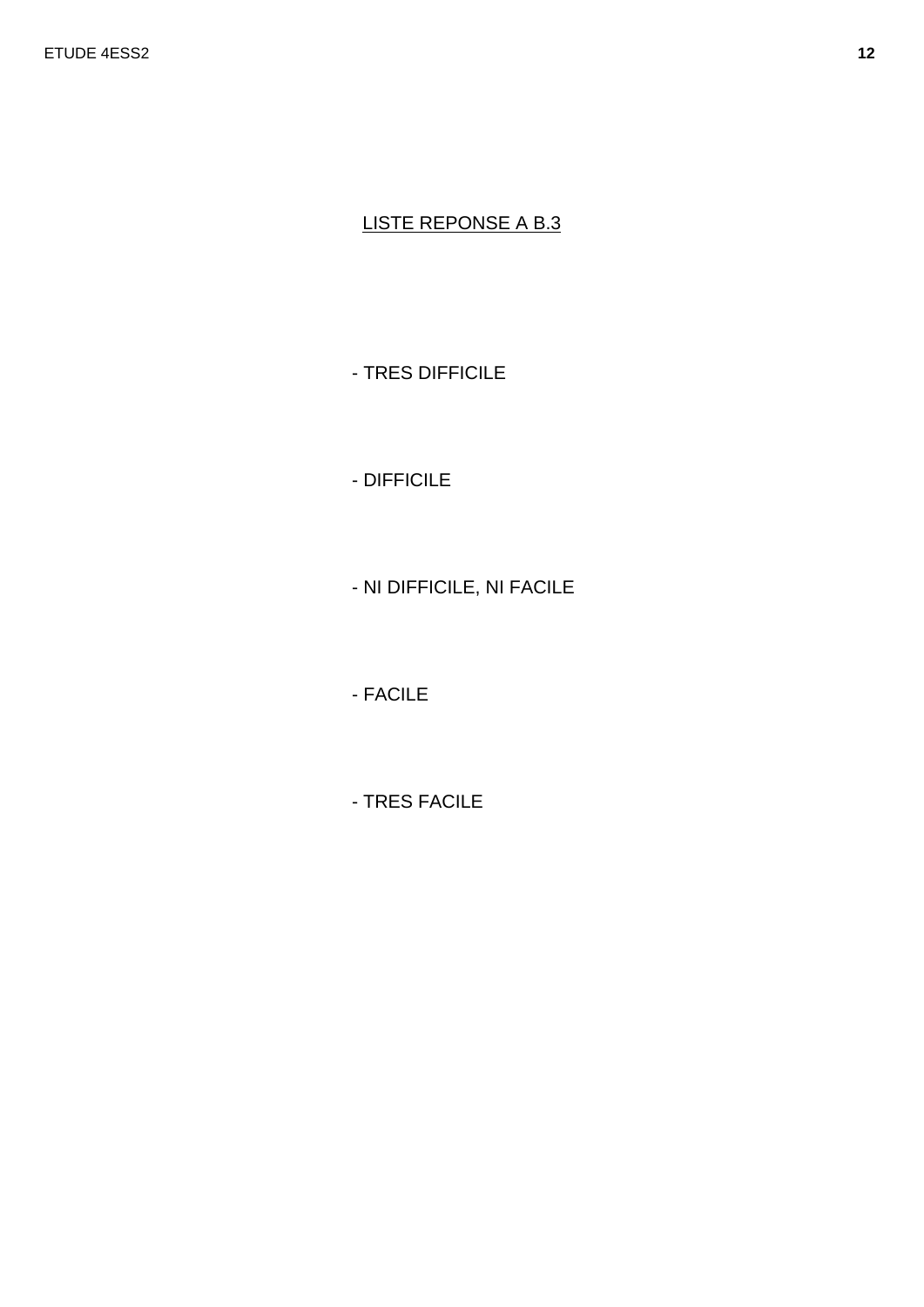LISTE REPONSE A B.3

- TRES DIFFICILE
- DIFFICILE
- NI DIFFICILE, NI FACILE
- FACILE
- TRES FACILE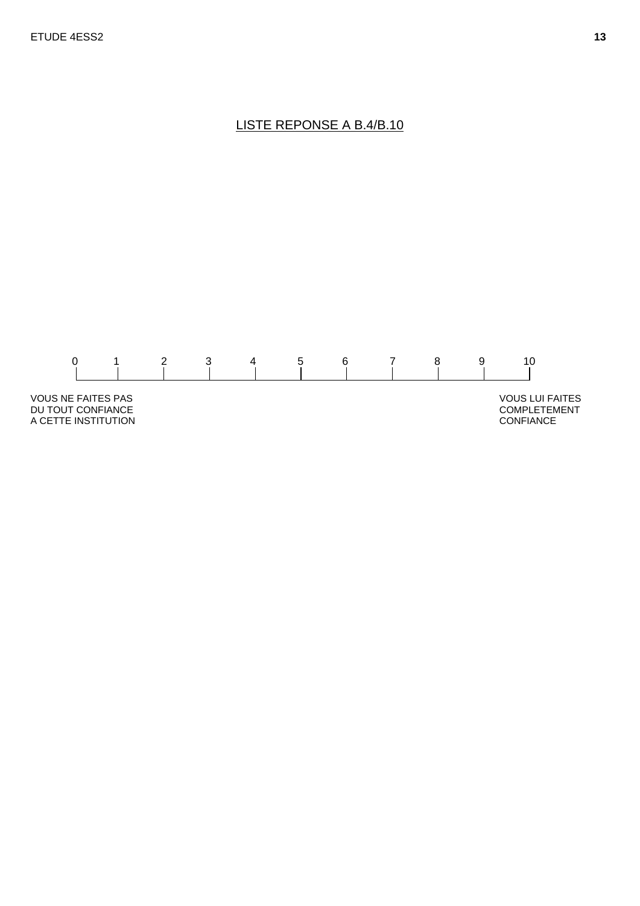<u>LISTE REPONSE A B.4/B.10</u>

| 0 | 1 | 2 | 3 | 4 | 5 | 6 | 7 | 8 | 9 | 10 |
|---|---|---|---|---|---|---|---|---|---|---|

VOUS NE FAITES PAS DU TOUT CONFIANCE A CETTE INSTITUTION

VOUS LUI FAITES COMPLETEMENT CONFIANCE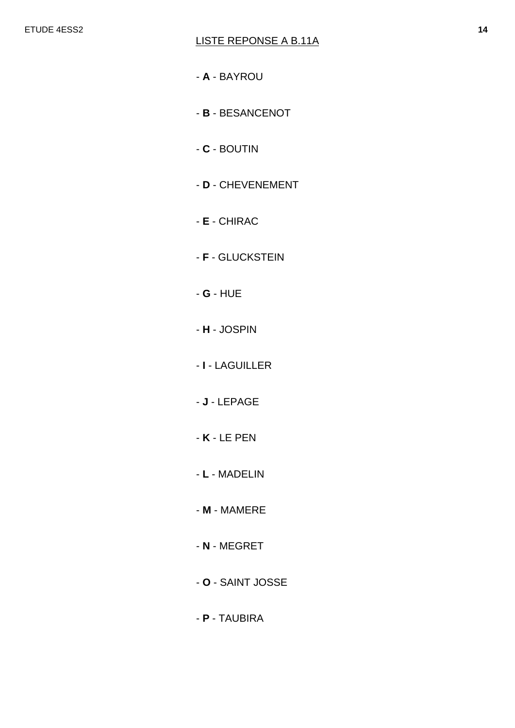LISTE REPONSE A B.11A

- **A** - BAYROU

- **B** - BESANCENOT

- **C** - BOUTIN

- **D** - CHEVENEMENT

- **E** - CHIRAC

- **F** - GLUCKSTEIN

- **G** - HUE

- **H** - JOSPIN

- **I** - LAGUILLER

- **J** - LEPAGE

- **K** - LE PEN

- **L** - MADELIN

- **M** - MAMERE

- **N** - MEGRET

- **O** - SAINT JOSSE

- **P** - TAUBIRA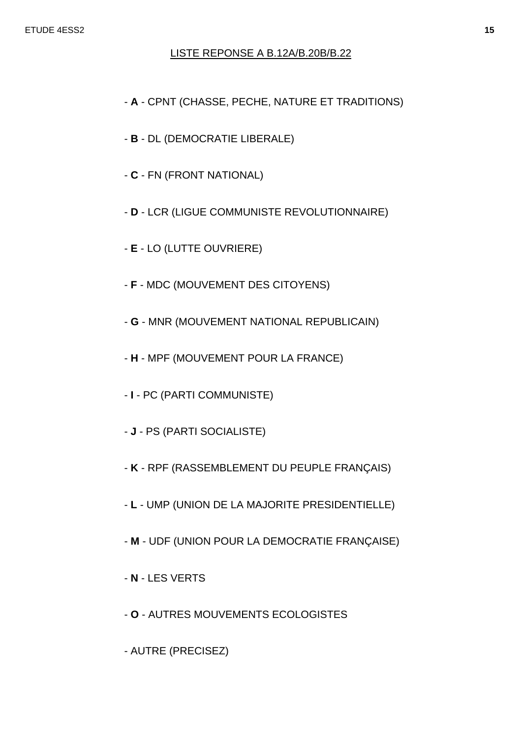LISTE REPONSE A B.12A/B.20B/B.22

- **A** - CPNT (CHASSE, PECHE, NATURE ET TRADITIONS)

- **B** - DL (DEMOCRATIE LIBERALE)

- **C** - FN (FRONT NATIONAL)

- **D** - LCR (LIGUE COMMUNISTE REVOLUTIONNAIRE)

- **E** - LO (LUTTE OUVRIERE)

- **F** - MDC (MOUVEMENT DES CITOYENS)

- **G** - MNR (MOUVEMENT NATIONAL REPUBLICAIN)

- **H** - MPF (MOUVEMENT POUR LA FRANCE)

- **I** - PC (PARTI COMMUNISTE)

- **J** - PS (PARTI SOCIALISTE)

- **K** - RPF (RASSEMBLEMENT DU PEUPLE FRANÇAIS)

- **L** - UMP (UNION DE LA MAJORITE PRESIDENTIELLE)

- **M** - UDF (UNION POUR LA DEMOCRATIE FRANÇAISE)

- **N** - LES VERTS

- **O** - AUTRES MOUVEMENTS ECOLOGISTES

- AUTRE (PRECISEZ)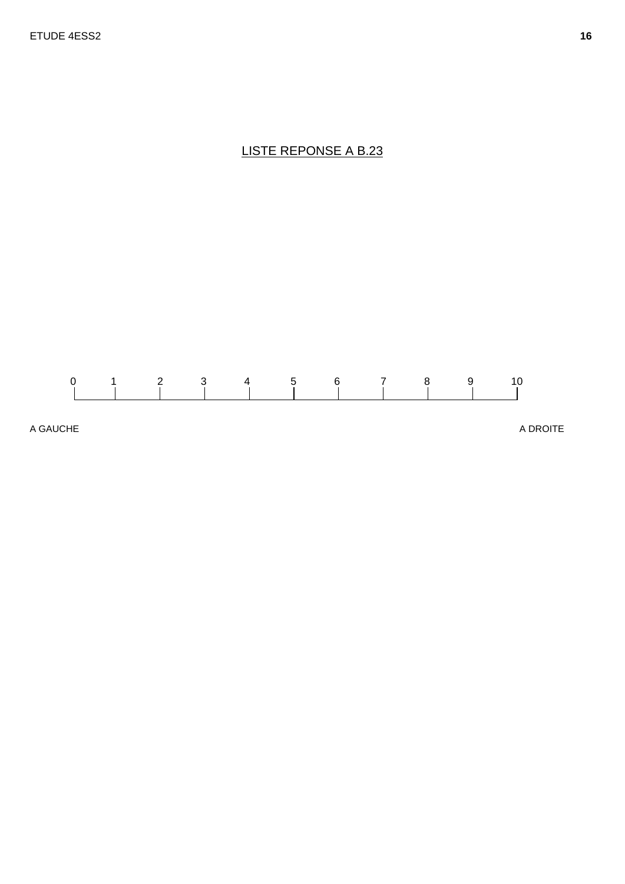## LISTE REPONSE A B.23

| 0 | 1 | 2 | 3 | 4 | 5 | 6 | 7 | 8 | 9 | 10 |
|---|---|---|---|---|---|---|---|---|---|---|

A GAUCHE A DROITE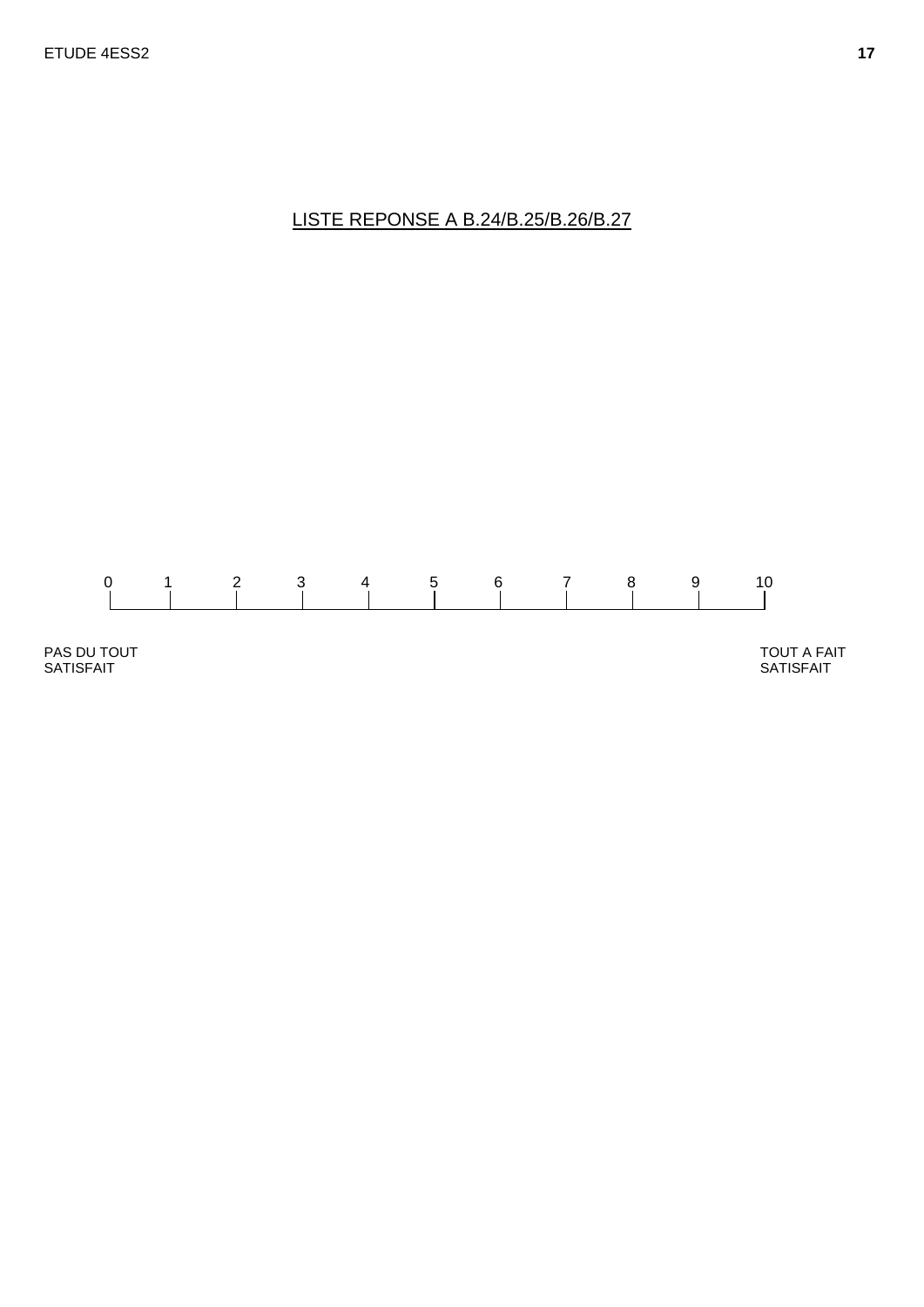LISTE REPONSE A B.24/B.25/B.26/B.27

| 0 | 1 | 2 | 3 | 4 | 5 | 6 | 7 | 8 | 9 | 10 |
|---|---|---|---|---|---|---|---|---|---|---|

PAS DU TOUT SATISFAIT

TOUT A FAIT SATISFAIT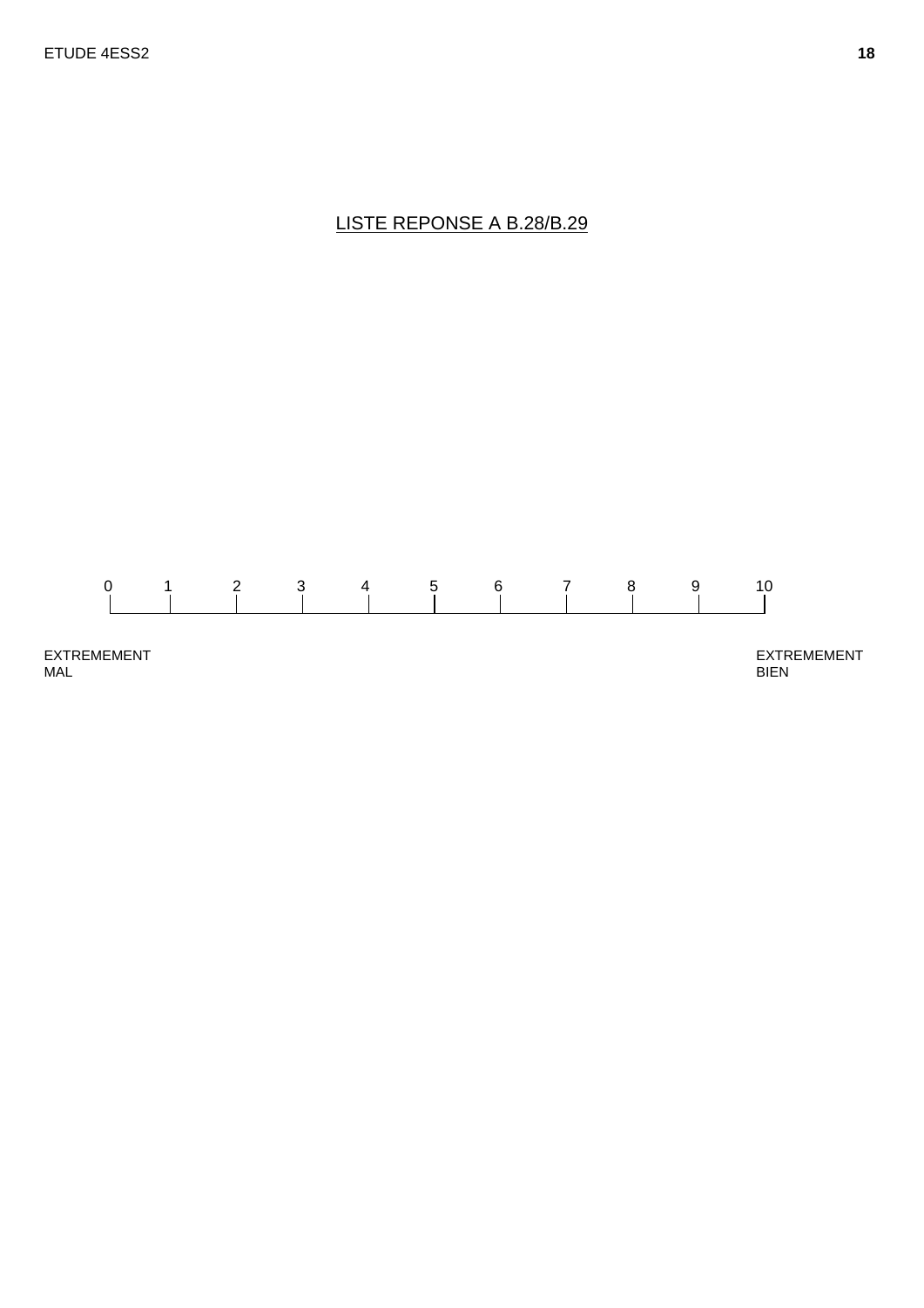<u>LISTE REPONSE A B.28/B.29</u>

| 0 | 1 | 2 | 3 | 4 | 5 | 6 | 7 | 8 | 9 | 10 |
|---|---|---|---|---|---|---|---|---|---|---|
| EXTREMEMENT MAL | | | | | | | | | | EXTREMEMENT BIEN |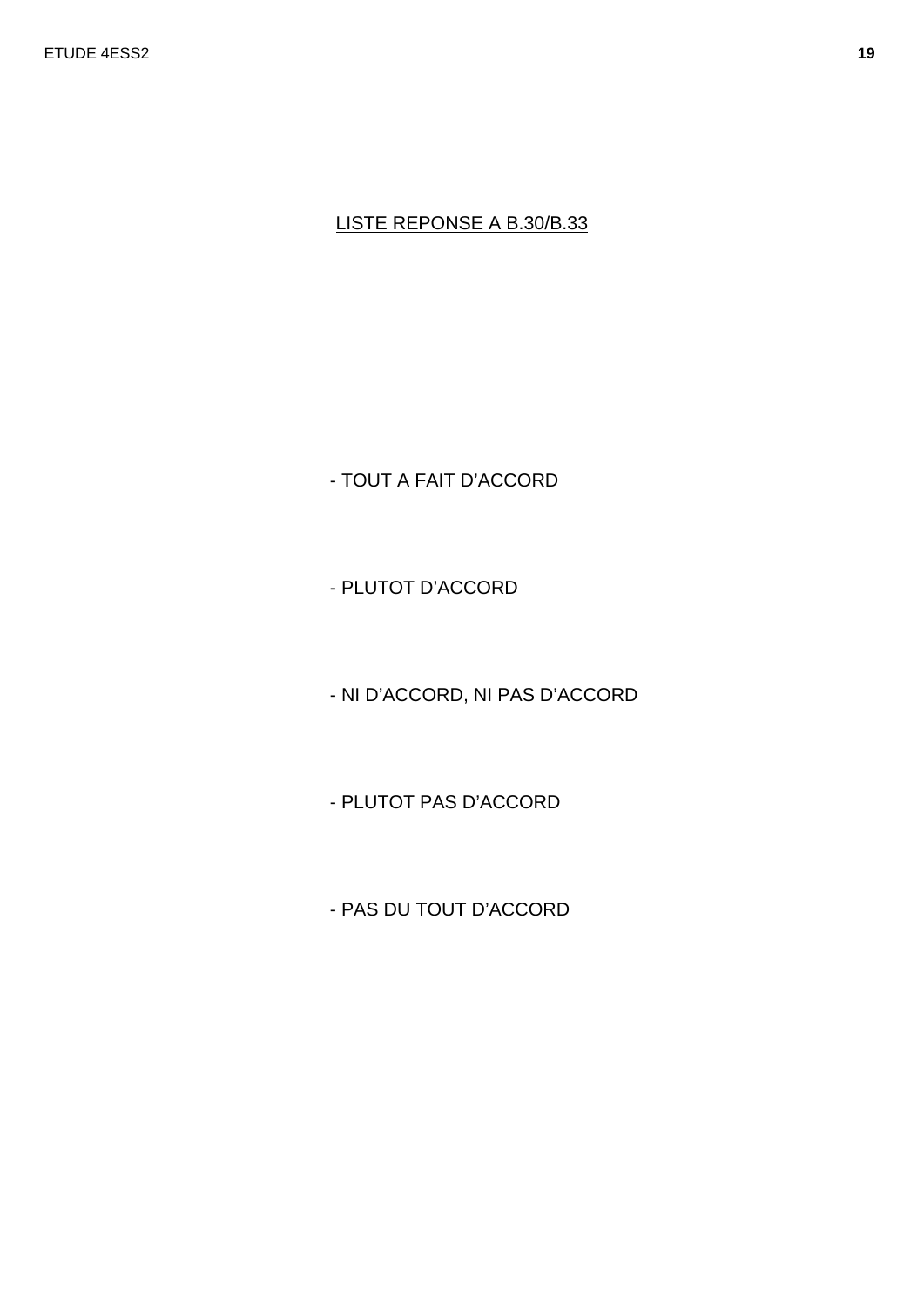LISTE REPONSE A B.30/B.33

- TOUT A FAIT D'ACCORD

- PLUTOT D'ACCORD

- NI D'ACCORD, NI PAS D'ACCORD

- PLUTOT PAS D'ACCORD

- PAS DU TOUT D'ACCORD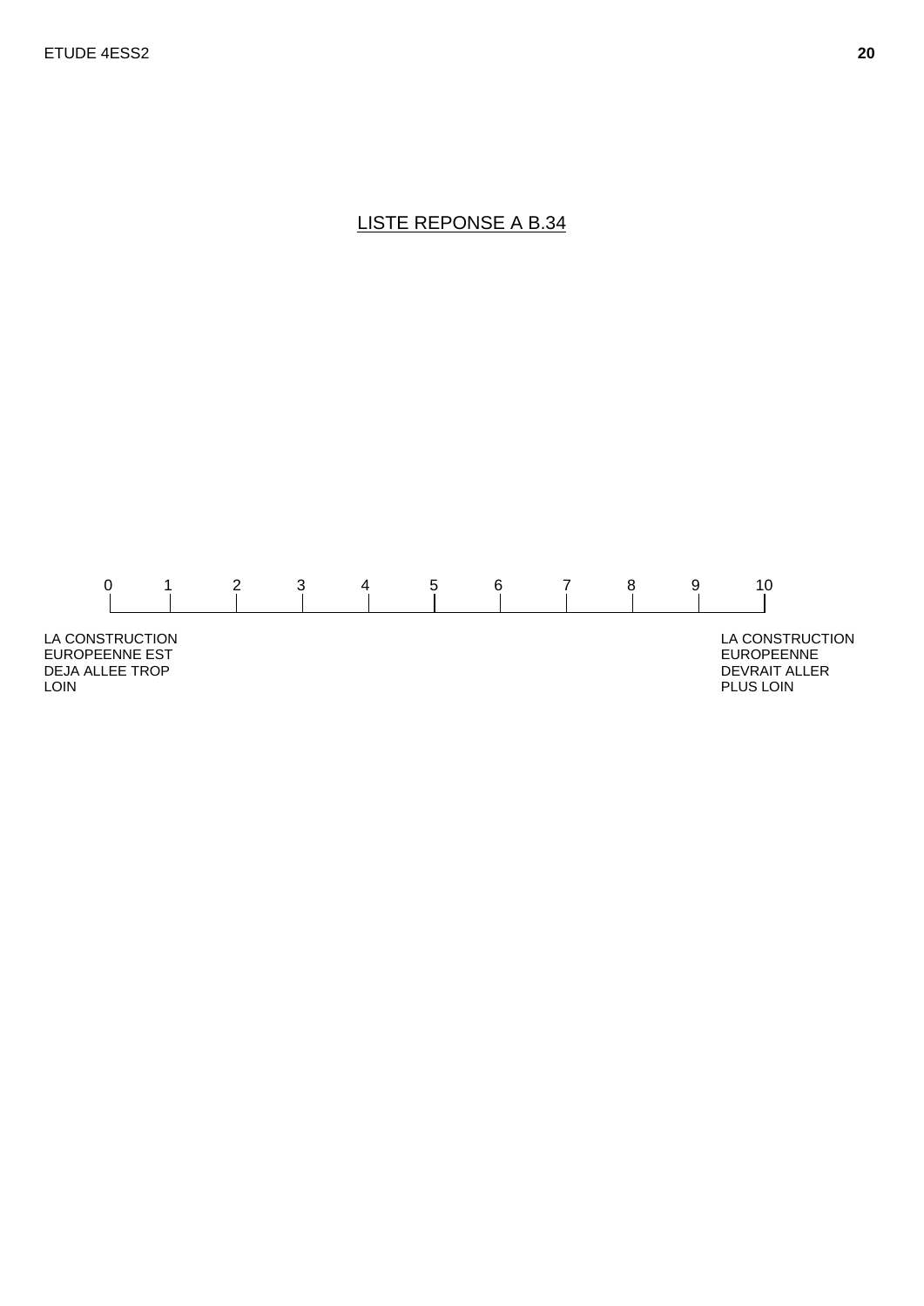## LISTE REPONSE A B.34

| 0 | 1 | 2 | 3 | 4 | 5 | 6 | 7 | 8 | 9 | 10 |
|---|---|---|---|---|---|---|---|---|---|---|

LA CONSTRUCTION EUROPEENNE EST DEJA ALLEE TROP LOIN

LA CONSTRUCTION EUROPEENNE DEVRAIT ALLER PLUS LOIN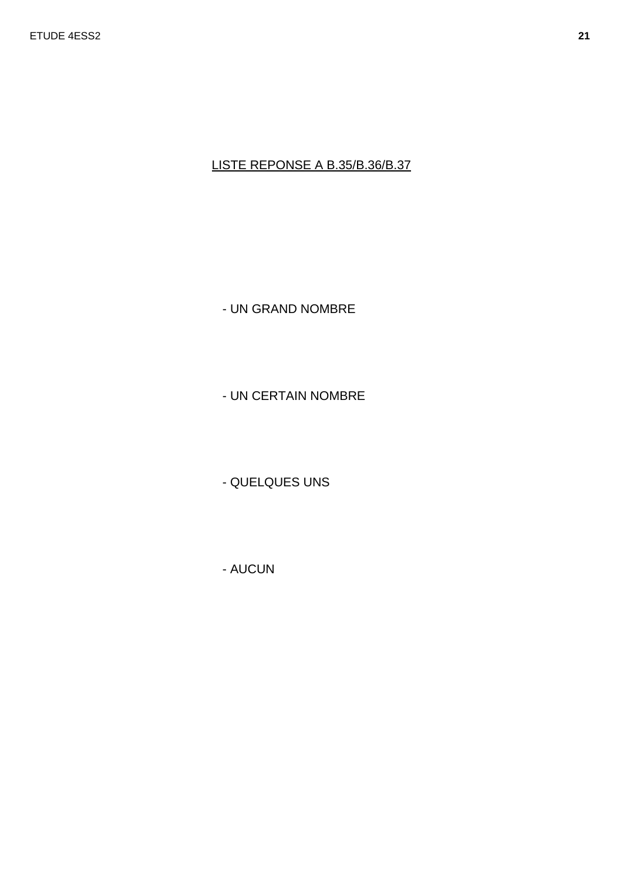LISTE REPONSE A B.35/B.36/B.37

- UN GRAND NOMBRE

- UN CERTAIN NOMBRE

- QUELQUES UNS

- AUCUN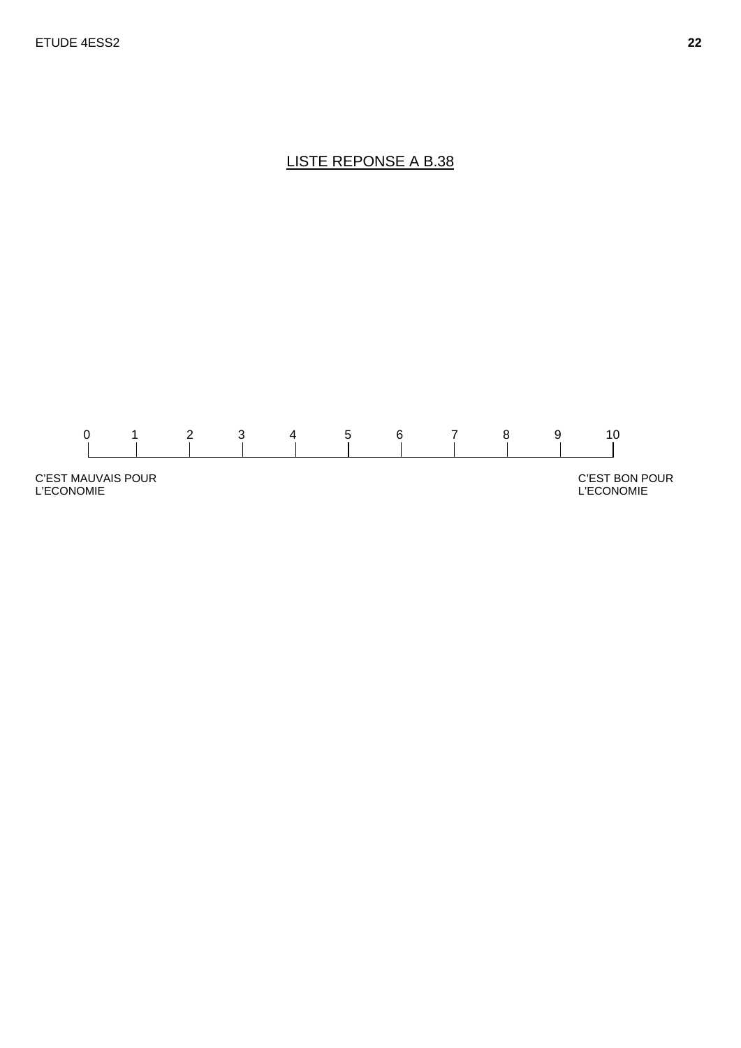## LISTE REPONSE A B.38

| 0 | 1 | 2 | 3 | 4 | 5 | 6 | 7 | 8 | 9 | 10 |
|---|---|---|---|---|---|---|---|---|---|---|

C'EST MAUVAIS POUR L'ECONOMIE

C'EST BON POUR L'ECONOMIE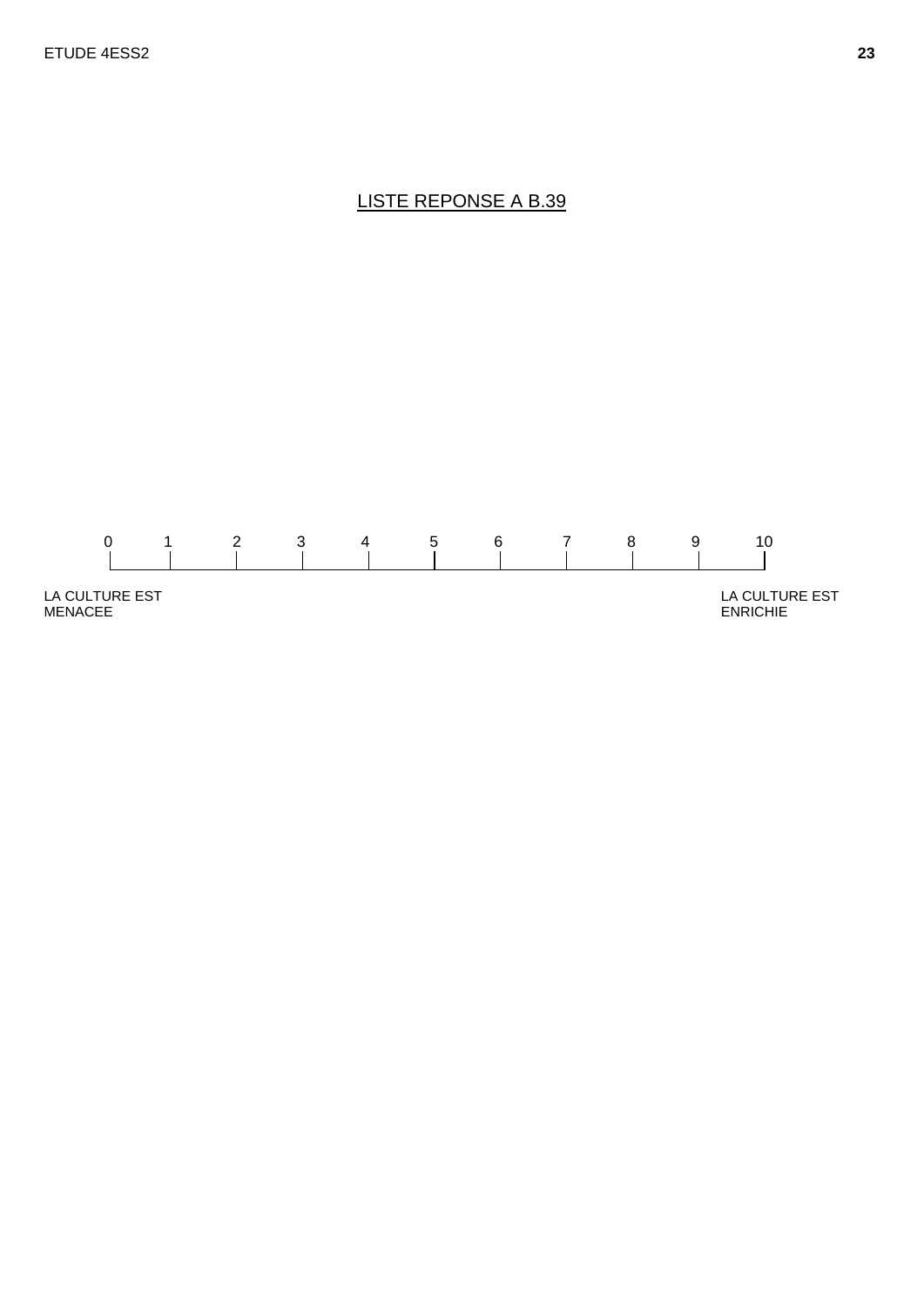## LISTE REPONSE A B.39

| 0 | 1 | 2 | 3 | 4 | 5 | 6 | 7 | 8 | 9 | 10 |
|---|---|---|---|---|---|---|---|---|---|---|

LA CULTURE EST MENACEE

LA CULTURE EST ENRICHIE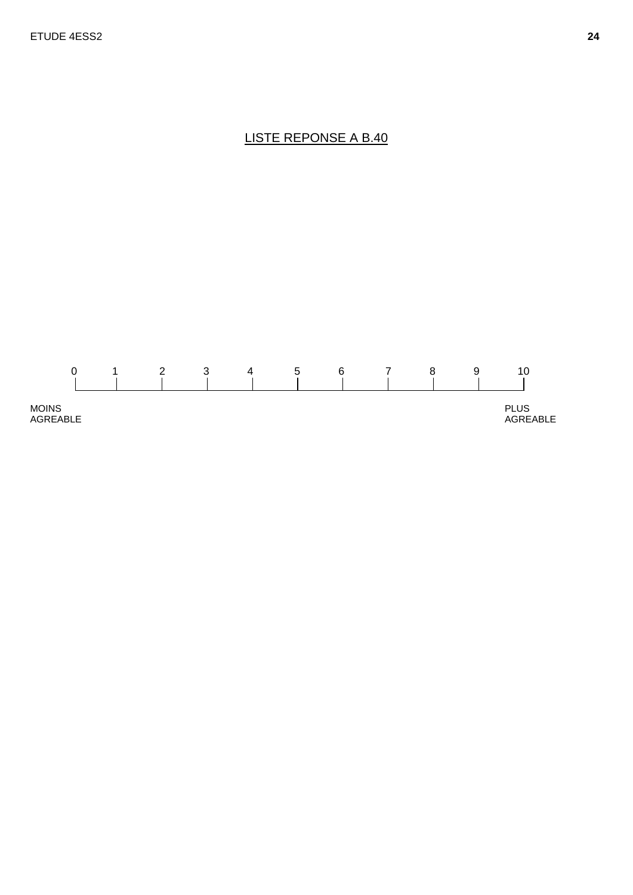## LISTE REPONSE A B.40

| 0 | 1 | 2 | 3 | 4 | 5 | 6 | 7 | 8 | 9 | 10 |
|---|---|---|---|---|---|---|---|---|---|---|

MOINS AGREABLE ... PLUS AGREABLE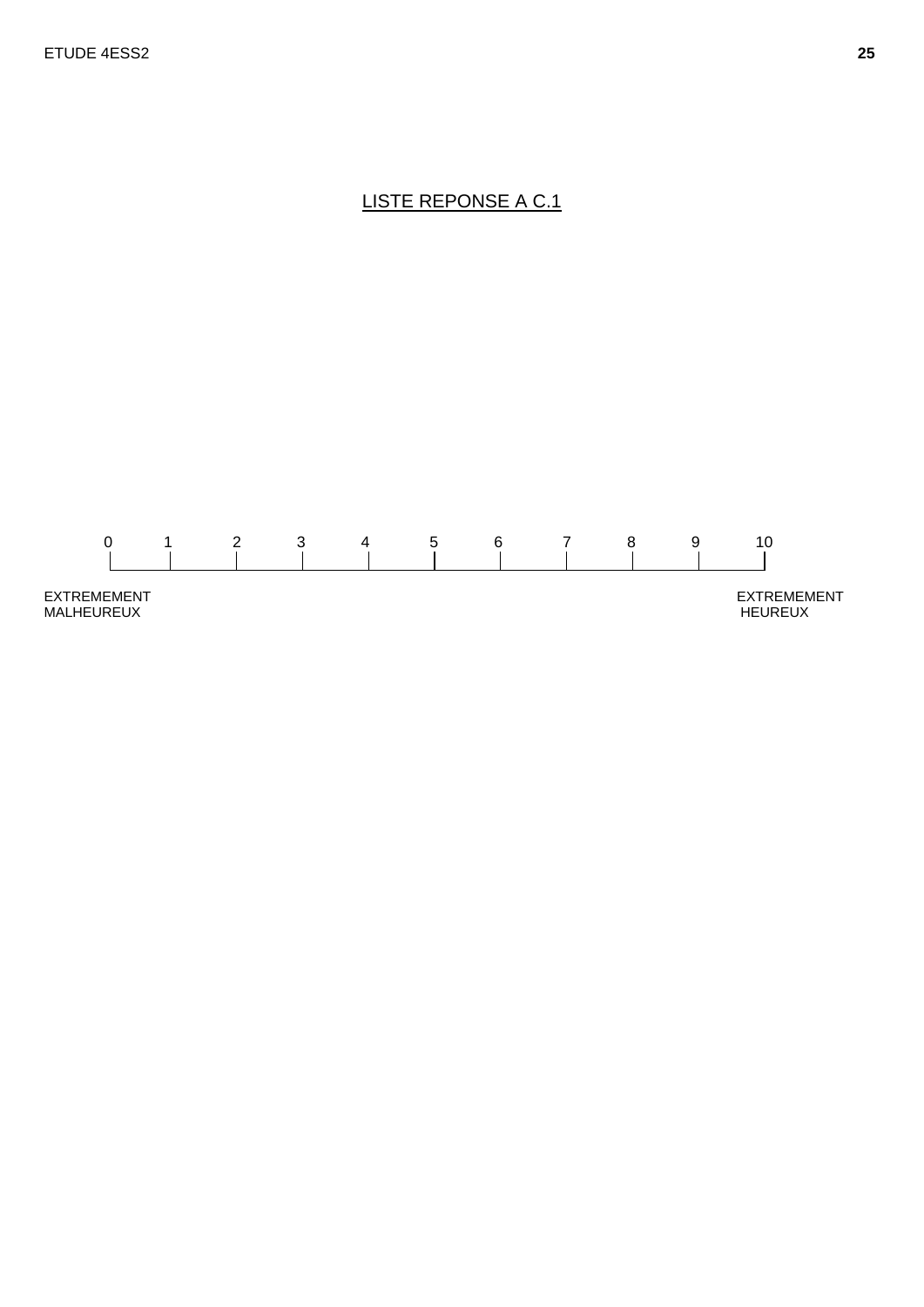## LISTE REPONSE A C.1

| 0 | 1 | 2 | 3 | 4 | 5 | 6 | 7 | 8 | 9 | 10 |
|---|---|---|---|---|---|---|---|---|---|---|

EXTREMEMENT MALHEUREUX — EXTREMEMENT HEUREUX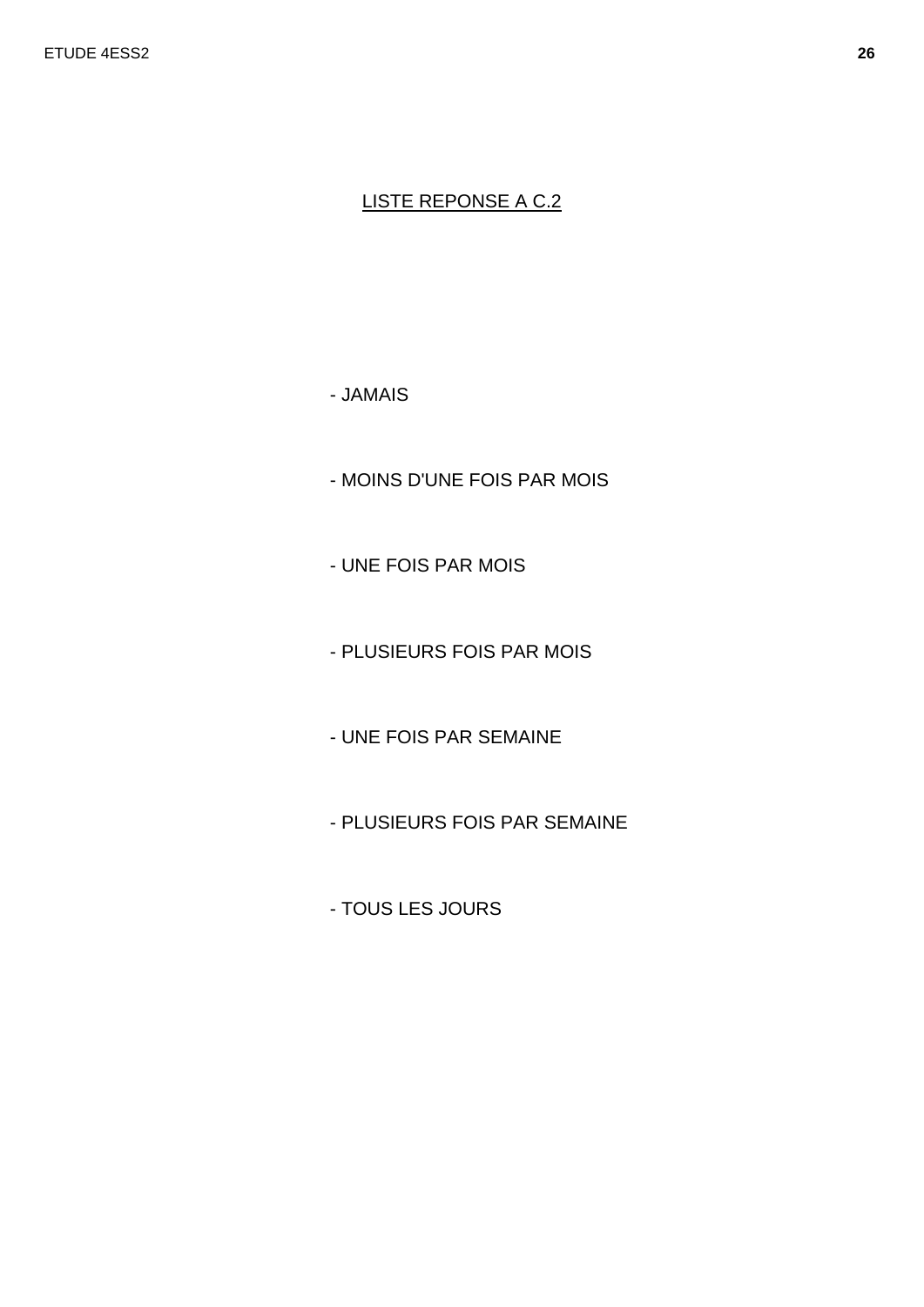LISTE REPONSE A C.2

- JAMAIS
- MOINS D'UNE FOIS PAR MOIS
- UNE FOIS PAR MOIS
- PLUSIEURS FOIS PAR MOIS
- UNE FOIS PAR SEMAINE
- PLUSIEURS FOIS PAR SEMAINE
- TOUS LES JOURS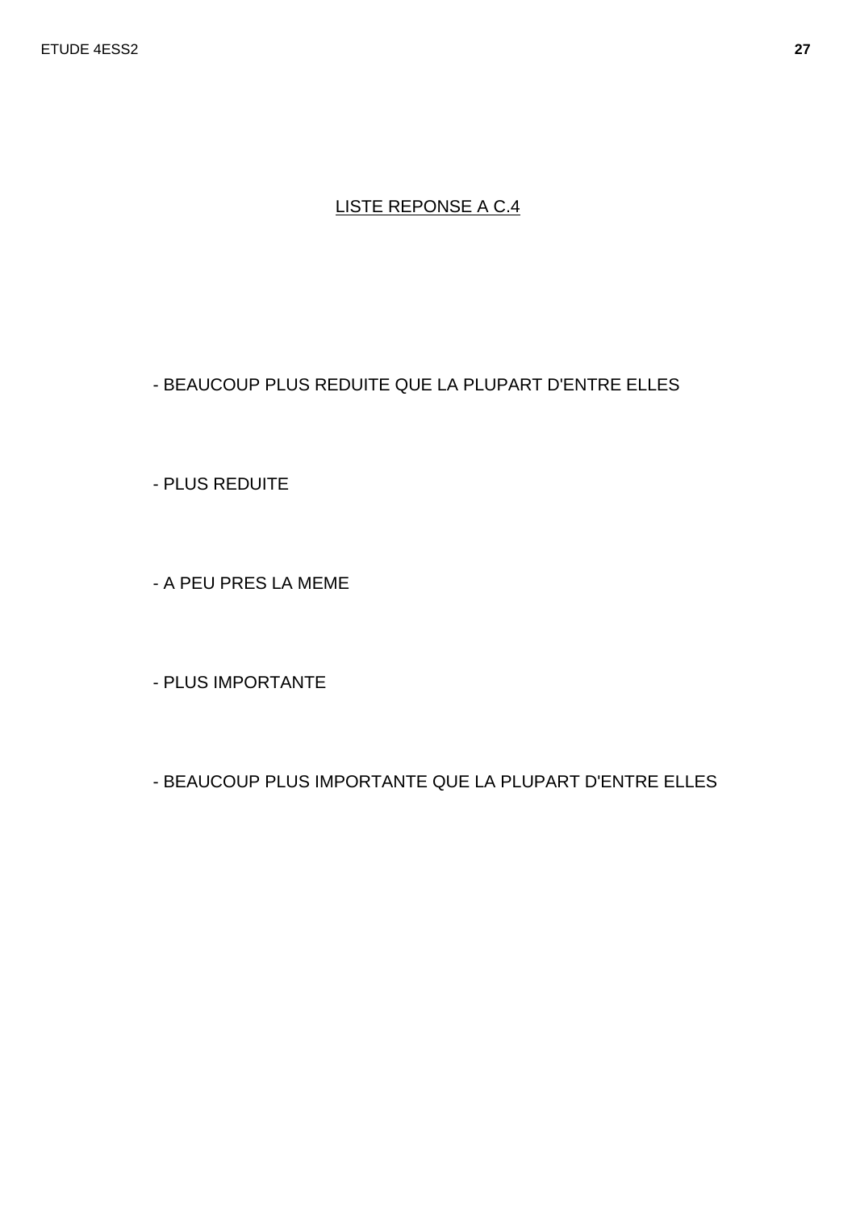LISTE REPONSE A C.4

- BEAUCOUP PLUS REDUITE QUE LA PLUPART D'ENTRE ELLES

- PLUS REDUITE

- A PEU PRES LA MEME

- PLUS IMPORTANTE

- BEAUCOUP PLUS IMPORTANTE QUE LA PLUPART D'ENTRE ELLES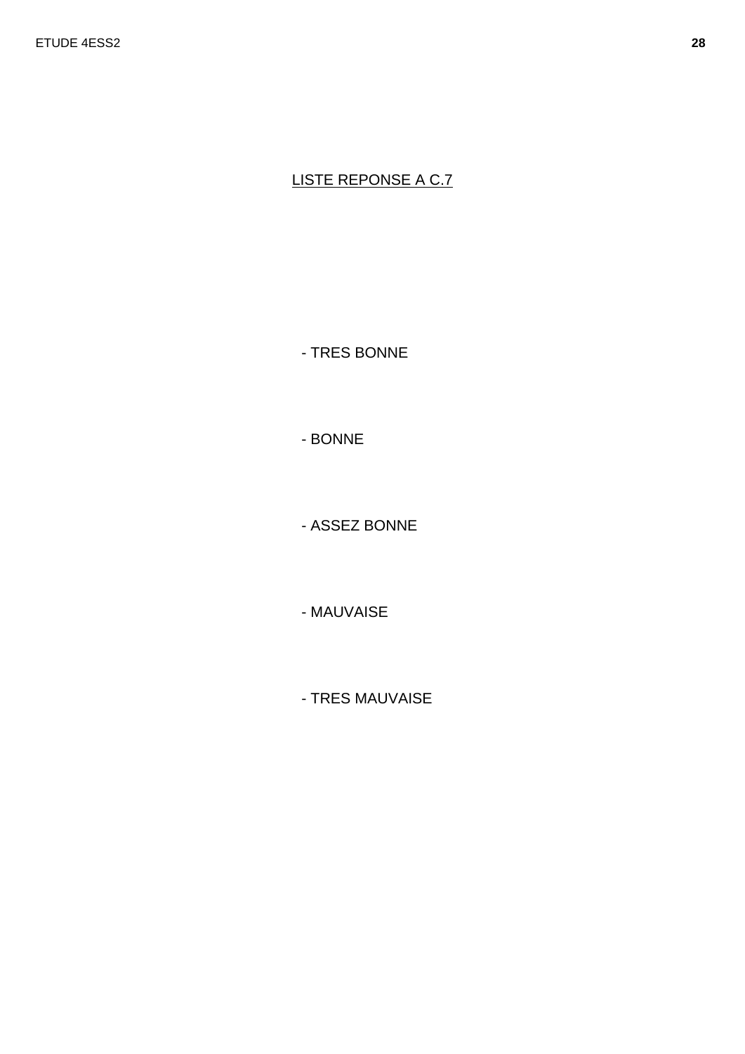<u>LISTE REPONSE A C.7</u>

- TRES BONNE

- BONNE

- ASSEZ BONNE

- MAUVAISE

- TRES MAUVAISE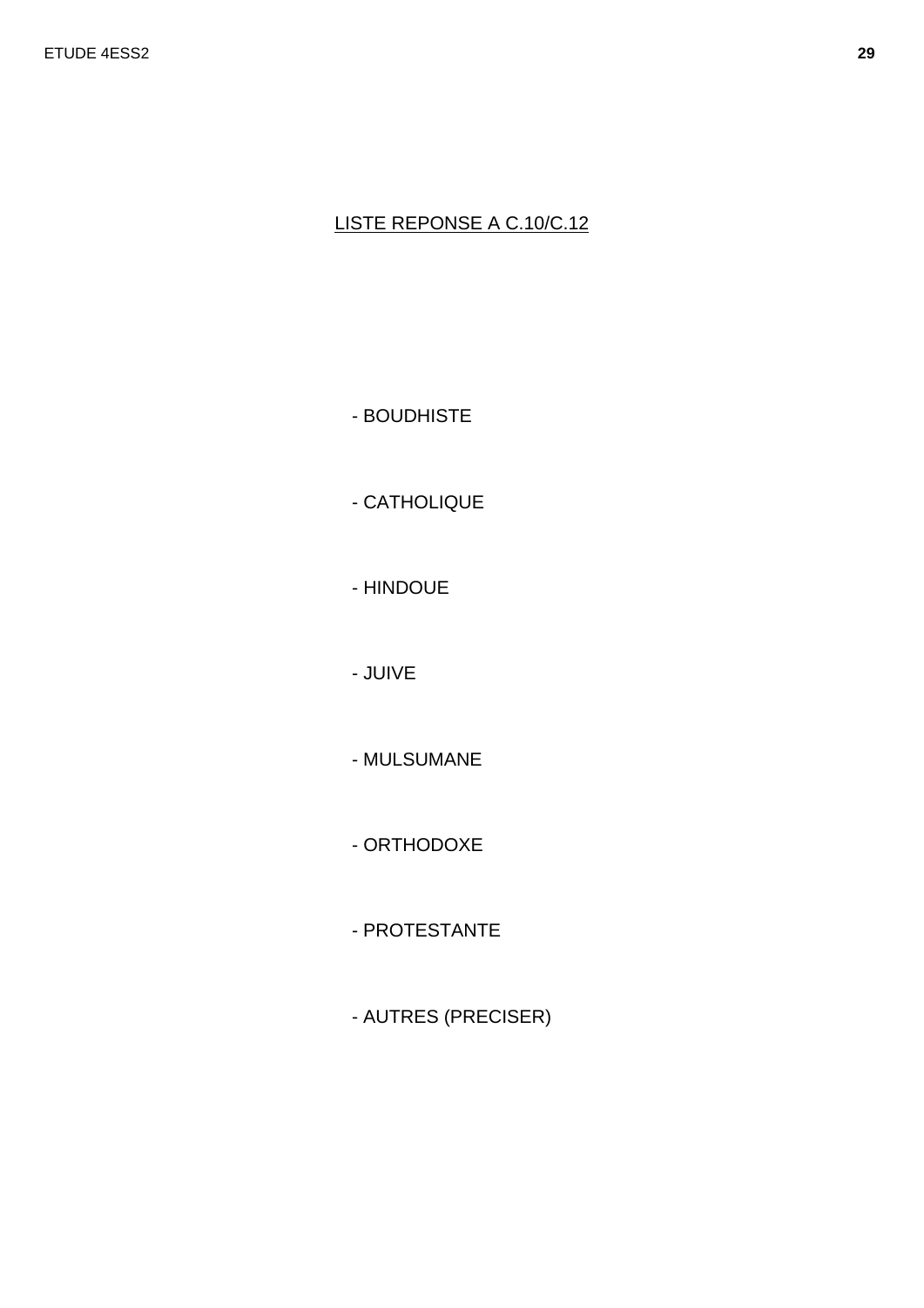LISTE REPONSE A C.10/C.12

- BOUDHISTE
- CATHOLIQUE
- HINDOUE
- JUIVE
- MULSUMANE
- ORTHODOXE
- PROTESTANTE
- AUTRES (PRECISER)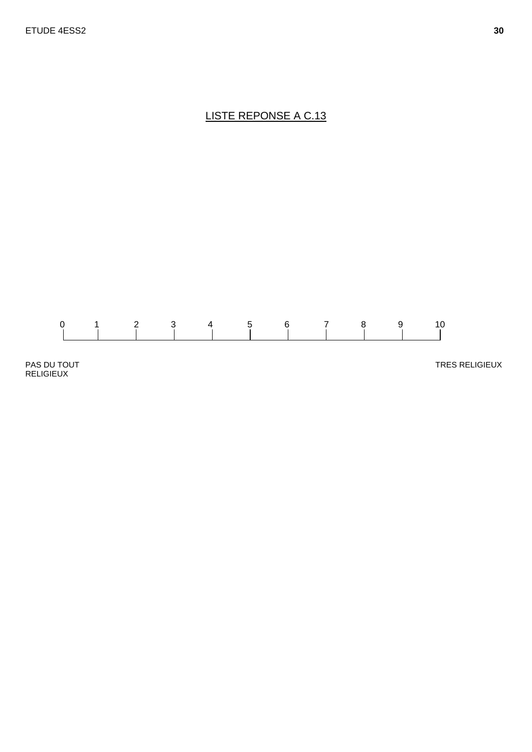<u>LISTE REPONSE A C.13</u>

| 0 | 1 | 2 | 3 | 4 | 5 | 6 | 7 | 8 | 9 | 10 |
|---|---|---|---|---|---|---|---|---|---|---|

PAS DU TOUT RELIGIEUX

TRES RELIGIEUX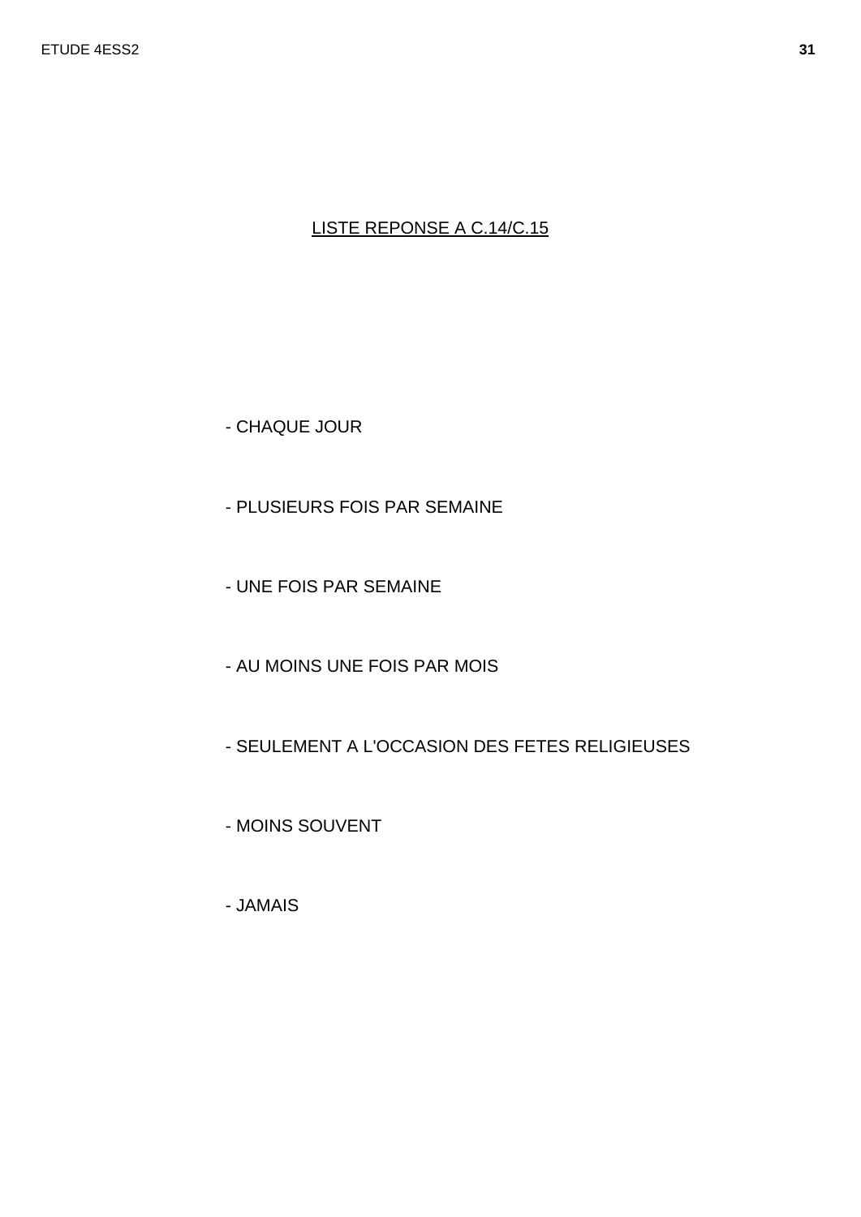LISTE REPONSE A C.14/C.15

- CHAQUE JOUR

- PLUSIEURS FOIS PAR SEMAINE

- UNE FOIS PAR SEMAINE

- AU MOINS UNE FOIS PAR MOIS

- SEULEMENT A L'OCCASION DES FETES RELIGIEUSES

- MOINS SOUVENT

- JAMAIS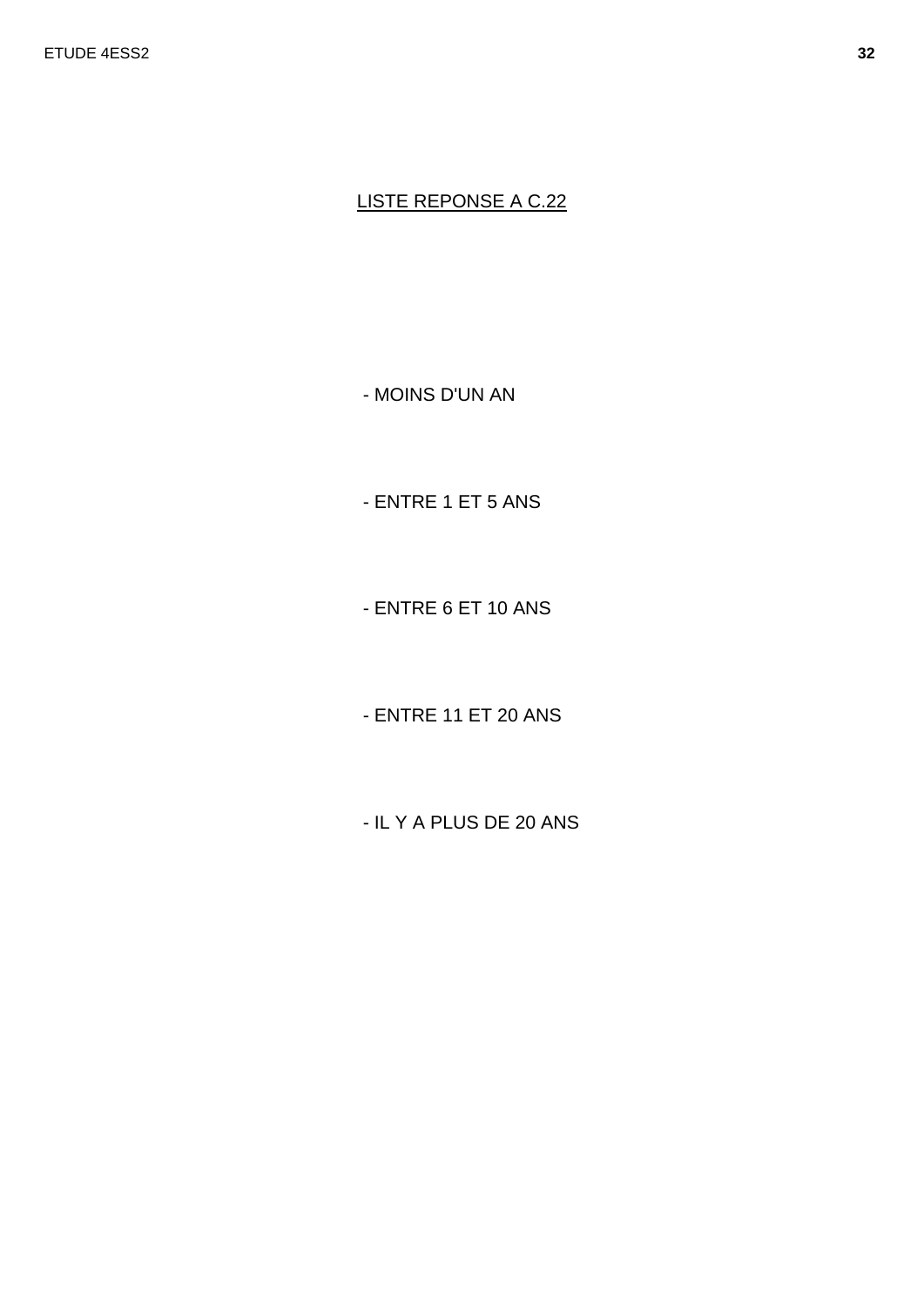LISTE REPONSE A C.22

- MOINS D'UN AN

- ENTRE 1 ET 5 ANS

- ENTRE 6 ET 10 ANS

- ENTRE 11 ET 20 ANS

- IL Y A PLUS DE 20 ANS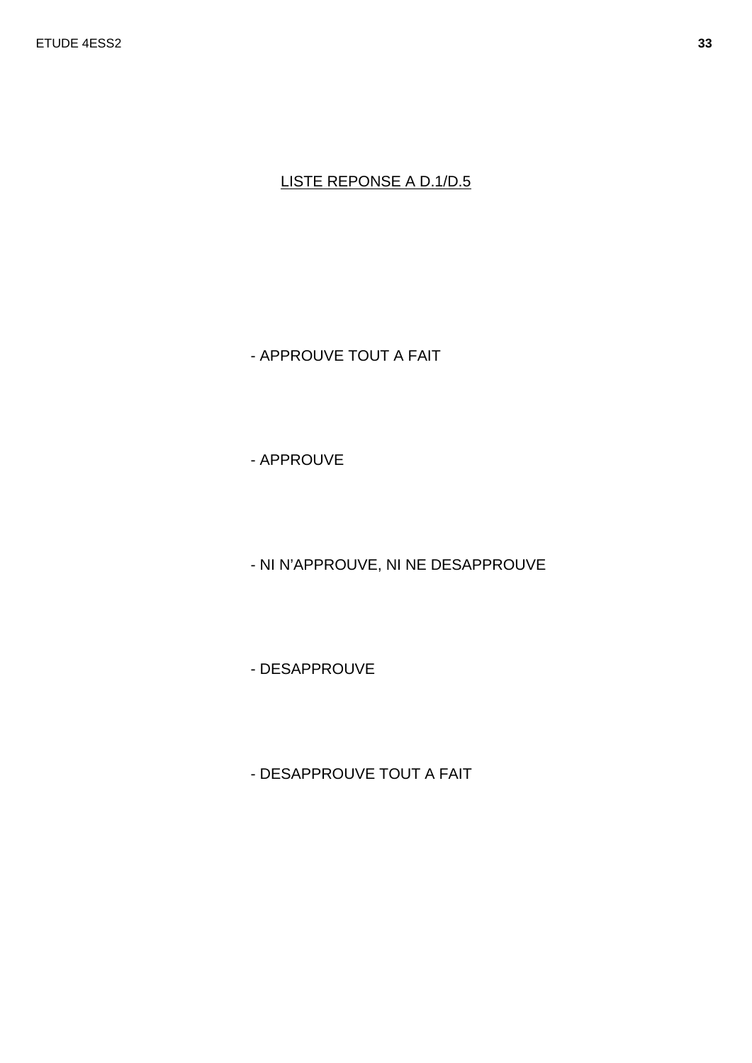LISTE REPONSE A D.1/D.5

- APPROUVE TOUT A FAIT

- APPROUVE

- NI N'APPROUVE, NI NE DESAPPROUVE

- DESAPPROUVE

- DESAPPROUVE TOUT A FAIT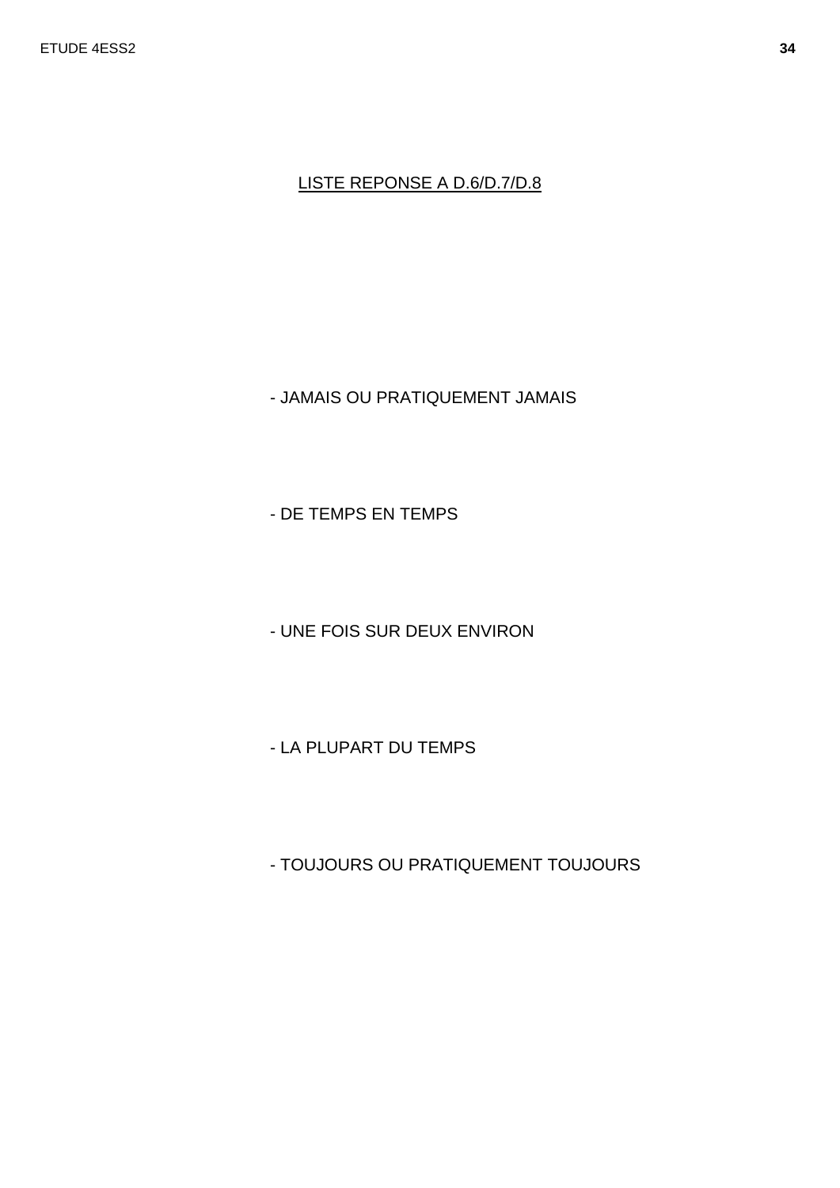LISTE REPONSE A D.6/D.7/D.8

- JAMAIS OU PRATIQUEMENT JAMAIS

- DE TEMPS EN TEMPS

- UNE FOIS SUR DEUX ENVIRON

- LA PLUPART DU TEMPS

- TOUJOURS OU PRATIQUEMENT TOUJOURS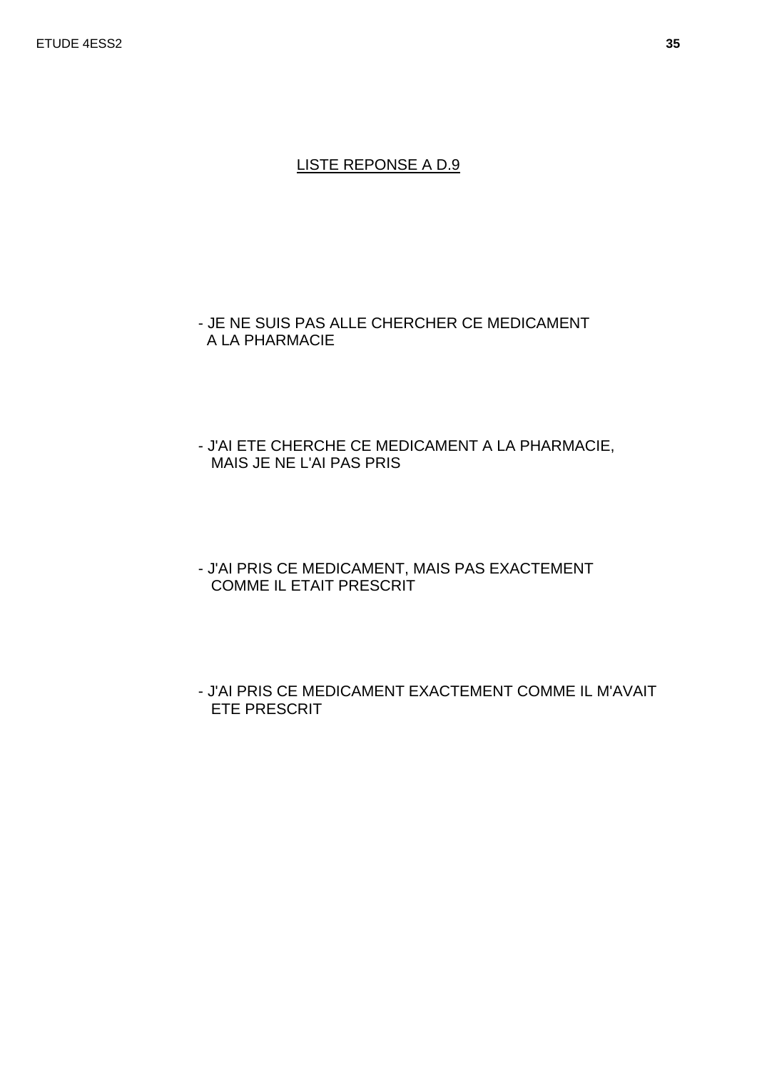LISTE REPONSE A D.9

- JE NE SUIS PAS ALLE CHERCHER CE MEDICAMENT A LA PHARMACIE

- J'AI ETE CHERCHE CE MEDICAMENT A LA PHARMACIE, MAIS JE NE L'AI PAS PRIS

- J'AI PRIS CE MEDICAMENT, MAIS PAS EXACTEMENT COMME IL ETAIT PRESCRIT

- J'AI PRIS CE MEDICAMENT EXACTEMENT COMME IL M'AVAIT ETE PRESCRIT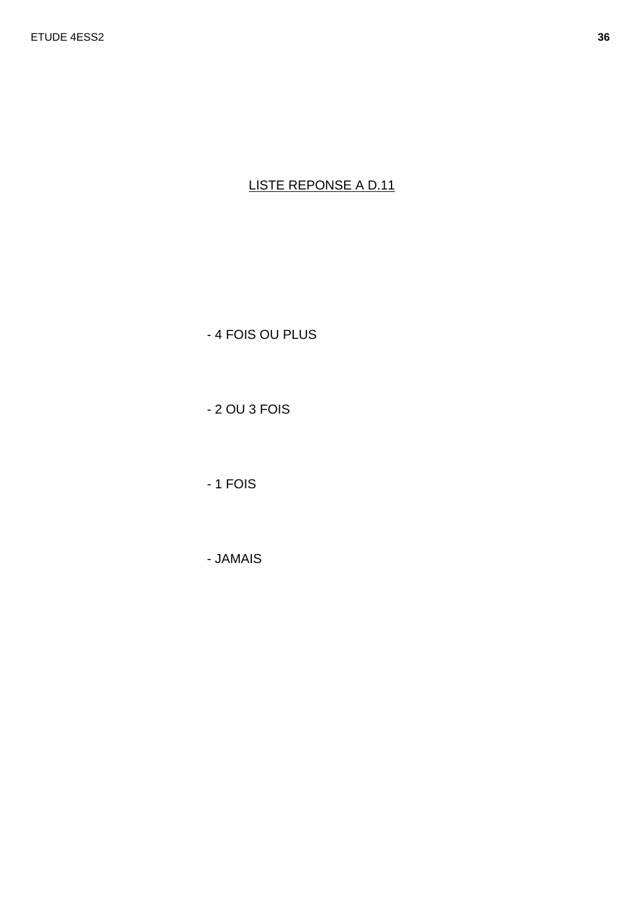<u>LISTE REPONSE A D.11</u>

- 4 FOIS OU PLUS

- 2 OU 3 FOIS

- 1 FOIS

- JAMAIS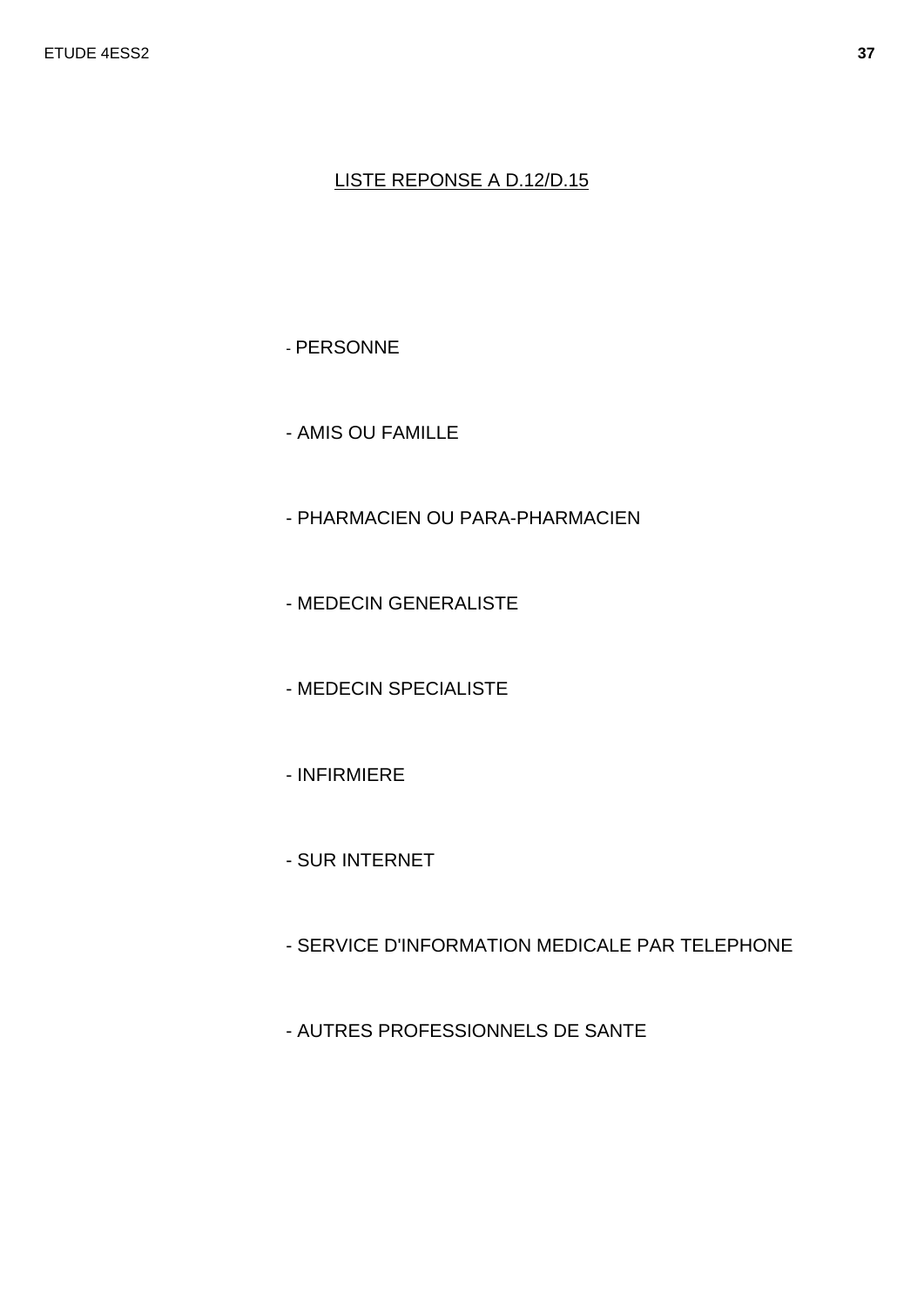<u>LISTE REPONSE A D.12/D.15</u>

- PERSONNE
- AMIS OU FAMILLE
- PHARMACIEN OU PARA-PHARMACIEN
- MEDECIN GENERALISTE
- MEDECIN SPECIALISTE
- INFIRMIERE
- SUR INTERNET
- SERVICE D'INFORMATION MEDICALE PAR TELEPHONE
- AUTRES PROFESSIONNELS DE SANTE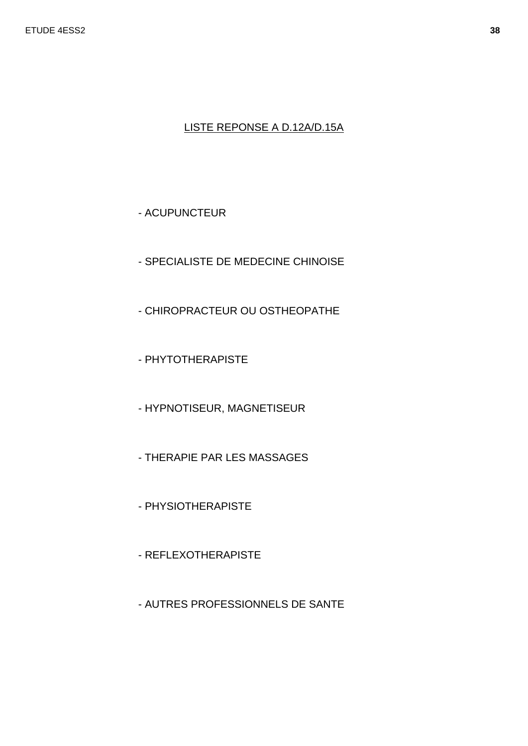LISTE REPONSE A D.12A/D.15A

- ACUPUNCTEUR

- SPECIALISTE DE MEDECINE CHINOISE

- CHIROPRACTEUR OU OSTHEOPATHE

- PHYTOTHERAPISTE

- HYPNOTISEUR, MAGNETISEUR

- THERAPIE PAR LES MASSAGES

- PHYSIOTHERAPISTE

- REFLEXOTHERAPISTE

- AUTRES PROFESSIONNELS DE SANTE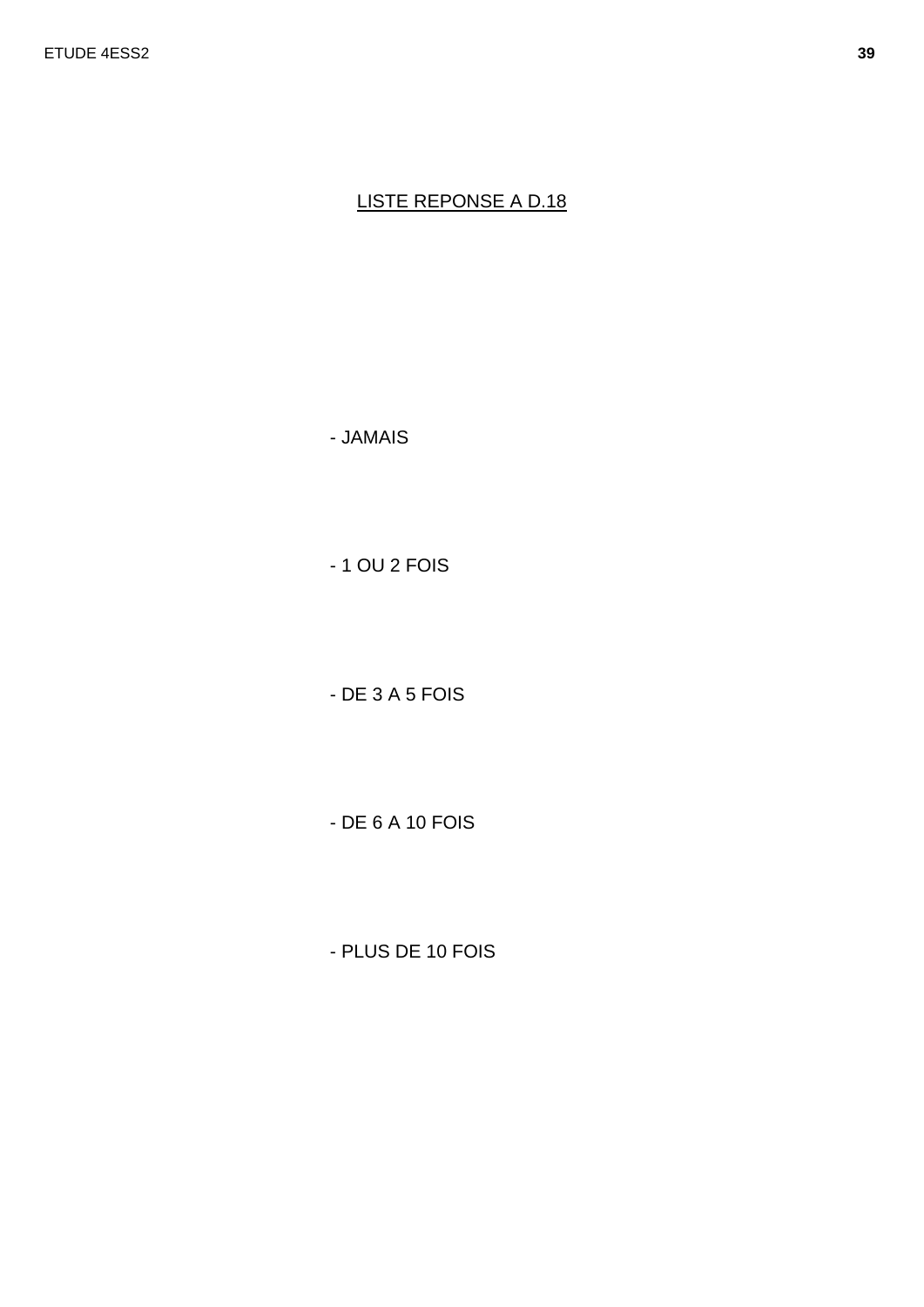## LISTE REPONSE A D.18

- JAMAIS
- 1 OU 2 FOIS
- DE 3 A 5 FOIS
- DE 6 A 10 FOIS
- PLUS DE 10 FOIS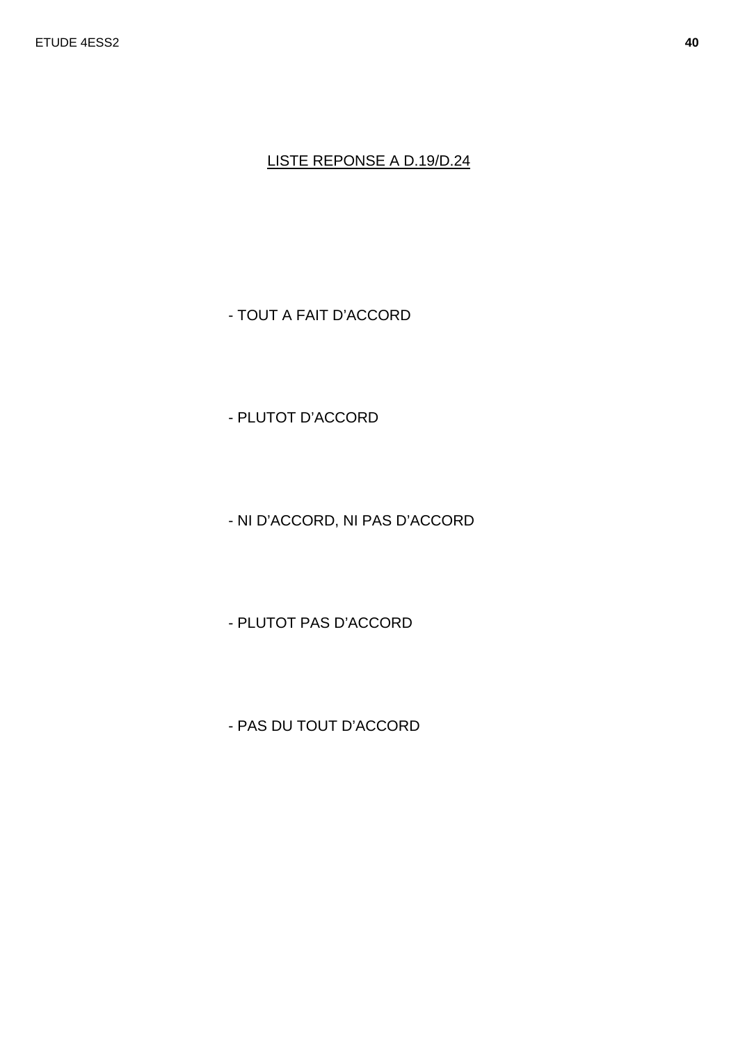LISTE REPONSE A D.19/D.24

- TOUT A FAIT D’ACCORD

- PLUTOT D’ACCORD

- NI D’ACCORD, NI PAS D’ACCORD

- PLUTOT PAS D’ACCORD

- PAS DU TOUT D’ACCORD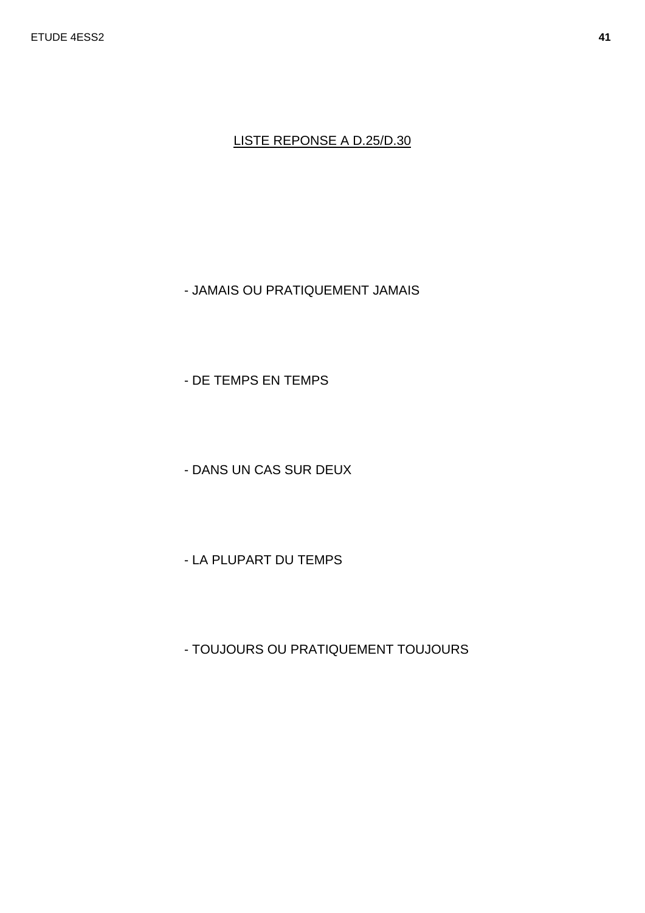## LISTE REPONSE A D.25/D.30

- JAMAIS OU PRATIQUEMENT JAMAIS

- DE TEMPS EN TEMPS

- DANS UN CAS SUR DEUX

- LA PLUPART DU TEMPS

- TOUJOURS OU PRATIQUEMENT TOUJOURS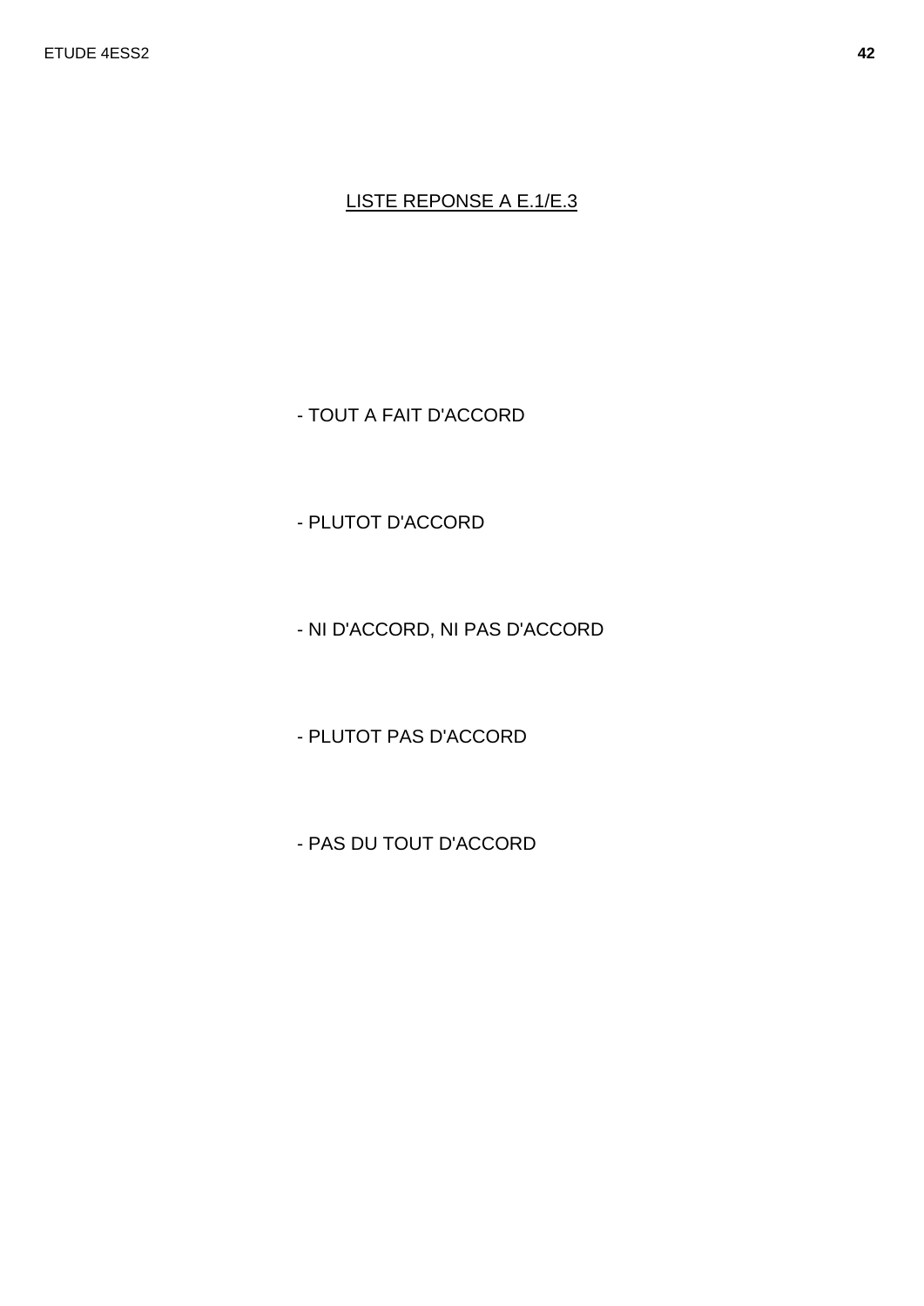LISTE REPONSE A E.1/E.3

- TOUT A FAIT D'ACCORD
- PLUTOT D'ACCORD
- NI D'ACCORD, NI PAS D'ACCORD
- PLUTOT PAS D'ACCORD
- PAS DU TOUT D'ACCORD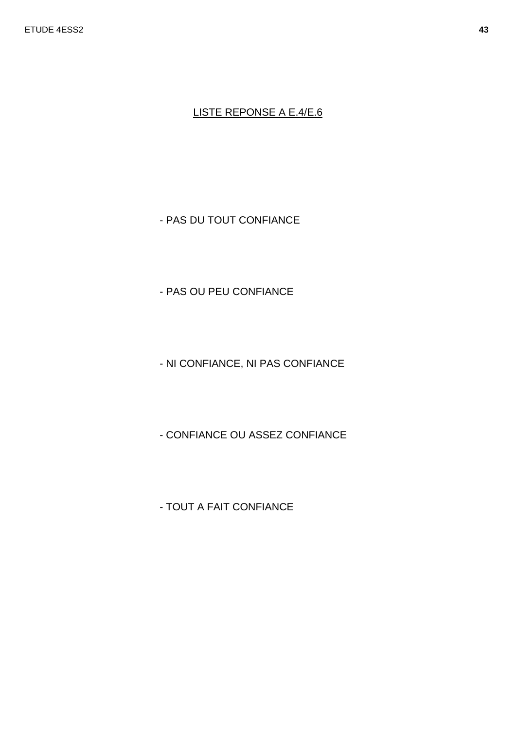LISTE REPONSE A E.4/E.6

- PAS DU TOUT CONFIANCE

- PAS OU PEU CONFIANCE

- NI CONFIANCE, NI PAS CONFIANCE

- CONFIANCE OU ASSEZ CONFIANCE

- TOUT A FAIT CONFIANCE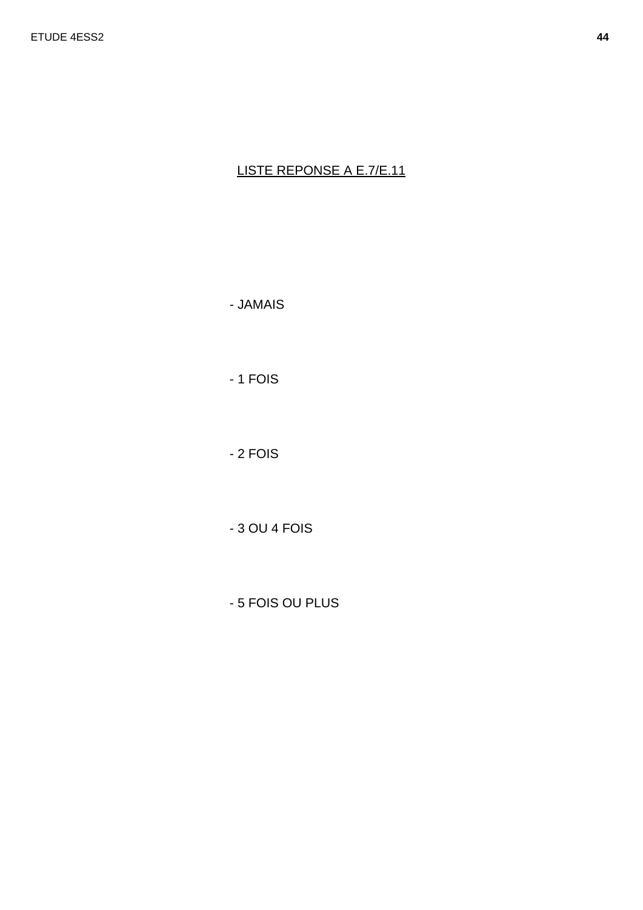<u>LISTE REPONSE A E.7/E.11</u>

- JAMAIS

- 1 FOIS

- 2 FOIS

- 3 OU 4 FOIS

- 5 FOIS OU PLUS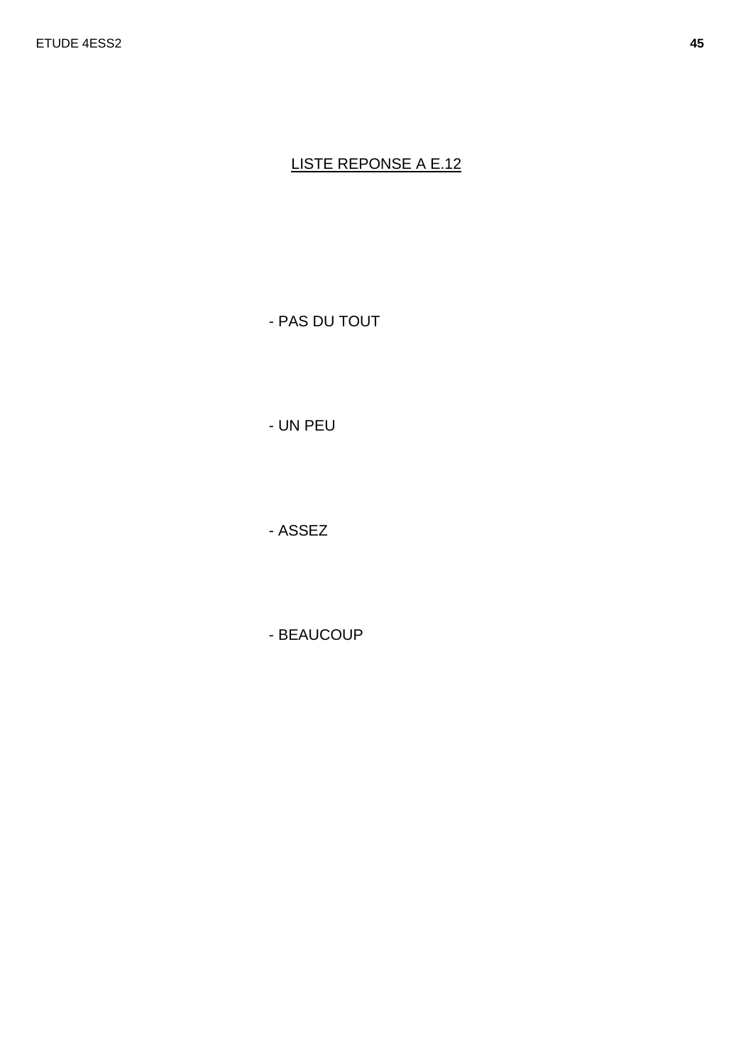## LISTE REPONSE A E.12

- PAS DU TOUT

- UN PEU

- ASSEZ

- BEAUCOUP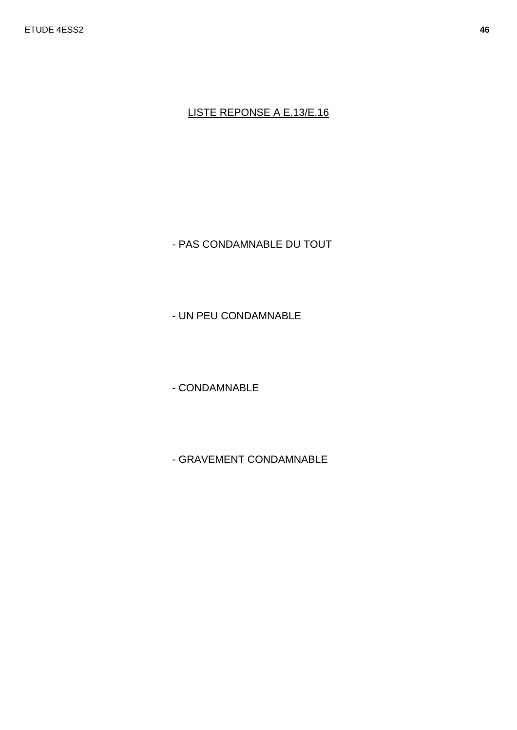LISTE REPONSE A E.13/E.16

- PAS CONDAMNABLE DU TOUT

- UN PEU CONDAMNABLE

- CONDAMNABLE

- GRAVEMENT CONDAMNABLE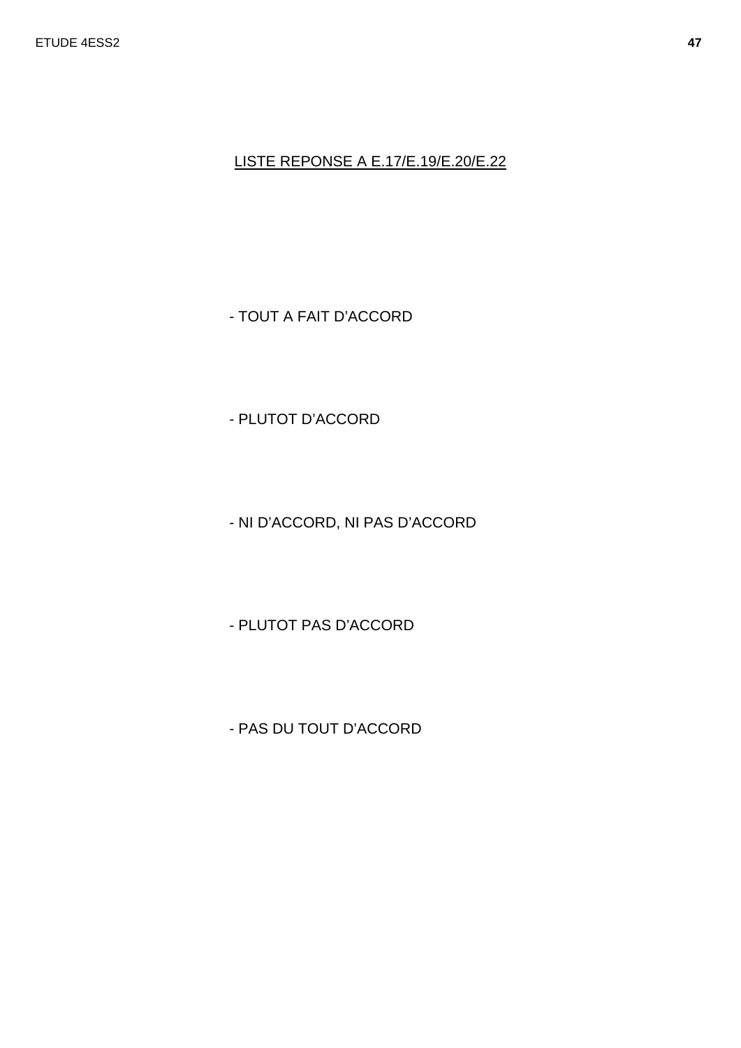LISTE REPONSE A E.17/E.19/E.20/E.22

- TOUT A FAIT D'ACCORD

- PLUTOT D'ACCORD

- NI D'ACCORD, NI PAS D'ACCORD

- PLUTOT PAS D'ACCORD

- PAS DU TOUT D'ACCORD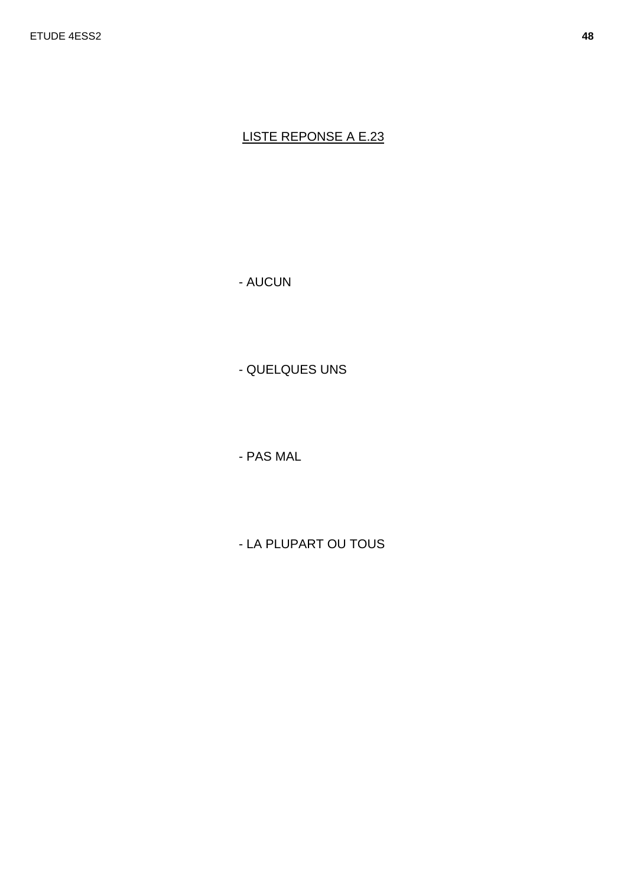LISTE REPONSE A E.23

- AUCUN

- QUELQUES UNS

- PAS MAL

- LA PLUPART OU TOUS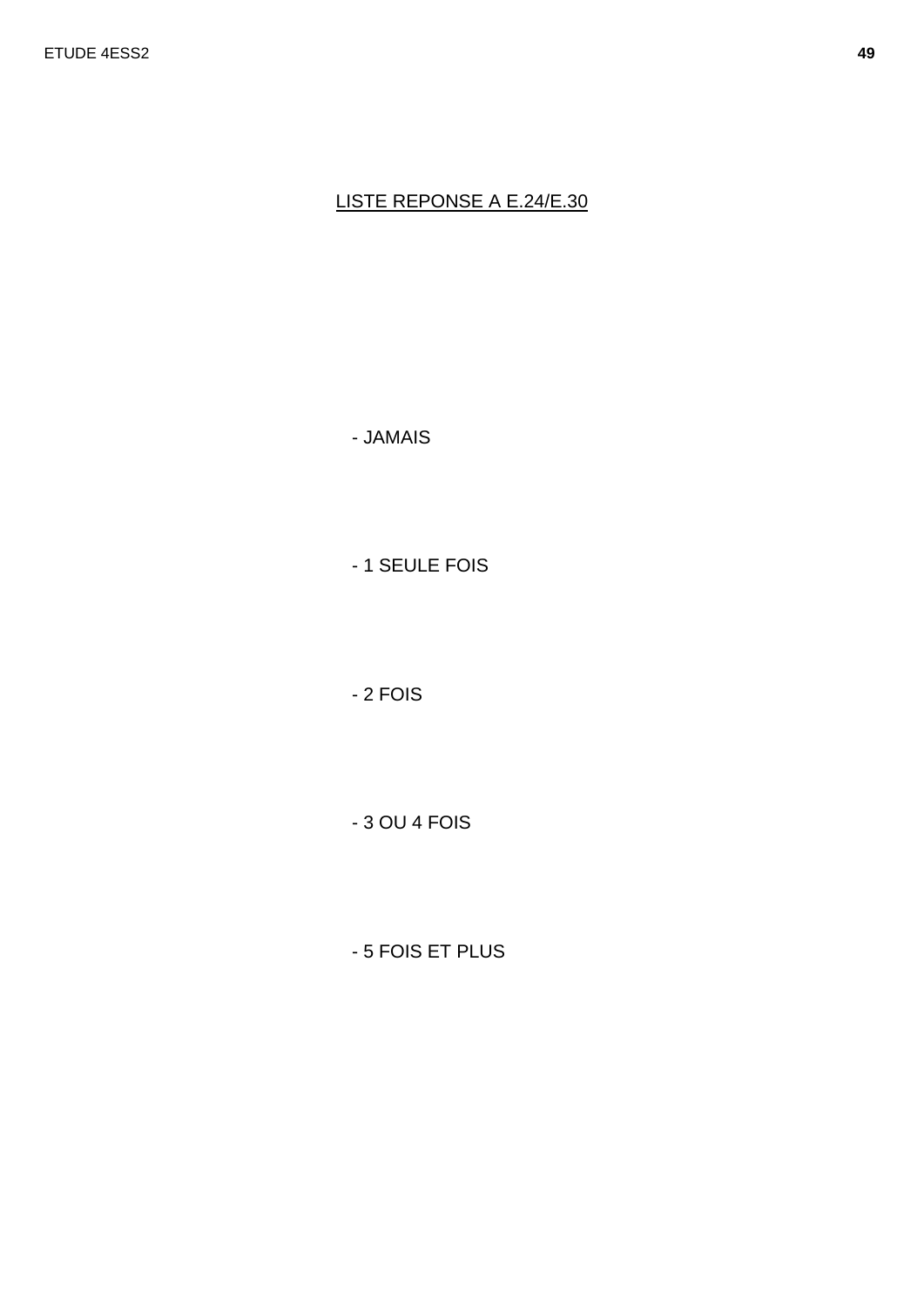<u>LISTE REPONSE A E.24/E.30</u>

- JAMAIS

- 1 SEULE FOIS

- 2 FOIS

- 3 OU 4 FOIS

- 5 FOIS ET PLUS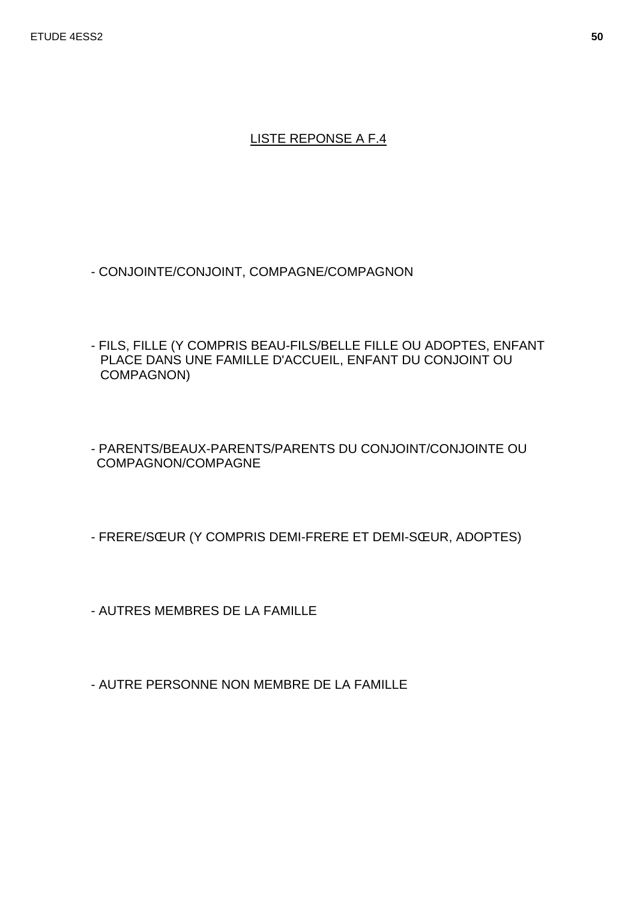## LISTE REPONSE A F.4

- CONJOINTE/CONJOINT, COMPAGNE/COMPAGNON

- FILS, FILLE (Y COMPRIS BEAU-FILS/BELLE FILLE OU ADOPTES, ENFANT PLACE DANS UNE FAMILLE D'ACCUEIL, ENFANT DU CONJOINT OU COMPAGNON)

- PARENTS/BEAUX-PARENTS/PARENTS DU CONJOINT/CONJOINTE OU COMPAGNON/COMPAGNE

- FRERE/SŒUR (Y COMPRIS DEMI-FRERE ET DEMI-SŒUR, ADOPTES)

- AUTRES MEMBRES DE LA FAMILLE

- AUTRE PERSONNE NON MEMBRE DE LA FAMILLE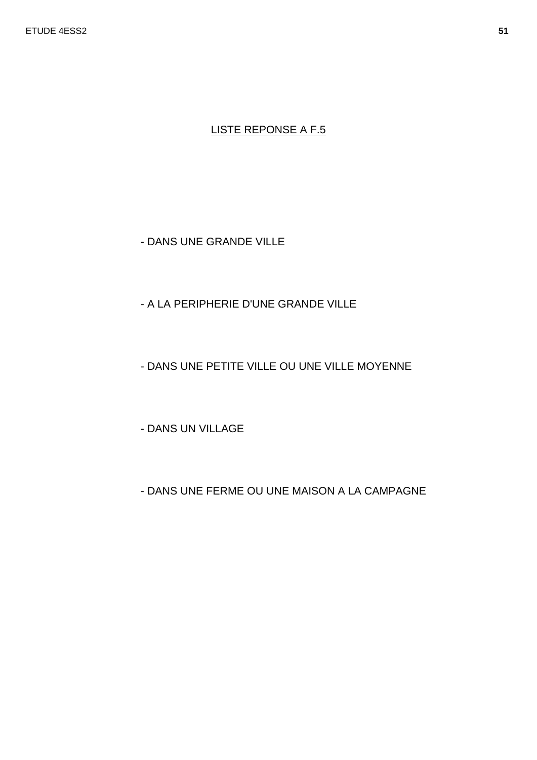LISTE REPONSE A F.5

- DANS UNE GRANDE VILLE

- A LA PERIPHERIE D'UNE GRANDE VILLE

- DANS UNE PETITE VILLE OU UNE VILLE MOYENNE

- DANS UN VILLAGE

- DANS UNE FERME OU UNE MAISON A LA CAMPAGNE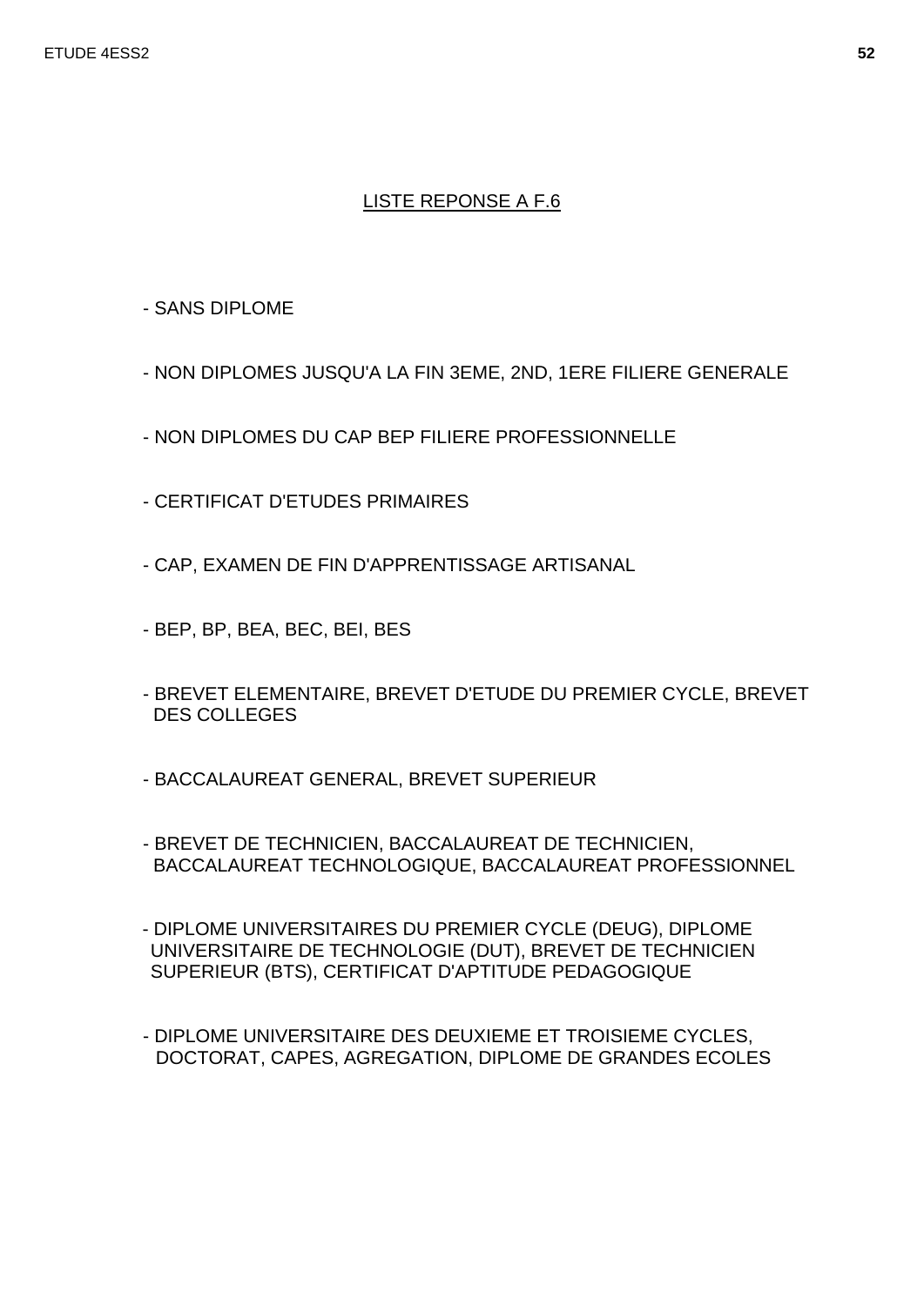## LISTE REPONSE A F.6

- SANS DIPLOME
- NON DIPLOMES JUSQU'A LA FIN 3EME, 2ND, 1ERE FILIERE GENERALE
- NON DIPLOMES DU CAP BEP FILIERE PROFESSIONNELLE
- CERTIFICAT D'ETUDES PRIMAIRES
- CAP, EXAMEN DE FIN D'APPRENTISSAGE ARTISANAL
- BEP, BP, BEA, BEC, BEI, BES
- BREVET ELEMENTAIRE, BREVET D'ETUDE DU PREMIER CYCLE, BREVET DES COLLEGES
- BACCALAUREAT GENERAL, BREVET SUPERIEUR
- BREVET DE TECHNICIEN, BACCALAUREAT DE TECHNICIEN, BACCALAUREAT TECHNOLOGIQUE, BACCALAUREAT PROFESSIONNEL
- DIPLOME UNIVERSITAIRES DU PREMIER CYCLE (DEUG), DIPLOME UNIVERSITAIRE DE TECHNOLOGIE (DUT), BREVET DE TECHNICIEN SUPERIEUR (BTS), CERTIFICAT D'APTITUDE PEDAGOGIQUE
- DIPLOME UNIVERSITAIRE DES DEUXIEME ET TROISIEME CYCLES, DOCTORAT, CAPES, AGREGATION, DIPLOME DE GRANDES ECOLES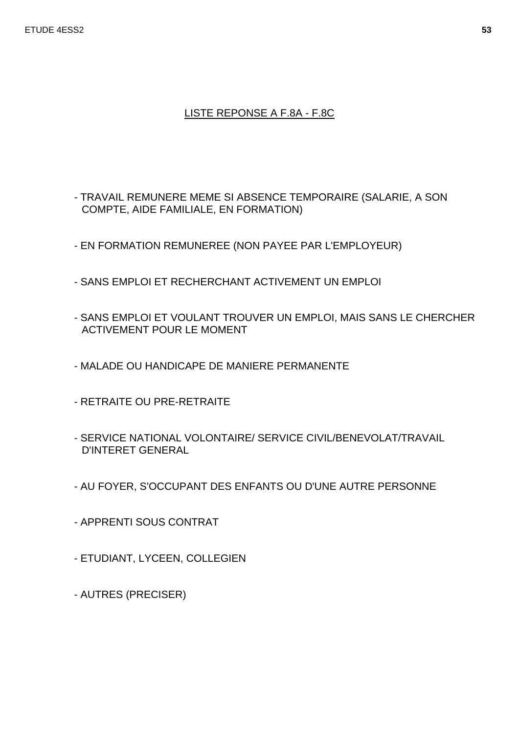## LISTE REPONSE A F.8A - F.8C

- TRAVAIL REMUNERE MEME SI ABSENCE TEMPORAIRE (SALARIE, A SON COMPTE, AIDE FAMILIALE, EN FORMATION)
- EN FORMATION REMUNEREE (NON PAYEE PAR L'EMPLOYEUR)
- SANS EMPLOI ET RECHERCHANT ACTIVEMENT UN EMPLOI
- SANS EMPLOI ET VOULANT TROUVER UN EMPLOI, MAIS SANS LE CHERCHER ACTIVEMENT POUR LE MOMENT
- MALADE OU HANDICAPE DE MANIERE PERMANENTE
- RETRAITE OU PRE-RETRAITE
- SERVICE NATIONAL VOLONTAIRE/ SERVICE CIVIL/BENEVOLAT/TRAVAIL D'INTERET GENERAL
- AU FOYER, S'OCCUPANT DES ENFANTS OU D'UNE AUTRE PERSONNE
- APPRENTI SOUS CONTRAT
- ETUDIANT, LYCEEN, COLLEGIEN
- AUTRES (PRECISER)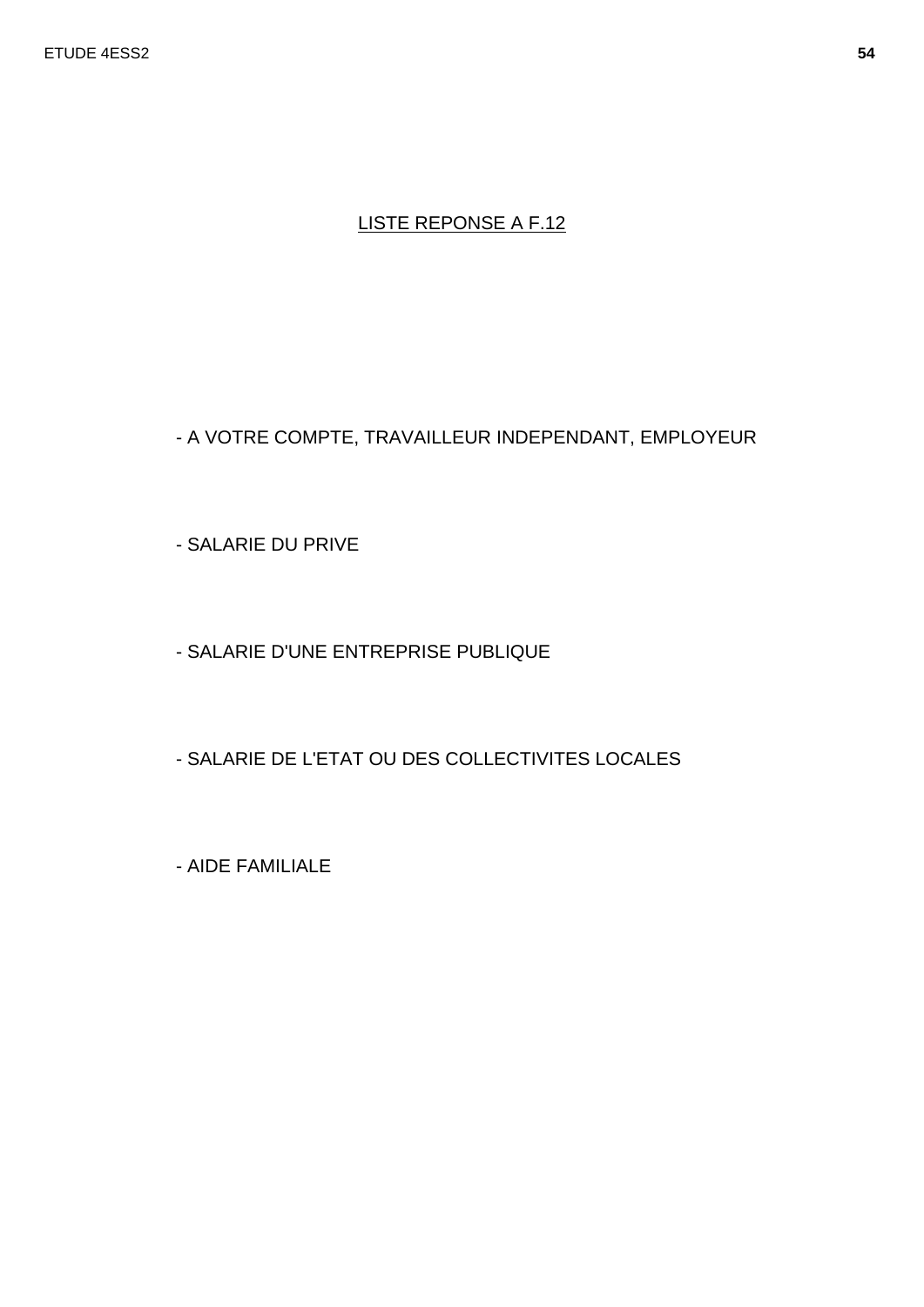LISTE REPONSE A F.12

- A VOTRE COMPTE, TRAVAILLEUR INDEPENDANT, EMPLOYEUR

- SALARIE DU PRIVE

- SALARIE D'UNE ENTREPRISE PUBLIQUE

- SALARIE DE L'ETAT OU DES COLLECTIVITES LOCALES

- AIDE FAMILIALE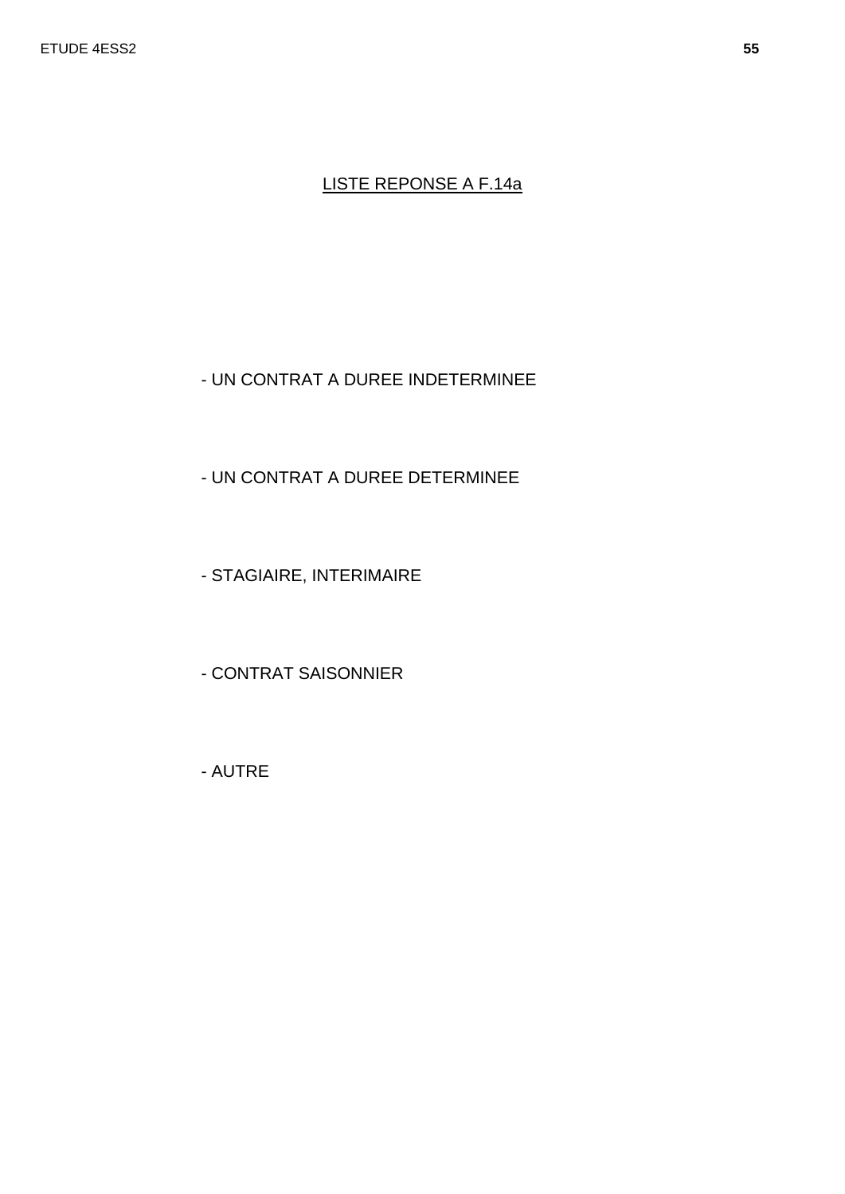LISTE REPONSE A F.14a

- UN CONTRAT A DUREE INDETERMINEE

- UN CONTRAT A DUREE DETERMINEE

- STAGIAIRE, INTERIMAIRE

- CONTRAT SAISONNIER

- AUTRE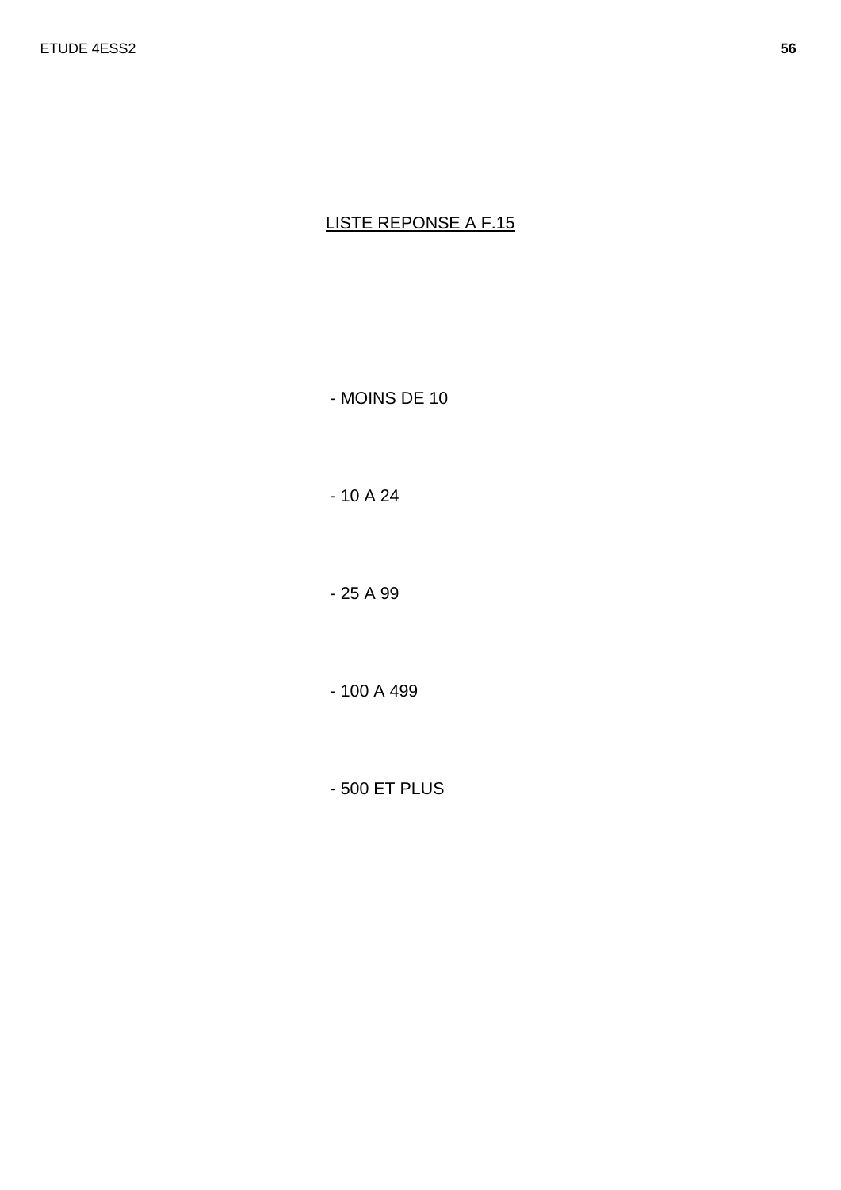<u>LISTE REPONSE A F.15</u>

- MOINS DE 10

- 10 A 24

- 25 A 99

- 100 A 499

- 500 ET PLUS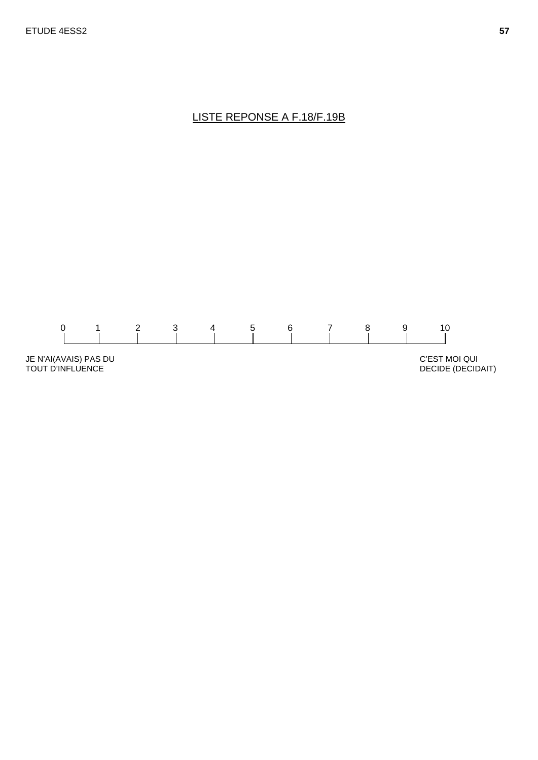## LISTE REPONSE A F.18/F.19B

| 0 | 1 | 2 | 3 | 4 | 5 | 6 | 7 | 8 | 9 | 10 |
|---|---|---|---|---|---|---|---|---|---|---|

JE N'AI(AVAIS) PAS DU TOUT D'INFLUENCE

C'EST MOI QUI DECIDE (DECIDAIT)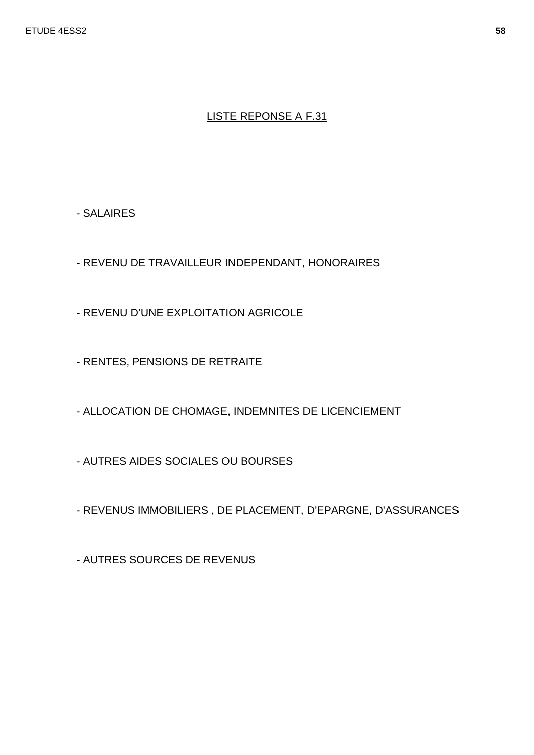<u>LISTE REPONSE A F.31</u>

- SALAIRES

- REVENU DE TRAVAILLEUR INDEPENDANT, HONORAIRES

- REVENU D'UNE EXPLOITATION AGRICOLE

- RENTES, PENSIONS DE RETRAITE

- ALLOCATION DE CHOMAGE, INDEMNITES DE LICENCIEMENT

- AUTRES AIDES SOCIALES OU BOURSES

- REVENUS IMMOBILIERS , DE PLACEMENT, D'EPARGNE, D'ASSURANCES

- AUTRES SOURCES DE REVENUS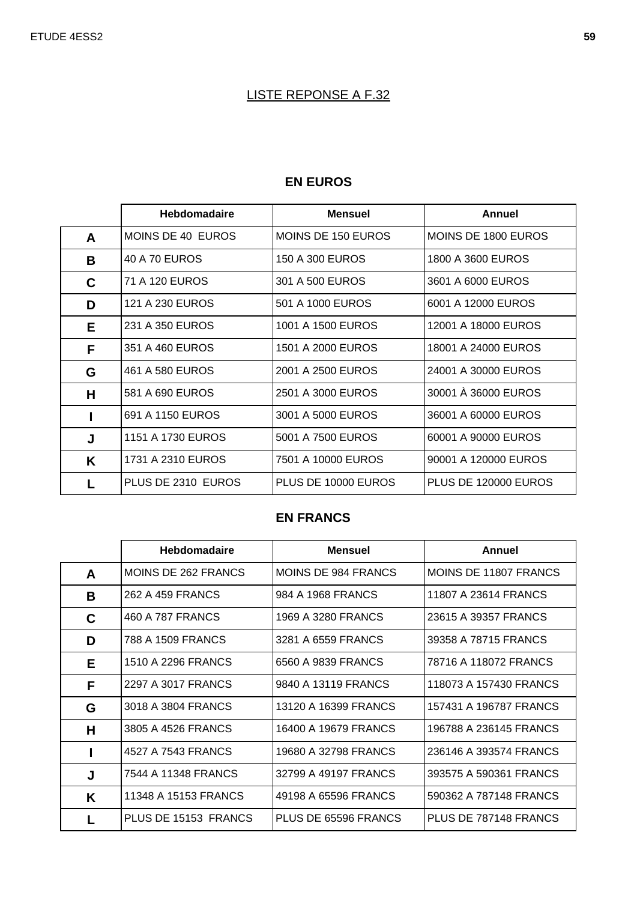## LISTE REPONSE A F.32

### EN EUROS

| | Hebdomadaire | Mensuel | Annuel |
|---|---|---|---|
| **A** | MOINS DE 40 EUROS | MOINS DE 150 EUROS | MOINS DE 1800 EUROS |
| **B** | 40 A 70 EUROS | 150 A 300 EUROS | 1800 A 3600 EUROS |
| **C** | 71 A 120 EUROS | 301 A 500 EUROS | 3601 A 6000 EUROS |
| **D** | 121 A 230 EUROS | 501 A 1000 EUROS | 6001 A 12000 EUROS |
| **E** | 231 A 350 EUROS | 1001 A 1500 EUROS | 12001 A 18000 EUROS |
| **F** | 351 A 460 EUROS | 1501 A 2000 EUROS | 18001 A 24000 EUROS |
| **G** | 461 A 580 EUROS | 2001 A 2500 EUROS | 24001 A 30000 EUROS |
| **H** | 581 A 690 EUROS | 2501 A 3000 EUROS | 30001 À 36000 EUROS |
| **I** | 691 A 1150 EUROS | 3001 A 5000 EUROS | 36001 A 60000 EUROS |
| **J** | 1151 A 1730 EUROS | 5001 A 7500 EUROS | 60001 A 90000 EUROS |
| **K** | 1731 A 2310 EUROS | 7501 A 10000 EUROS | 90001 A 120000 EUROS |
| **L** | PLUS DE 2310 EUROS | PLUS DE 10000 EUROS | PLUS DE 120000 EUROS |

### EN FRANCS

| | Hebdomadaire | Mensuel | Annuel |
|---|---|---|---|
| **A** | MOINS DE 262 FRANCS | MOINS DE 984 FRANCS | MOINS DE 11807 FRANCS |
| **B** | 262 A 459 FRANCS | 984 A 1968 FRANCS | 11807 A 23614 FRANCS |
| **C** | 460 A 787 FRANCS | 1969 A 3280 FRANCS | 23615 A 39357 FRANCS |
| **D** | 788 A 1509 FRANCS | 3281 A 6559 FRANCS | 39358 A 78715 FRANCS |
| **E** | 1510 A 2296 FRANCS | 6560 A 9839 FRANCS | 78716 A 118072 FRANCS |
| **F** | 2297 A 3017 FRANCS | 9840 A 13119 FRANCS | 118073 A 157430 FRANCS |
| **G** | 3018 A 3804 FRANCS | 13120 A 16399 FRANCS | 157431 A 196787 FRANCS |
| **H** | 3805 A 4526 FRANCS | 16400 A 19679 FRANCS | 196788 A 236145 FRANCS |
| **I** | 4527 A 7543 FRANCS | 19680 A 32798 FRANCS | 236146 A 393574 FRANCS |
| **J** | 7544 A 11348 FRANCS | 32799 A 49197 FRANCS | 393575 A 590361 FRANCS |
| **K** | 11348 A 15153 FRANCS | 49198 A 65596 FRANCS | 590362 A 787148 FRANCS |
| **L** | PLUS DE 15153 FRANCS | PLUS DE 65596 FRANCS | PLUS DE 787148 FRANCS |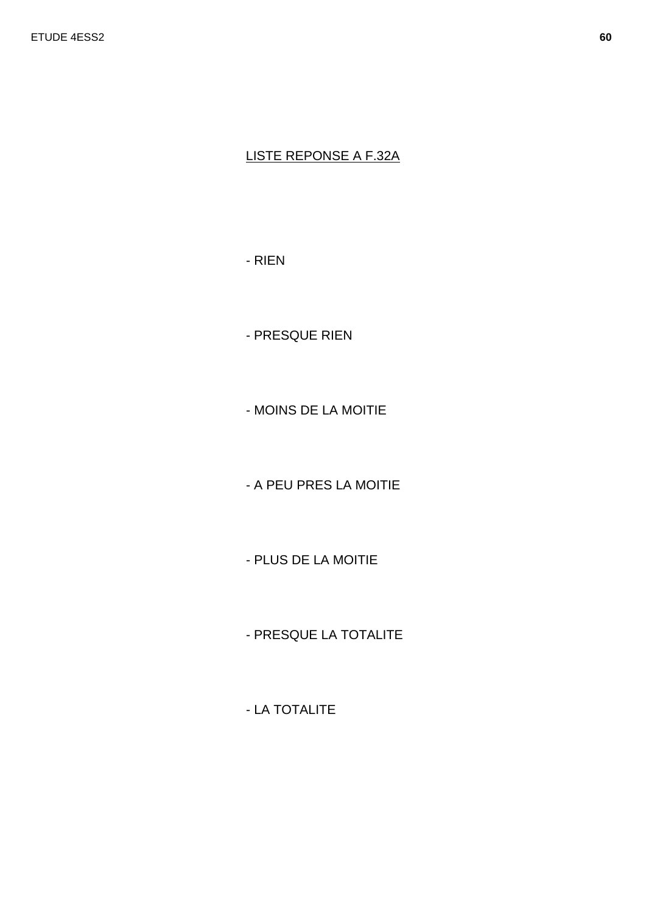LISTE REPONSE A F.32A

- RIEN
- PRESQUE RIEN
- MOINS DE LA MOITIE
- A PEU PRES LA MOITIE
- PLUS DE LA MOITIE
- PRESQUE LA TOTALITE
- LA TOTALITE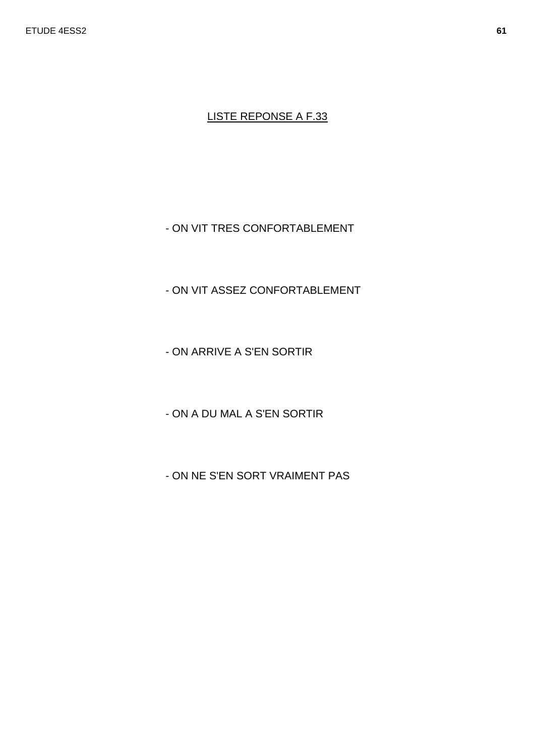LISTE REPONSE A F.33

- ON VIT TRES CONFORTABLEMENT

- ON VIT ASSEZ CONFORTABLEMENT

- ON ARRIVE A S'EN SORTIR

- ON A DU MAL A S'EN SORTIR

- ON NE S'EN SORT VRAIMENT PAS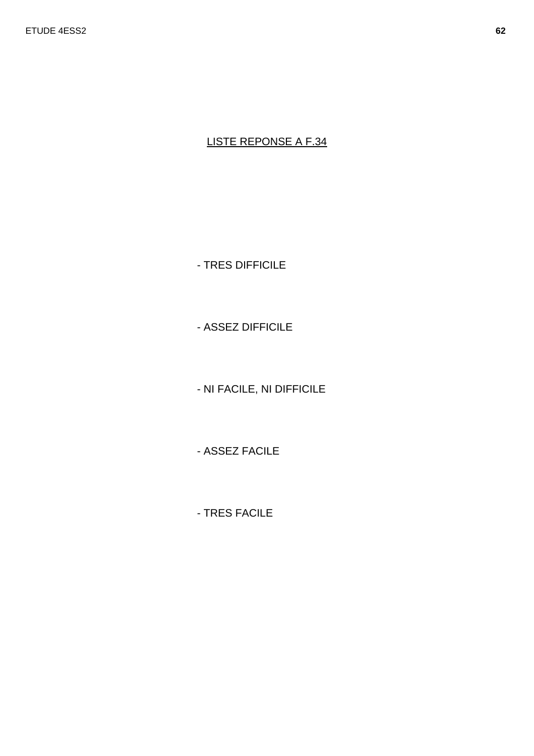LISTE REPONSE A F.34

- TRES DIFFICILE

- ASSEZ DIFFICILE

- NI FACILE, NI DIFFICILE

- ASSEZ FACILE

- TRES FACILE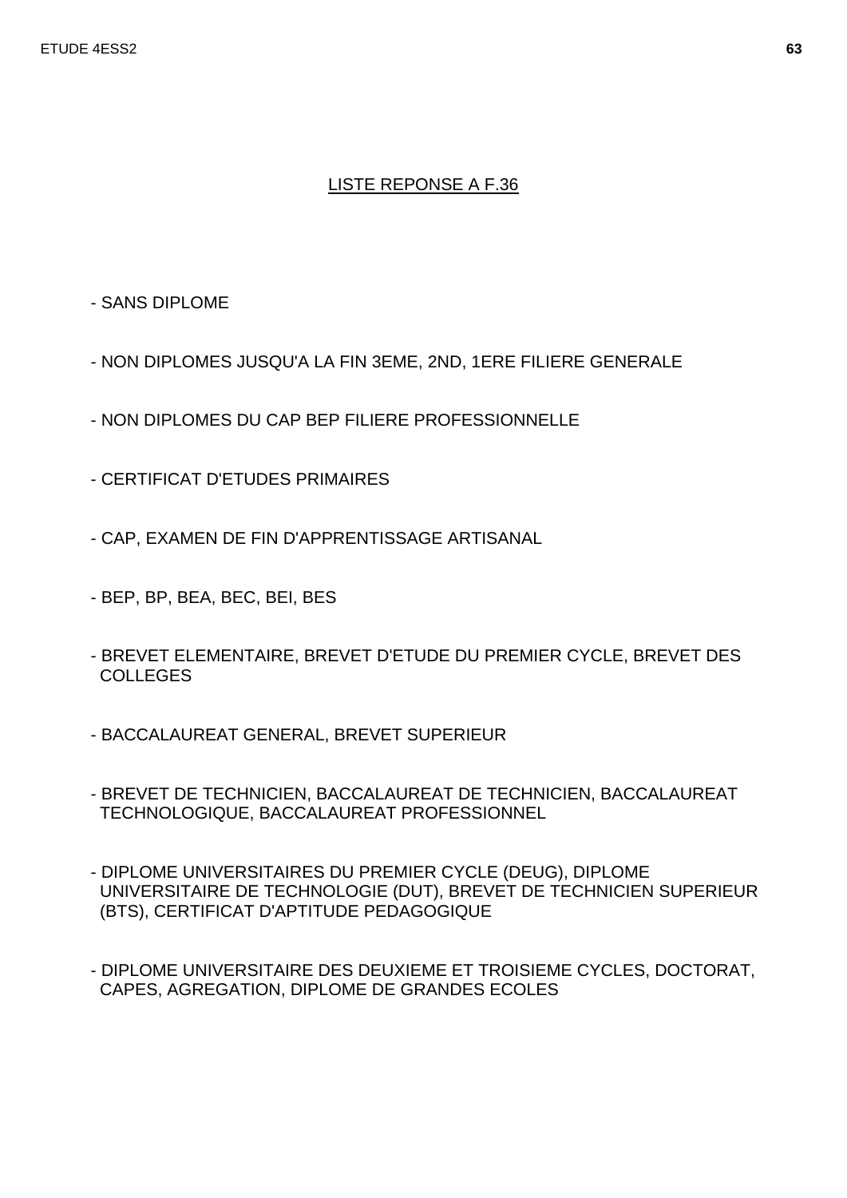## LISTE REPONSE A F.36

- SANS DIPLOME
- NON DIPLOMES JUSQU'A LA FIN 3EME, 2ND, 1ERE FILIERE GENERALE
- NON DIPLOMES DU CAP BEP FILIERE PROFESSIONNELLE
- CERTIFICAT D'ETUDES PRIMAIRES
- CAP, EXAMEN DE FIN D'APPRENTISSAGE ARTISANAL
- BEP, BP, BEA, BEC, BEI, BES
- BREVET ELEMENTAIRE, BREVET D'ETUDE DU PREMIER CYCLE, BREVET DES COLLEGES
- BACCALAUREAT GENERAL, BREVET SUPERIEUR
- BREVET DE TECHNICIEN, BACCALAUREAT DE TECHNICIEN, BACCALAUREAT TECHNOLOGIQUE, BACCALAUREAT PROFESSIONNEL
- DIPLOME UNIVERSITAIRES DU PREMIER CYCLE (DEUG), DIPLOME UNIVERSITAIRE DE TECHNOLOGIE (DUT), BREVET DE TECHNICIEN SUPERIEUR (BTS), CERTIFICAT D'APTITUDE PEDAGOGIQUE
- DIPLOME UNIVERSITAIRE DES DEUXIEME ET TROISIEME CYCLES, DOCTORAT, CAPES, AGREGATION, DIPLOME DE GRANDES ECOLES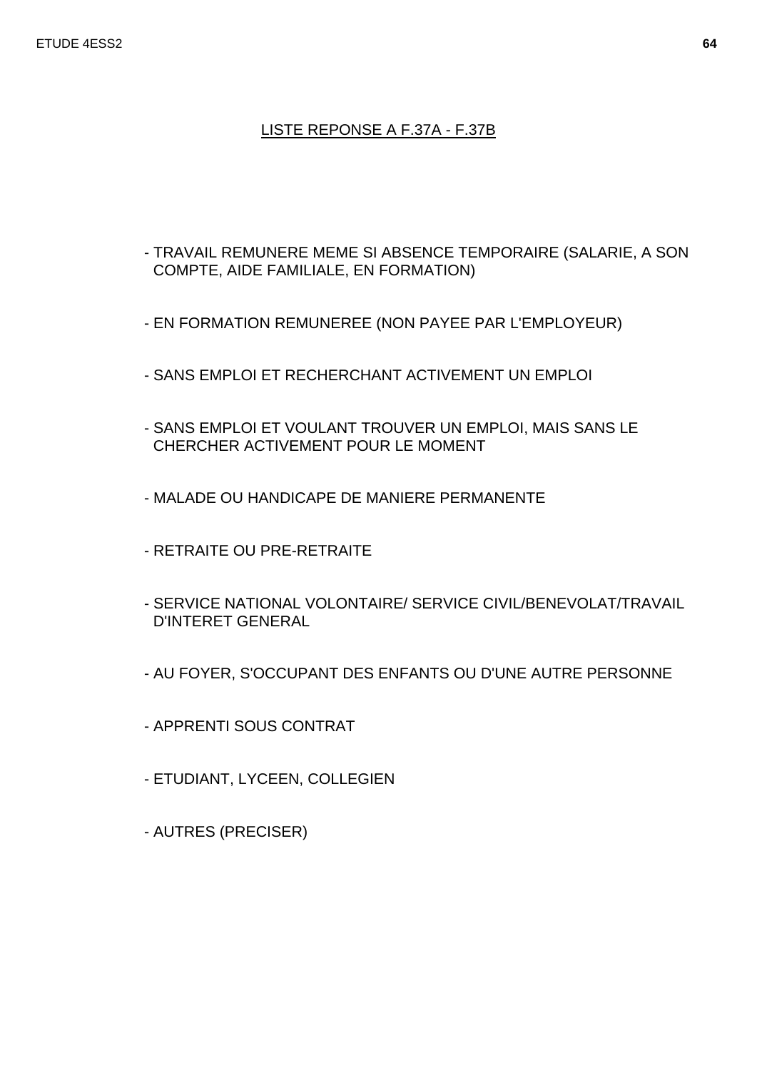LISTE REPONSE A F.37A - F.37B

- TRAVAIL REMUNERE MEME SI ABSENCE TEMPORAIRE (SALARIE, A SON COMPTE, AIDE FAMILIALE, EN FORMATION)

- EN FORMATION REMUNEREE (NON PAYEE PAR L'EMPLOYEUR)

- SANS EMPLOI ET RECHERCHANT ACTIVEMENT UN EMPLOI

- SANS EMPLOI ET VOULANT TROUVER UN EMPLOI, MAIS SANS LE CHERCHER ACTIVEMENT POUR LE MOMENT

- MALADE OU HANDICAPE DE MANIERE PERMANENTE

- RETRAITE OU PRE-RETRAITE

- SERVICE NATIONAL VOLONTAIRE/ SERVICE CIVIL/BENEVOLAT/TRAVAIL D'INTERET GENERAL

- AU FOYER, S'OCCUPANT DES ENFANTS OU D'UNE AUTRE PERSONNE

- APPRENTI SOUS CONTRAT

- ETUDIANT, LYCEEN, COLLEGIEN

- AUTRES (PRECISER)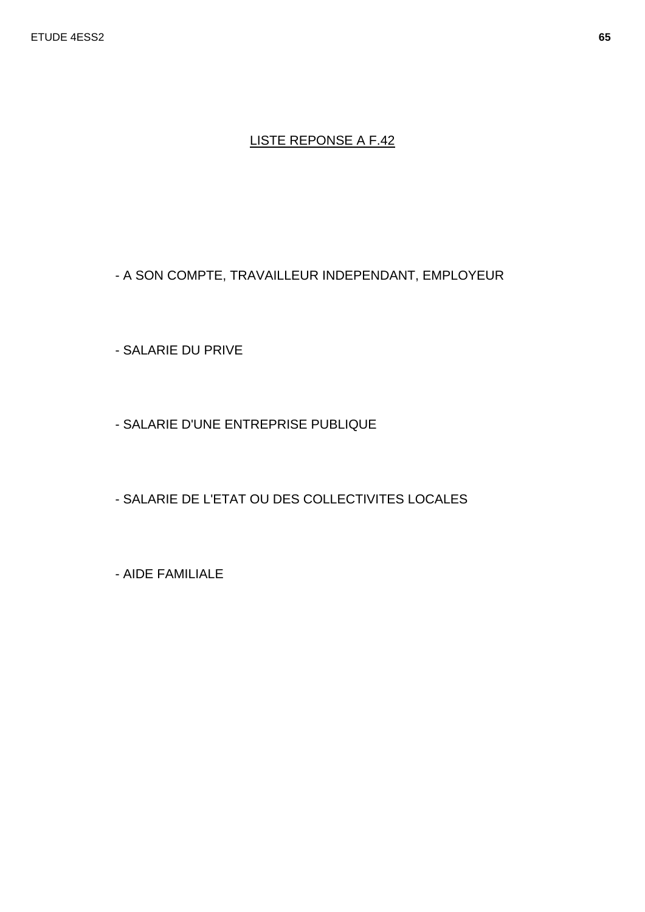LISTE REPONSE A F.42

- A SON COMPTE, TRAVAILLEUR INDEPENDANT, EMPLOYEUR

- SALARIE DU PRIVE

- SALARIE D'UNE ENTREPRISE PUBLIQUE

- SALARIE DE L'ETAT OU DES COLLECTIVITES LOCALES

- AIDE FAMILIALE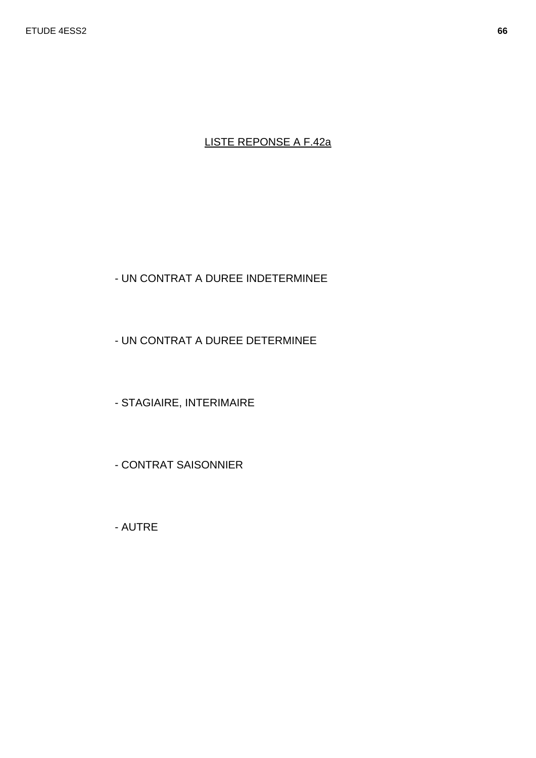<u>LISTE REPONSE A F.42a</u>

- UN CONTRAT A DUREE INDETERMINEE

- UN CONTRAT A DUREE DETERMINEE

- STAGIAIRE, INTERIMAIRE

- CONTRAT SAISONNIER

- AUTRE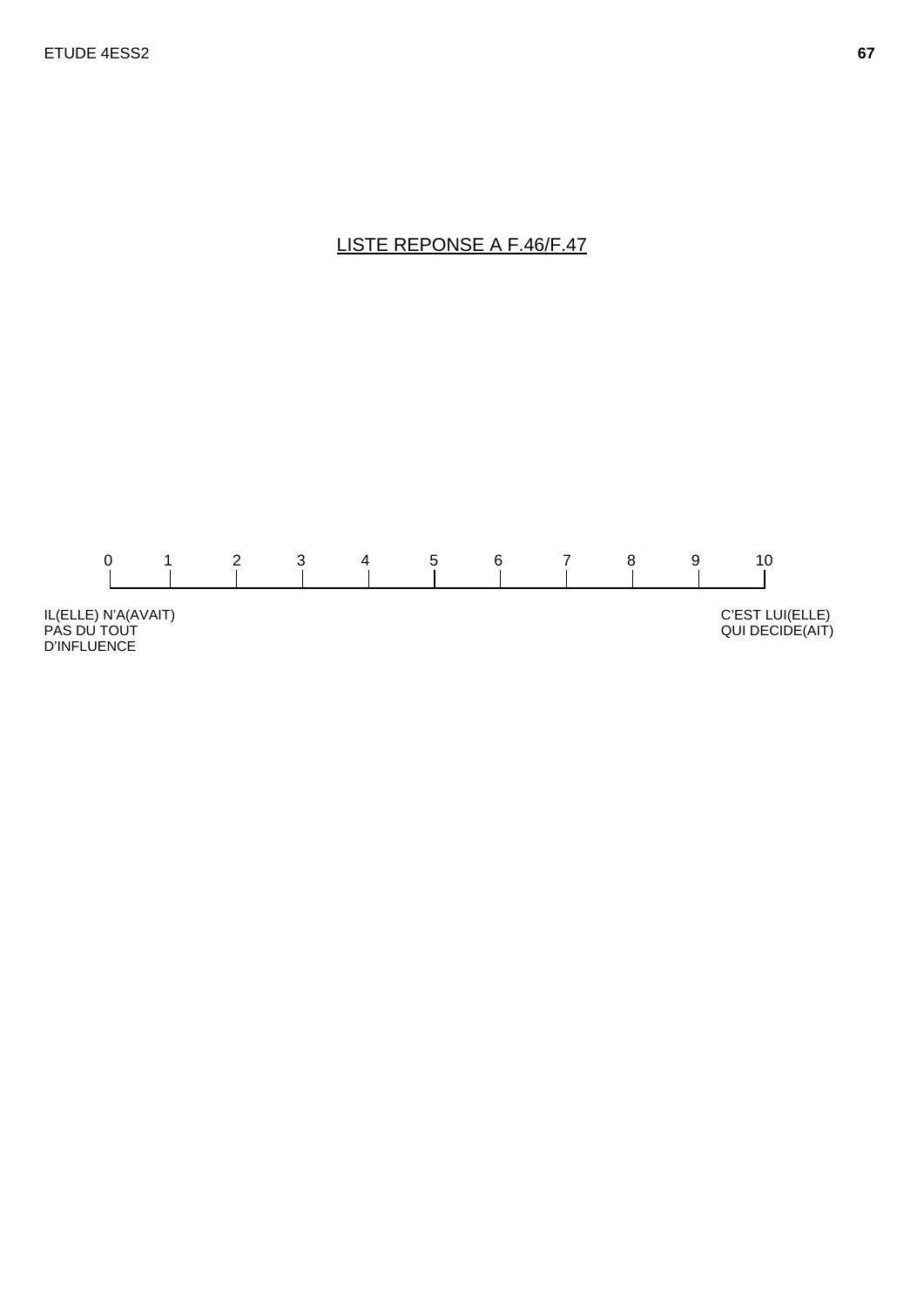LISTE REPONSE A F.46/F.47

| 0 | 1 | 2 | 3 | 4 | 5 | 6 | 7 | 8 | 9 | 10 |
|---|---|---|---|---|---|---|---|---|---|---|

IL(ELLE) N'A(AVAIT) PAS DU TOUT D'INFLUENCE

C'EST LUI(ELLE) QUI DECIDE(AIT)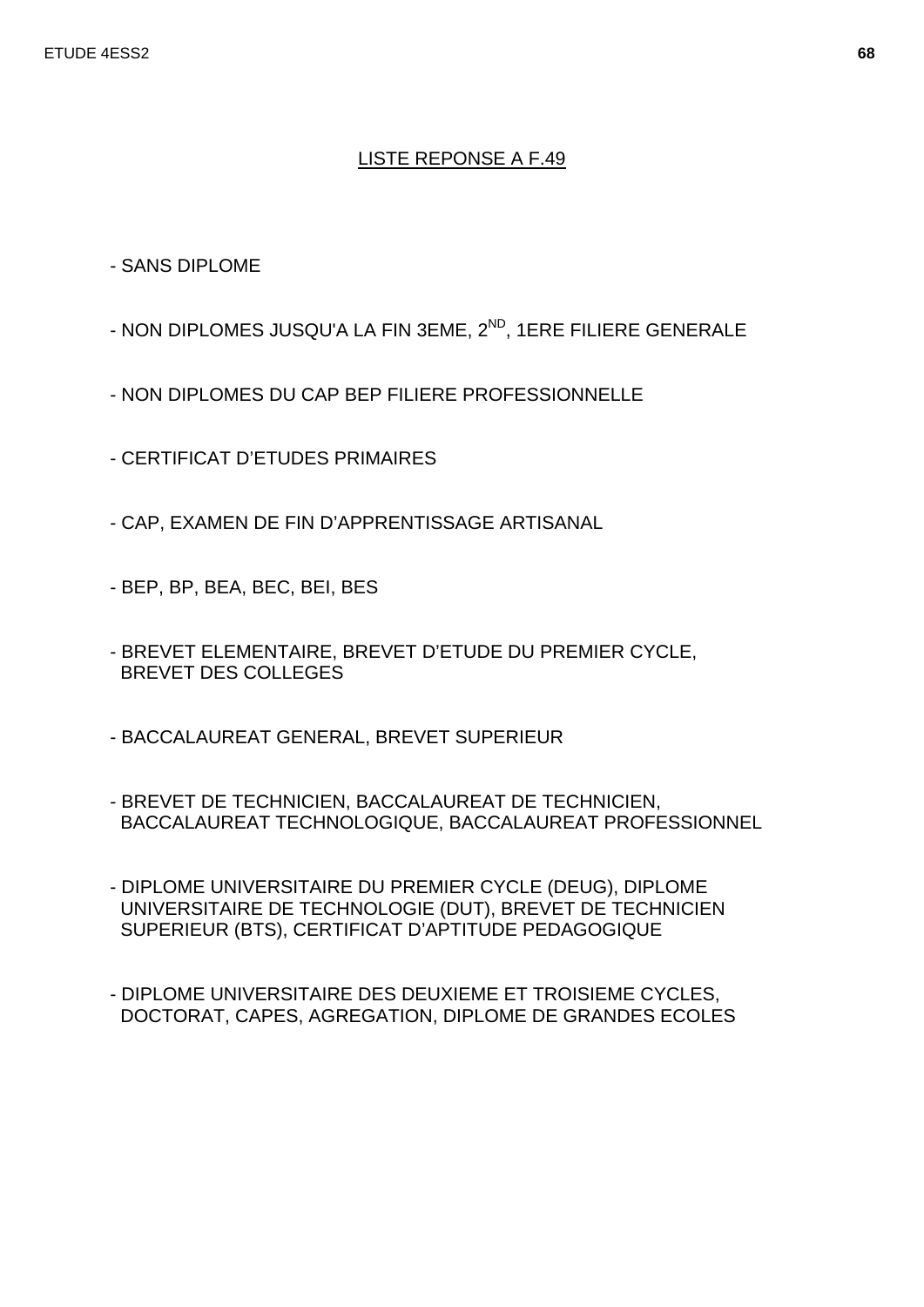## LISTE REPONSE A F.49

- SANS DIPLOME

- NON DIPLOMES JUSQU'A LA FIN 3EME, 2$^{ND}$, 1ERE FILIERE GENERALE

- NON DIPLOMES DU CAP BEP FILIERE PROFESSIONNELLE

- CERTIFICAT D'ETUDES PRIMAIRES

- CAP, EXAMEN DE FIN D'APPRENTISSAGE ARTISANAL

- BEP, BP, BEA, BEC, BEI, BES

- BREVET ELEMENTAIRE, BREVET D'ETUDE DU PREMIER CYCLE, BREVET DES COLLEGES

- BACCALAUREAT GENERAL, BREVET SUPERIEUR

- BREVET DE TECHNICIEN, BACCALAUREAT DE TECHNICIEN, BACCALAUREAT TECHNOLOGIQUE, BACCALAUREAT PROFESSIONNEL

- DIPLOME UNIVERSITAIRE DU PREMIER CYCLE (DEUG), DIPLOME UNIVERSITAIRE DE TECHNOLOGIE (DUT), BREVET DE TECHNICIEN SUPERIEUR (BTS), CERTIFICAT D'APTITUDE PEDAGOGIQUE

- DIPLOME UNIVERSITAIRE DES DEUXIEME ET TROISIEME CYCLES, DOCTORAT, CAPES, AGREGATION, DIPLOME DE GRANDES ECOLES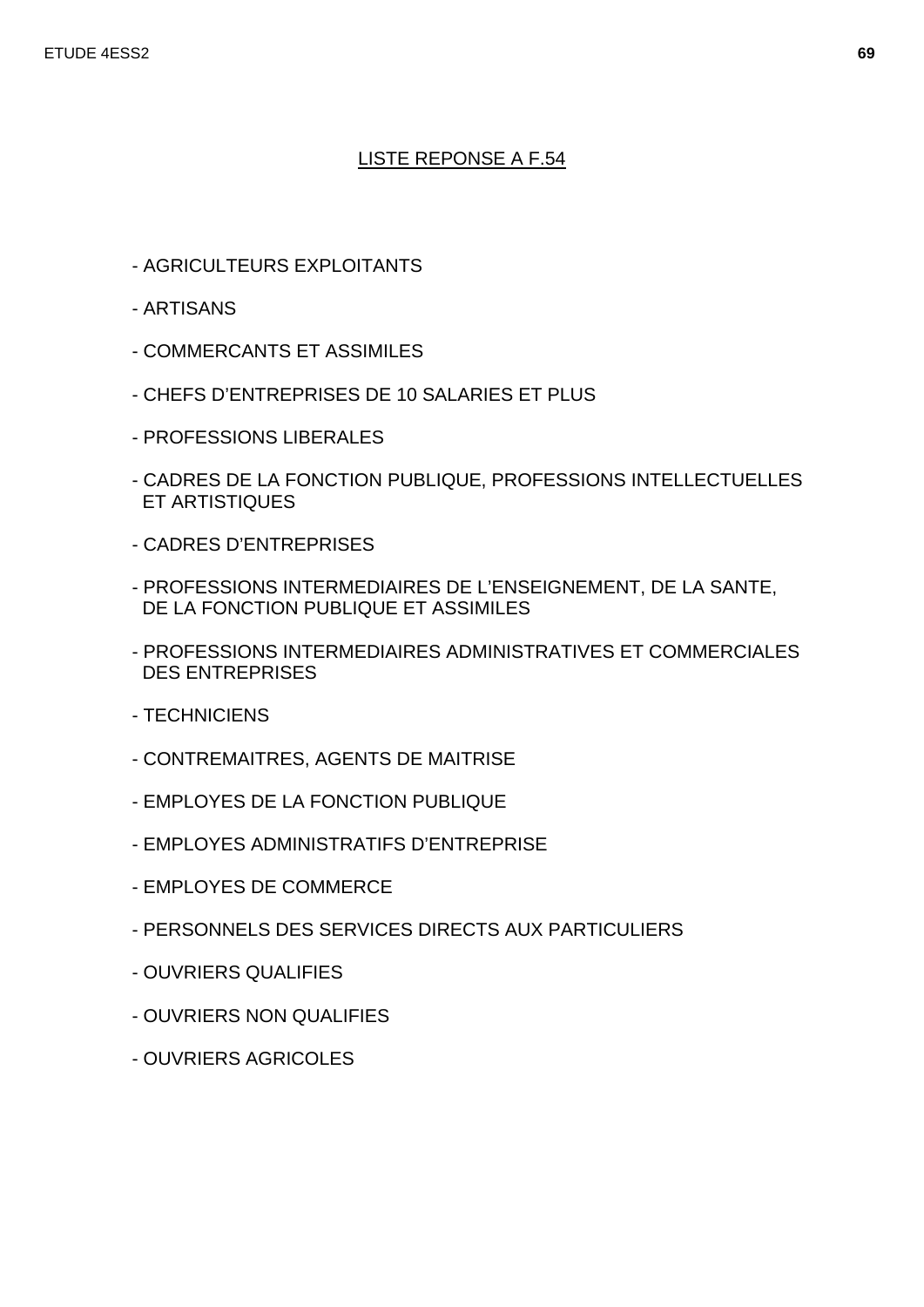## LISTE REPONSE A F.54

- AGRICULTEURS EXPLOITANTS
- ARTISANS
- COMMERCANTS ET ASSIMILES
- CHEFS D'ENTREPRISES DE 10 SALARIES ET PLUS
- PROFESSIONS LIBERALES
- CADRES DE LA FONCTION PUBLIQUE, PROFESSIONS INTELLECTUELLES ET ARTISTIQUES
- CADRES D'ENTREPRISES
- PROFESSIONS INTERMEDIAIRES DE L'ENSEIGNEMENT, DE LA SANTE, DE LA FONCTION PUBLIQUE ET ASSIMILES
- PROFESSIONS INTERMEDIAIRES ADMINISTRATIVES ET COMMERCIALES DES ENTREPRISES
- TECHNICIENS
- CONTREMAITRES, AGENTS DE MAITRISE
- EMPLOYES DE LA FONCTION PUBLIQUE
- EMPLOYES ADMINISTRATIFS D'ENTREPRISE
- EMPLOYES DE COMMERCE
- PERSONNELS DES SERVICES DIRECTS AUX PARTICULIERS
- OUVRIERS QUALIFIES
- OUVRIERS NON QUALIFIES
- OUVRIERS AGRICOLES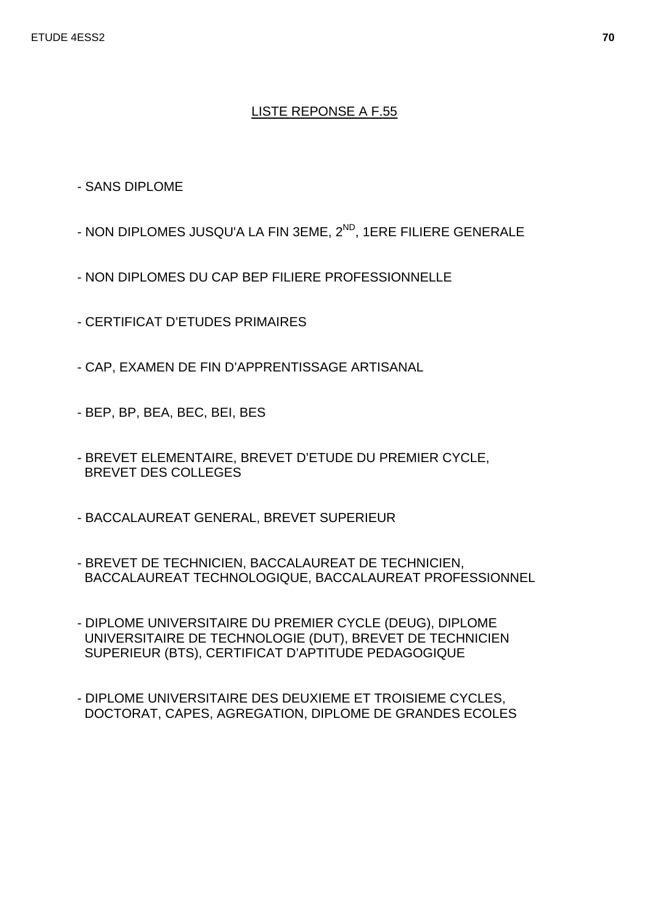## LISTE REPONSE A F.55

- SANS DIPLOME
- NON DIPLOMES JUSQU'A LA FIN 3EME, 2[ND], 1ERE FILIERE GENERALE
- NON DIPLOMES DU CAP BEP FILIERE PROFESSIONNELLE
- CERTIFICAT D'ETUDES PRIMAIRES
- CAP, EXAMEN DE FIN D'APPRENTISSAGE ARTISANAL
- BEP, BP, BEA, BEC, BEI, BES
- BREVET ELEMENTAIRE, BREVET D'ETUDE DU PREMIER CYCLE, BREVET DES COLLEGES
- BACCALAUREAT GENERAL, BREVET SUPERIEUR
- BREVET DE TECHNICIEN, BACCALAUREAT DE TECHNICIEN, BACCALAUREAT TECHNOLOGIQUE, BACCALAUREAT PROFESSIONNEL
- DIPLOME UNIVERSITAIRE DU PREMIER CYCLE (DEUG), DIPLOME UNIVERSITAIRE DE TECHNOLOGIE (DUT), BREVET DE TECHNICIEN SUPERIEUR (BTS), CERTIFICAT D'APTITUDE PEDAGOGIQUE
- DIPLOME UNIVERSITAIRE DES DEUXIEME ET TROISIEME CYCLES, DOCTORAT, CAPES, AGREGATION, DIPLOME DE GRANDES ECOLES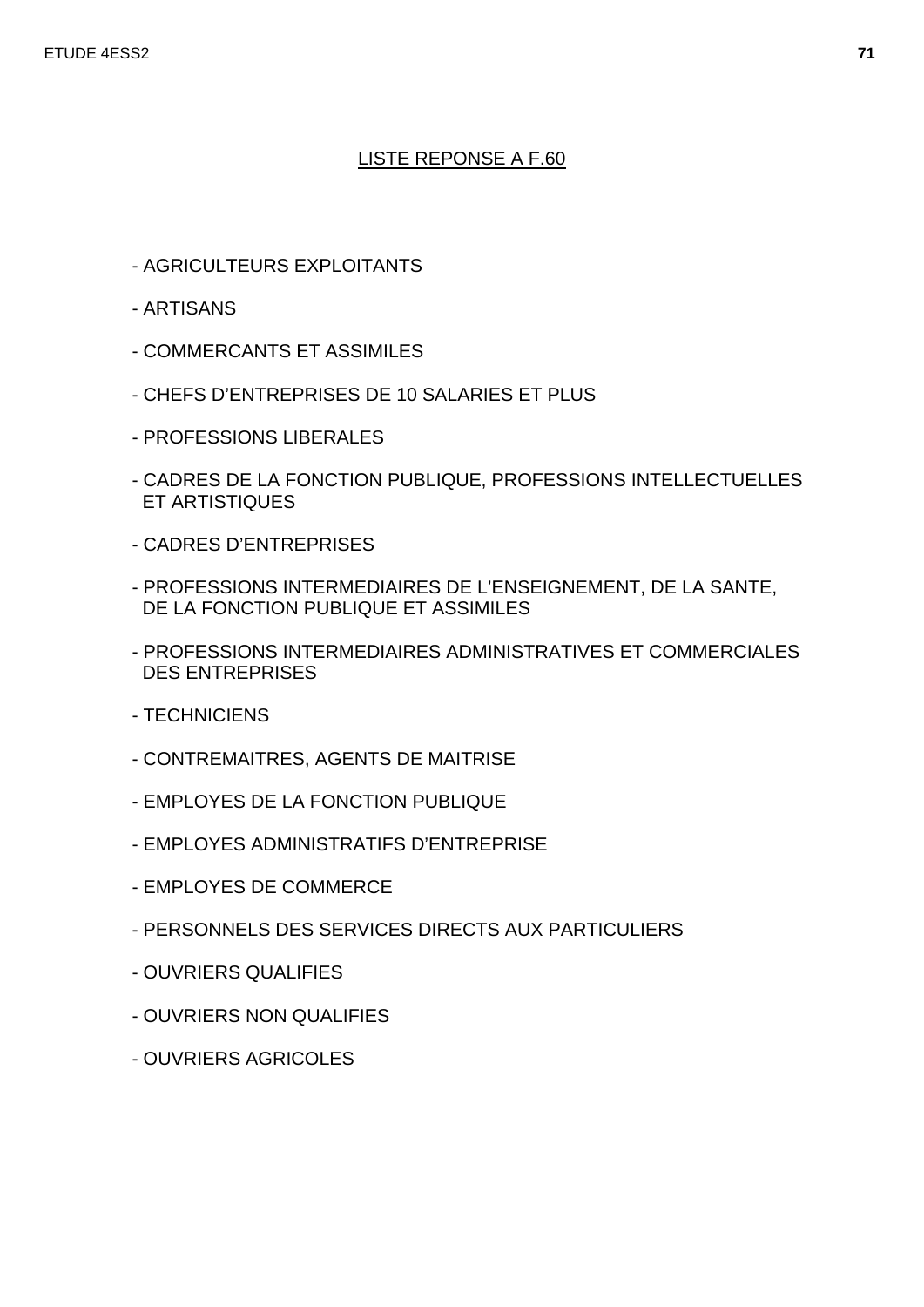## LISTE REPONSE A F.60

- AGRICULTEURS EXPLOITANTS
- ARTISANS
- COMMERCANTS ET ASSIMILES
- CHEFS D'ENTREPRISES DE 10 SALARIES ET PLUS
- PROFESSIONS LIBERALES
- CADRES DE LA FONCTION PUBLIQUE, PROFESSIONS INTELLECTUELLES ET ARTISTIQUES
- CADRES D'ENTREPRISES
- PROFESSIONS INTERMEDIAIRES DE L'ENSEIGNEMENT, DE LA SANTE, DE LA FONCTION PUBLIQUE ET ASSIMILES
- PROFESSIONS INTERMEDIAIRES ADMINISTRATIVES ET COMMERCIALES DES ENTREPRISES
- TECHNICIENS
- CONTREMAITRES, AGENTS DE MAITRISE
- EMPLOYES DE LA FONCTION PUBLIQUE
- EMPLOYES ADMINISTRATIFS D'ENTREPRISE
- EMPLOYES DE COMMERCE
- PERSONNELS DES SERVICES DIRECTS AUX PARTICULIERS
- OUVRIERS QUALIFIES
- OUVRIERS NON QUALIFIES
- OUVRIERS AGRICOLES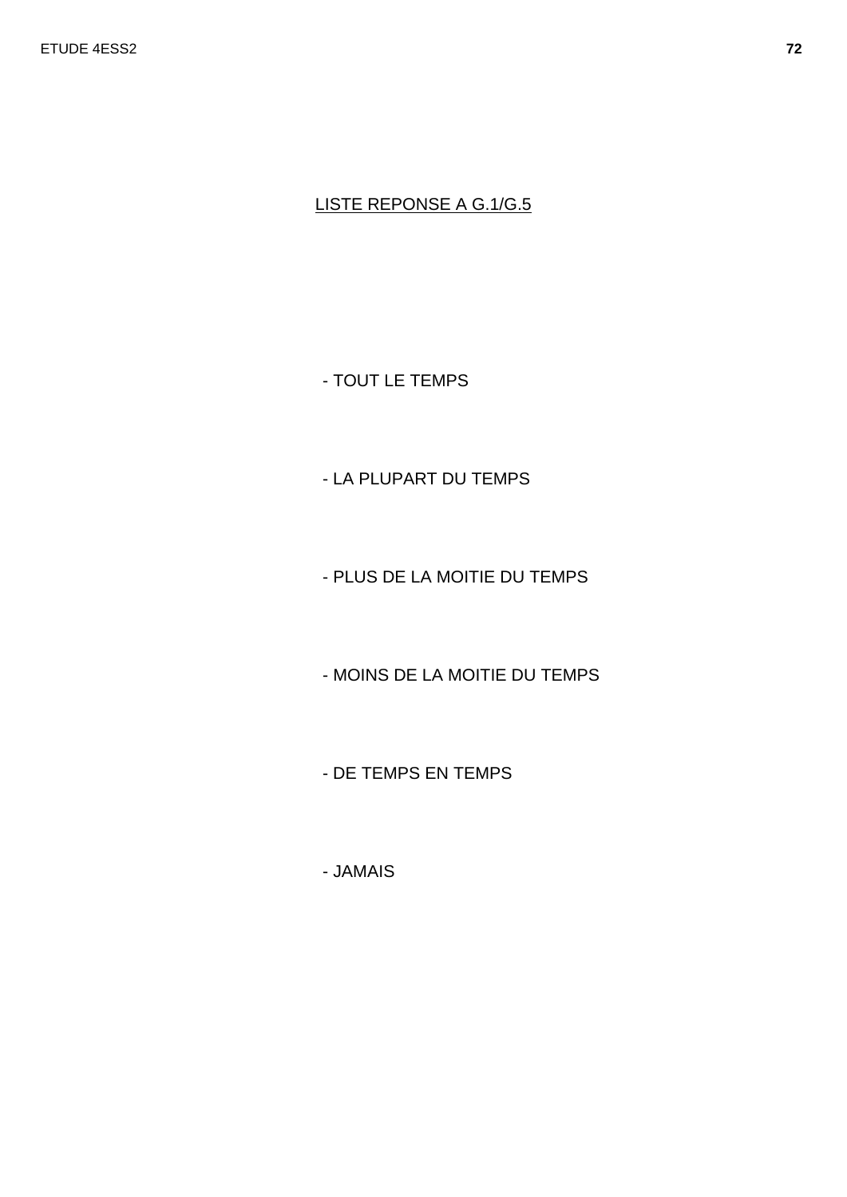LISTE REPONSE A G.1/G.5

- TOUT LE TEMPS
- LA PLUPART DU TEMPS
- PLUS DE LA MOITIE DU TEMPS
- MOINS DE LA MOITIE DU TEMPS
- DE TEMPS EN TEMPS
- JAMAIS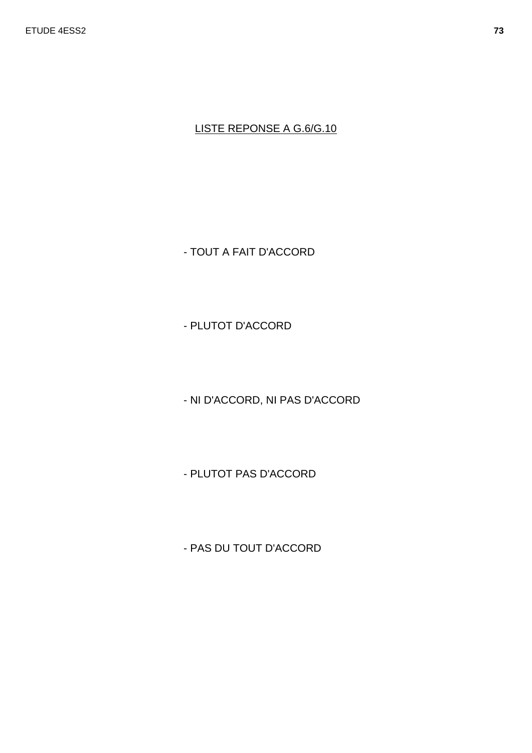LISTE REPONSE A G.6/G.10

- TOUT A FAIT D'ACCORD
- PLUTOT D'ACCORD
- NI D'ACCORD, NI PAS D'ACCORD
- PLUTOT PAS D'ACCORD
- PAS DU TOUT D'ACCORD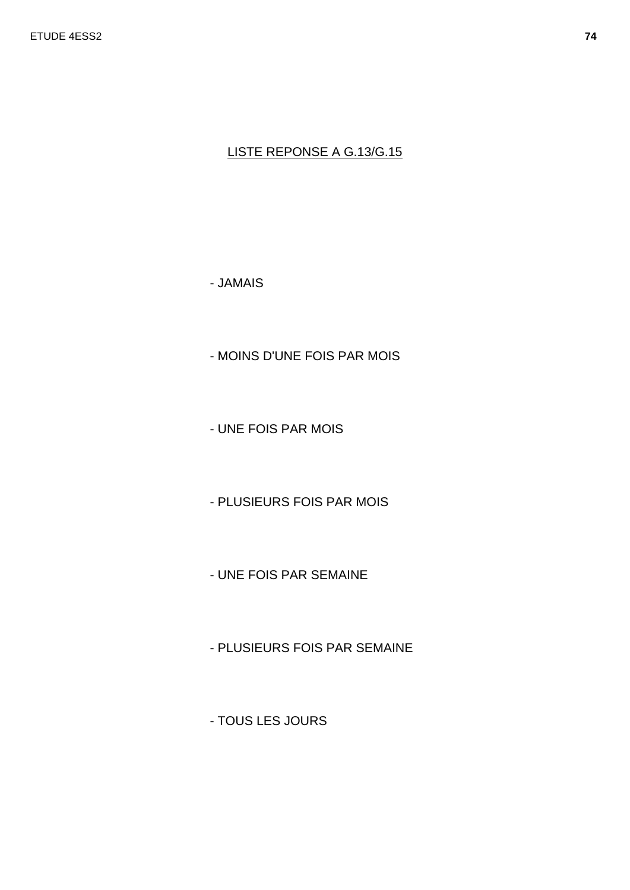LISTE REPONSE A G.13/G.15

- JAMAIS
- MOINS D'UNE FOIS PAR MOIS
- UNE FOIS PAR MOIS
- PLUSIEURS FOIS PAR MOIS
- UNE FOIS PAR SEMAINE
- PLUSIEURS FOIS PAR SEMAINE
- TOUS LES JOURS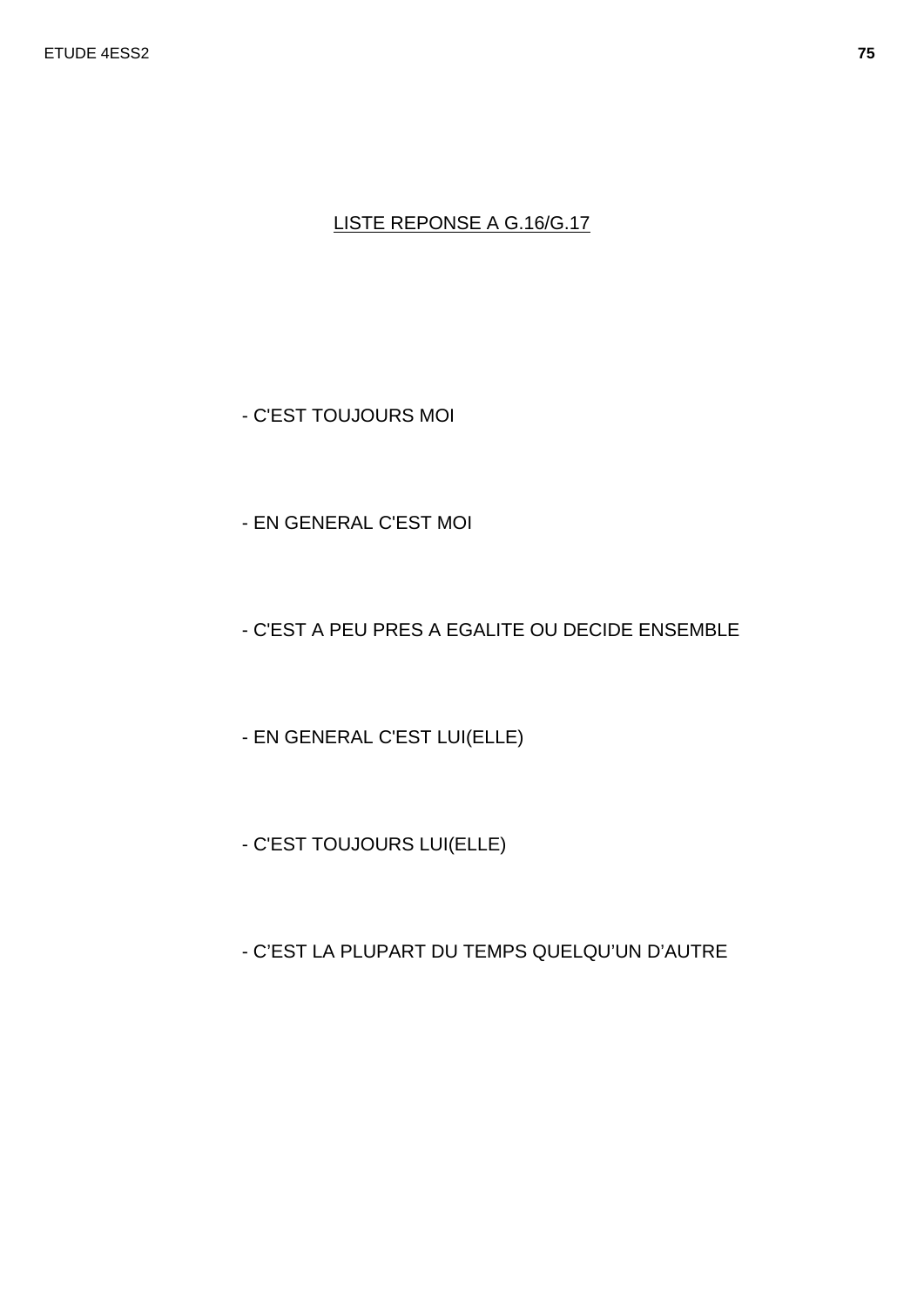LISTE REPONSE A G.16/G.17

- C'EST TOUJOURS MOI

- EN GENERAL C'EST MOI

- C'EST A PEU PRES A EGALITE OU DECIDE ENSEMBLE

- EN GENERAL C'EST LUI(ELLE)

- C'EST TOUJOURS LUI(ELLE)

- C’EST LA PLUPART DU TEMPS QUELQU’UN D’AUTRE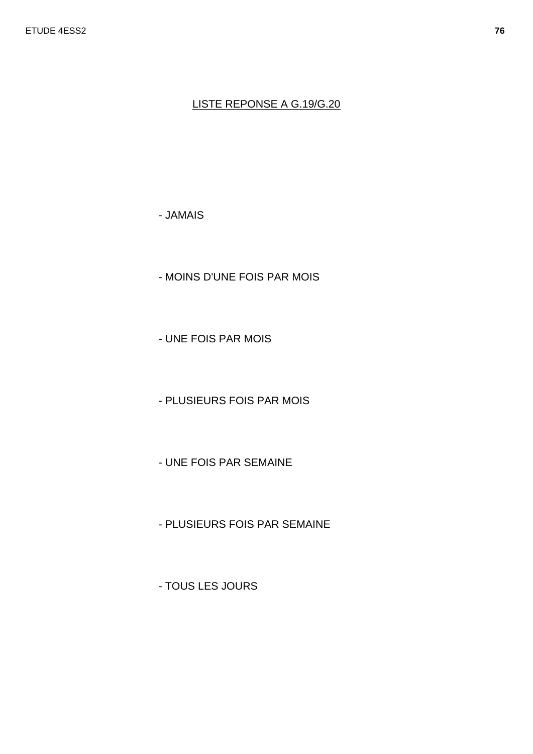LISTE REPONSE A G.19/G.20

- JAMAIS

- MOINS D'UNE FOIS PAR MOIS

- UNE FOIS PAR MOIS

- PLUSIEURS FOIS PAR MOIS

- UNE FOIS PAR SEMAINE

- PLUSIEURS FOIS PAR SEMAINE

- TOUS LES JOURS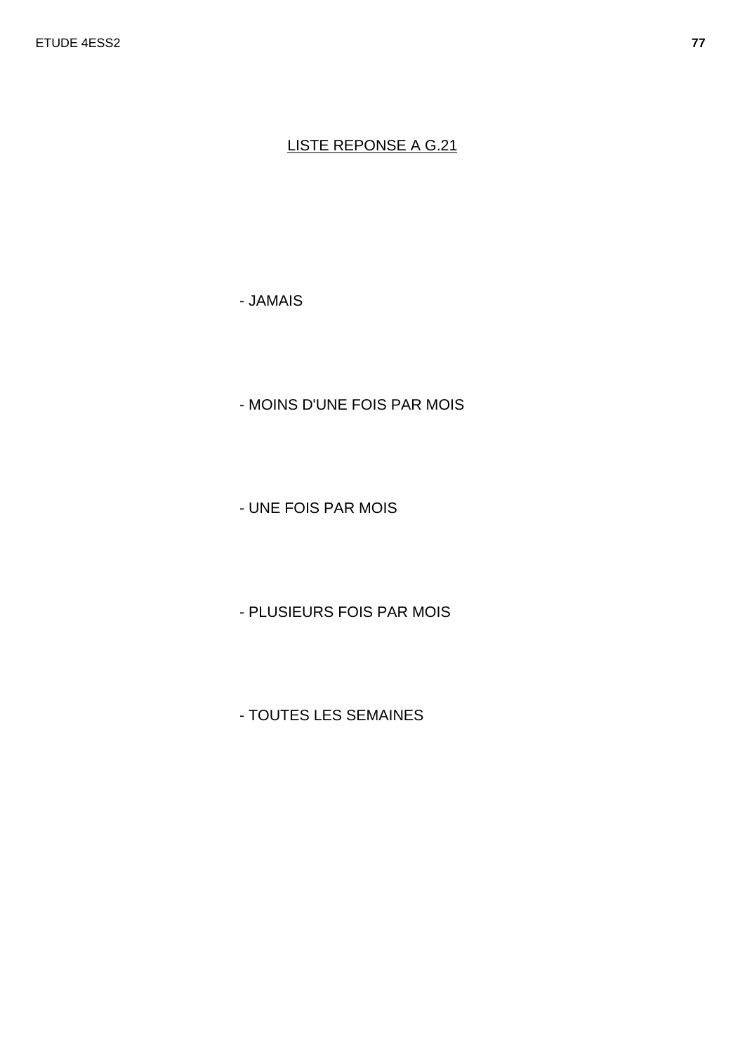LISTE REPONSE A G.21

- JAMAIS

- MOINS D'UNE FOIS PAR MOIS

- UNE FOIS PAR MOIS

- PLUSIEURS FOIS PAR MOIS

- TOUTES LES SEMAINES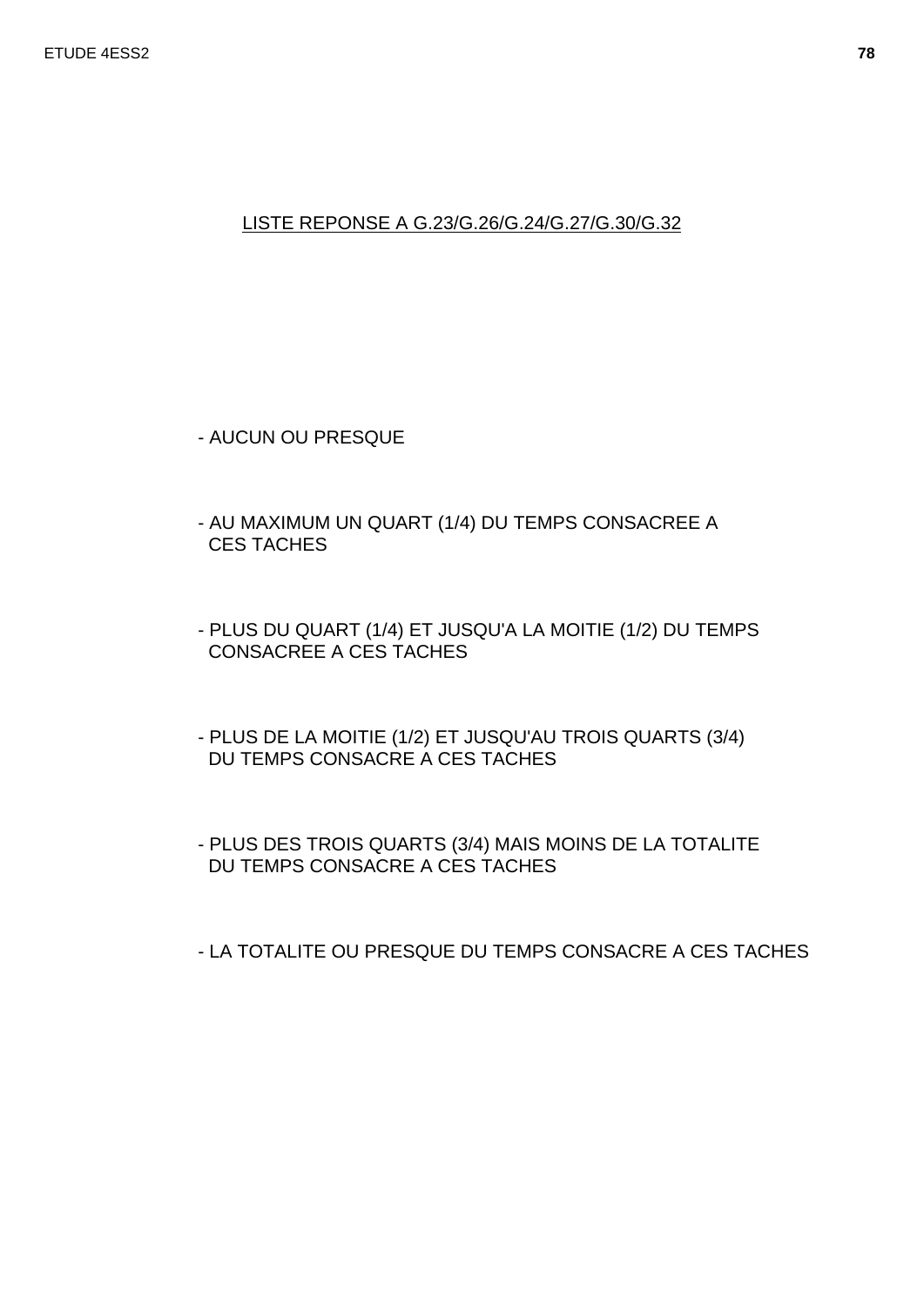LISTE REPONSE A G.23/G.26/G.24/G.27/G.30/G.32

- AUCUN OU PRESQUE

- AU MAXIMUM UN QUART (1/4) DU TEMPS CONSACREE A CES TACHES

- PLUS DU QUART (1/4) ET JUSQU'A LA MOITIE (1/2) DU TEMPS CONSACREE A CES TACHES

- PLUS DE LA MOITIE (1/2) ET JUSQU'AU TROIS QUARTS (3/4) DU TEMPS CONSACRE A CES TACHES

- PLUS DES TROIS QUARTS (3/4) MAIS MOINS DE LA TOTALITE DU TEMPS CONSACRE A CES TACHES

- LA TOTALITE OU PRESQUE DU TEMPS CONSACRE A CES TACHES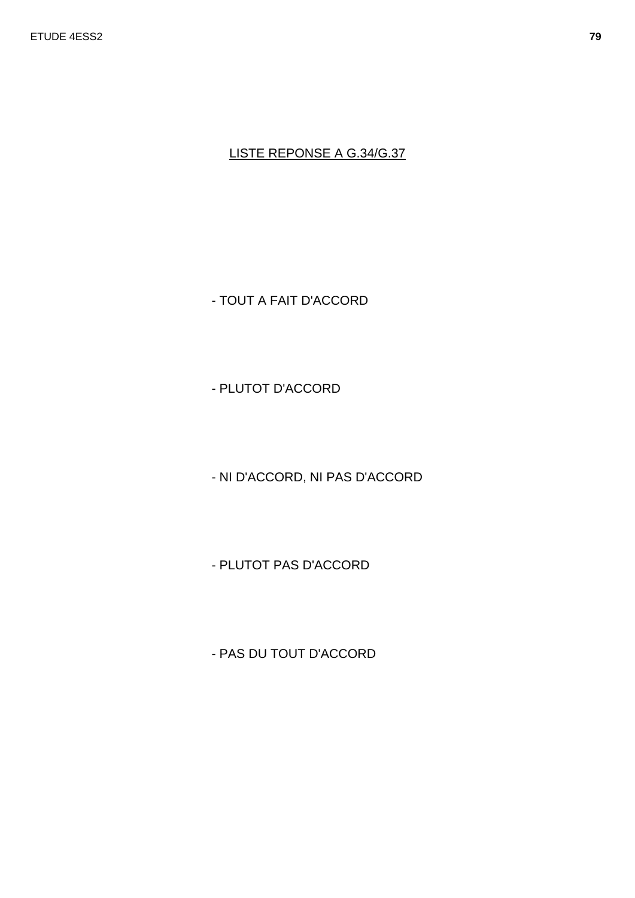<u>LISTE REPONSE A G.34/G.37</u>

- TOUT A FAIT D'ACCORD

- PLUTOT D'ACCORD

- NI D'ACCORD, NI PAS D'ACCORD

- PLUTOT PAS D'ACCORD

- PAS DU TOUT D'ACCORD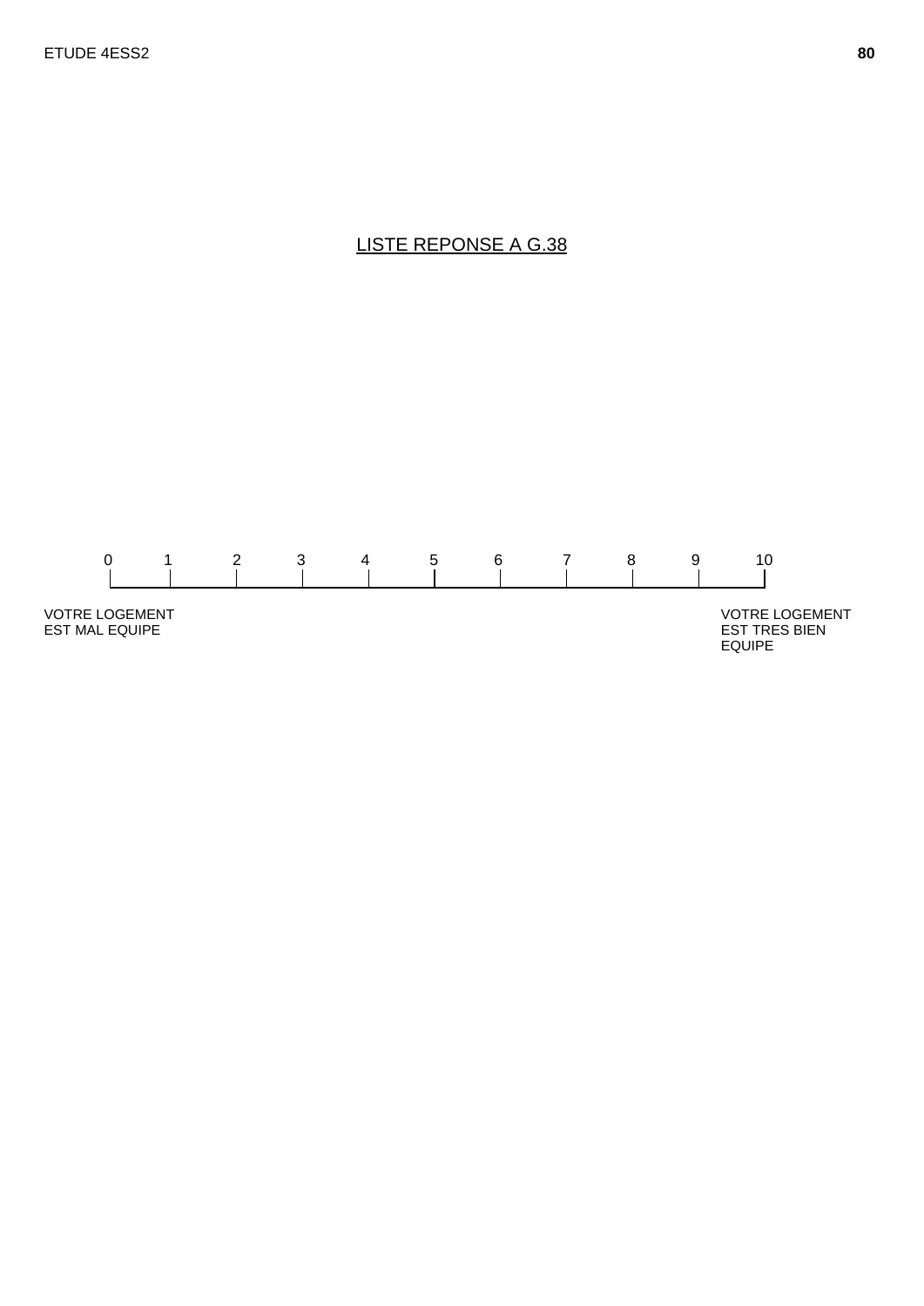<u>LISTE REPONSE A G.38</u>

| 0 | 1 | 2 | 3 | 4 | 5 | 6 | 7 | 8 | 9 | 10 |
|---|---|---|---|---|---|---|---|---|---|---|

VOTRE LOGEMENT EST MAL EQUIPE

VOTRE LOGEMENT EST TRES BIEN EQUIPE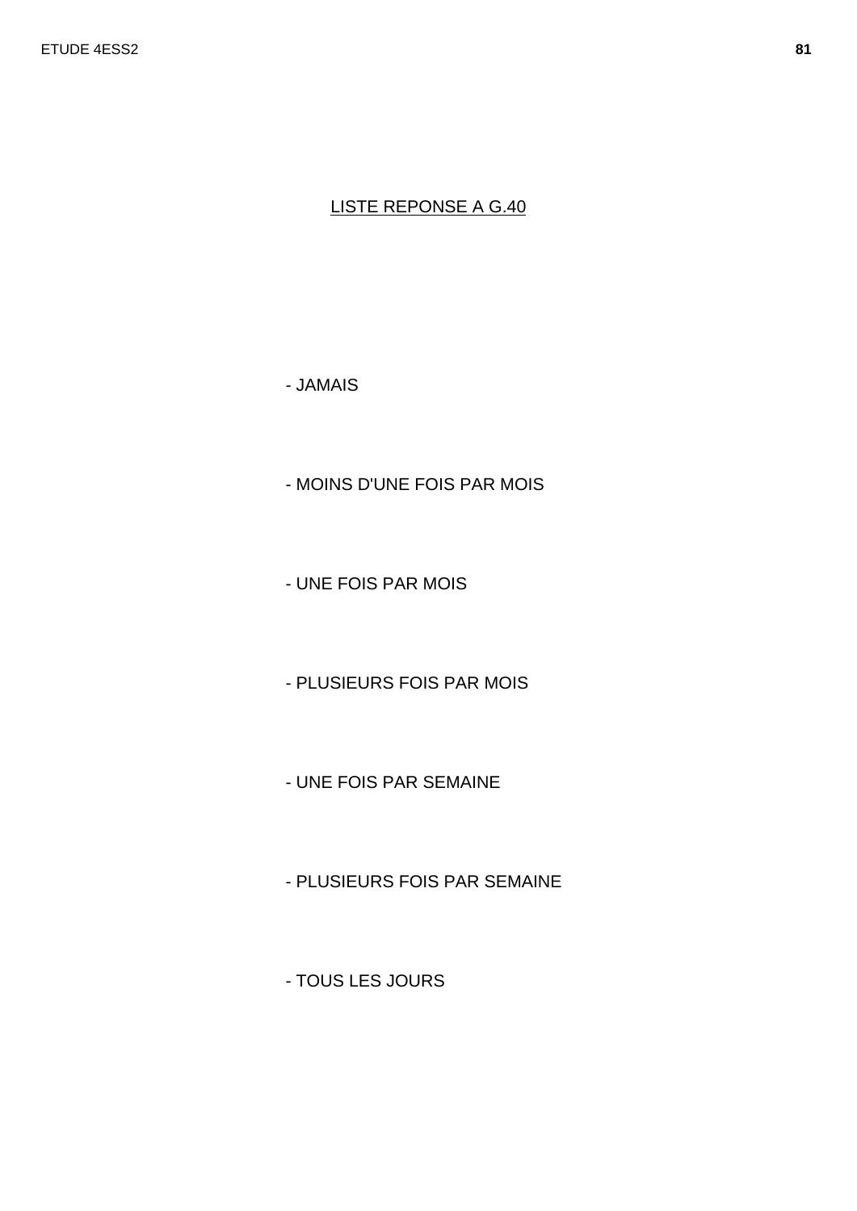LISTE REPONSE A G.40

- JAMAIS
- MOINS D'UNE FOIS PAR MOIS
- UNE FOIS PAR MOIS
- PLUSIEURS FOIS PAR MOIS
- UNE FOIS PAR SEMAINE
- PLUSIEURS FOIS PAR SEMAINE
- TOUS LES JOURS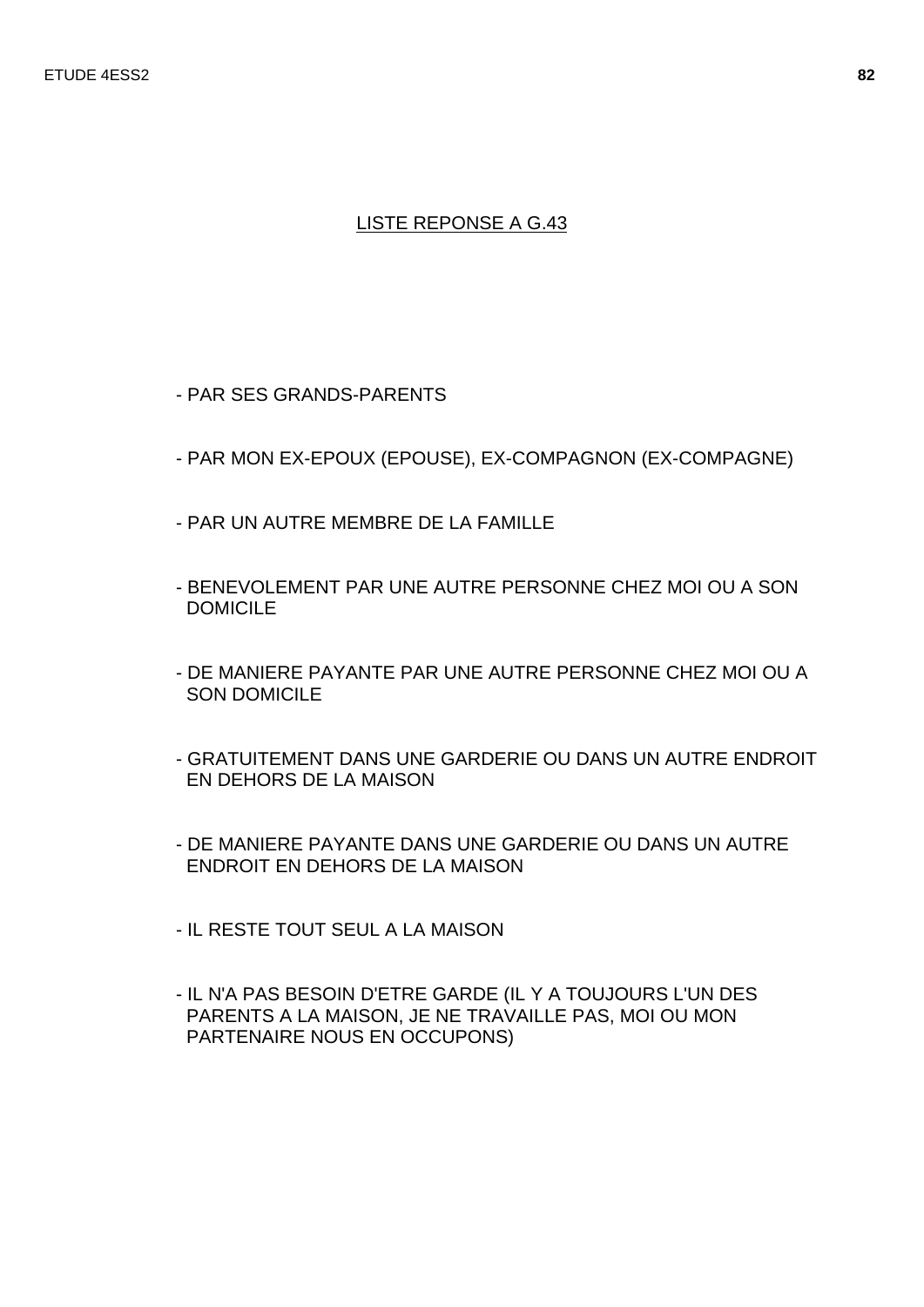## LISTE REPONSE A G.43

- PAR SES GRANDS-PARENTS
- PAR MON EX-EPOUX (EPOUSE), EX-COMPAGNON (EX-COMPAGNE)
- PAR UN AUTRE MEMBRE DE LA FAMILLE
- BENEVOLEMENT PAR UNE AUTRE PERSONNE CHEZ MOI OU A SON DOMICILE
- DE MANIERE PAYANTE PAR UNE AUTRE PERSONNE CHEZ MOI OU A SON DOMICILE
- GRATUITEMENT DANS UNE GARDERIE OU DANS UN AUTRE ENDROIT EN DEHORS DE LA MAISON
- DE MANIERE PAYANTE DANS UNE GARDERIE OU DANS UN AUTRE ENDROIT EN DEHORS DE LA MAISON
- IL RESTE TOUT SEUL A LA MAISON
- IL N'A PAS BESOIN D'ETRE GARDE (IL Y A TOUJOURS L'UN DES PARENTS A LA MAISON, JE NE TRAVAILLE PAS, MOI OU MON PARTENAIRE NOUS EN OCCUPONS)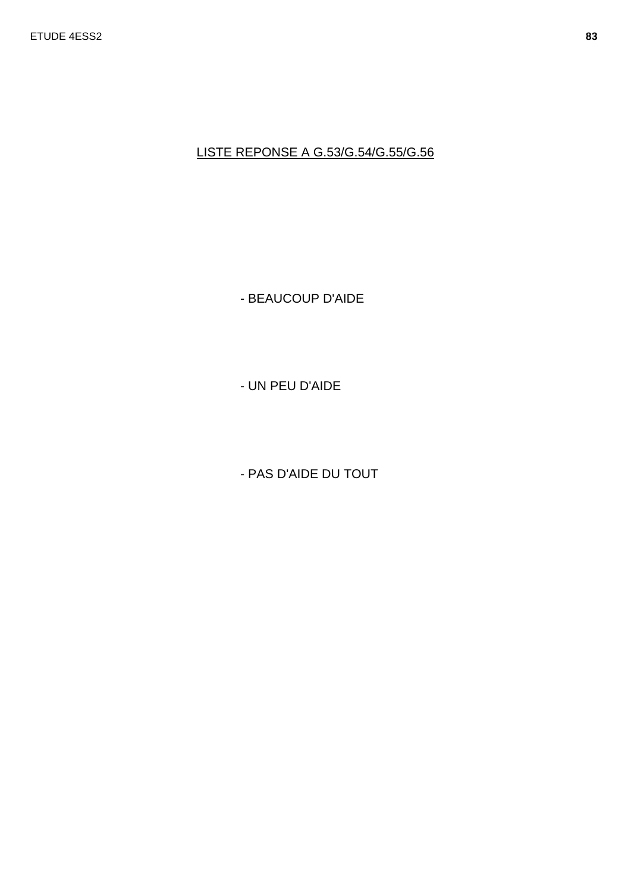LISTE REPONSE A G.53/G.54/G.55/G.56

- BEAUCOUP D'AIDE

- UN PEU D'AIDE

- PAS D'AIDE DU TOUT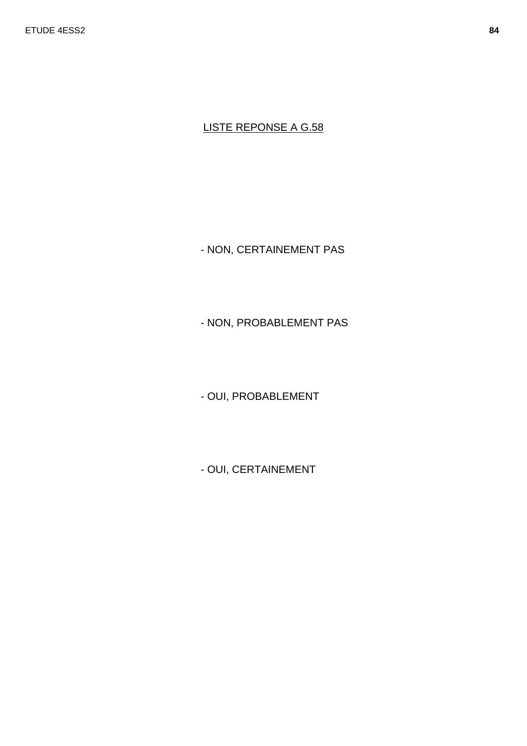LISTE REPONSE A G.58

- NON, CERTAINEMENT PAS

- NON, PROBABLEMENT PAS

- OUI, PROBABLEMENT

- OUI, CERTAINEMENT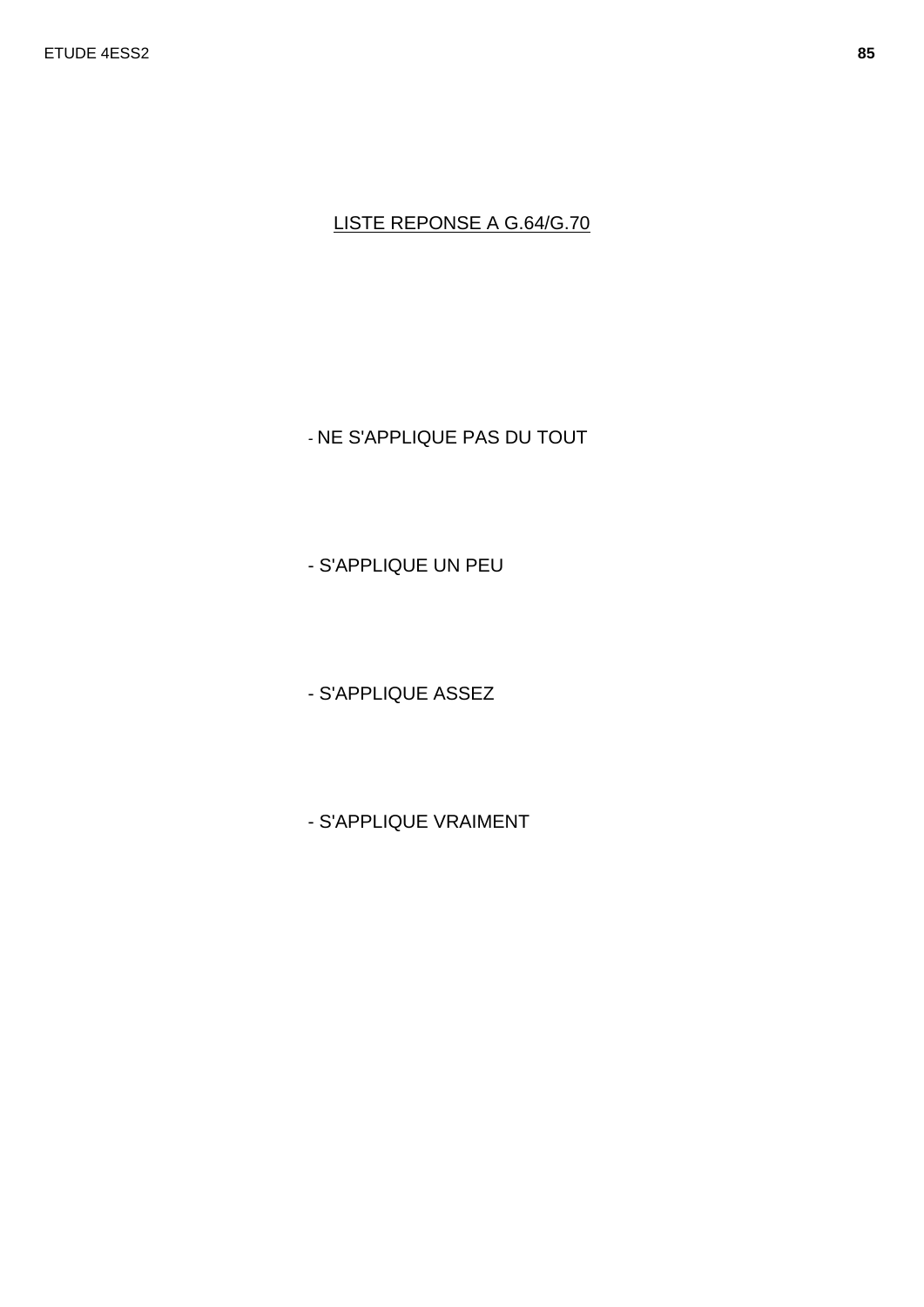<u>LISTE REPONSE A G.64/G.70</u>

- NE S'APPLIQUE PAS DU TOUT

- S'APPLIQUE UN PEU

- S'APPLIQUE ASSEZ

- S'APPLIQUE VRAIMENT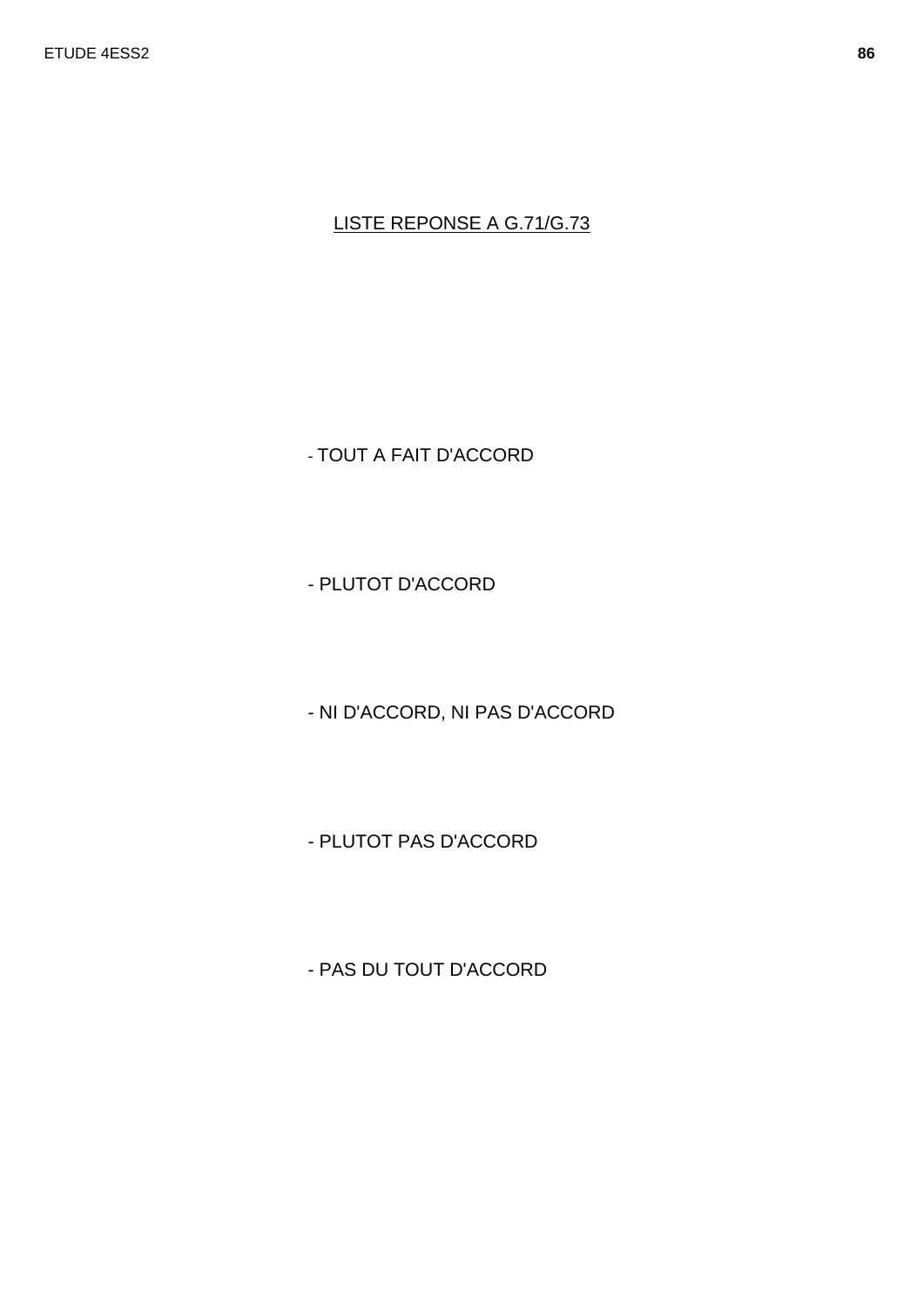LISTE REPONSE A G.71/G.73

- TOUT A FAIT D'ACCORD

- PLUTOT D'ACCORD

- NI D'ACCORD, NI PAS D'ACCORD

- PLUTOT PAS D'ACCORD

- PAS DU TOUT D'ACCORD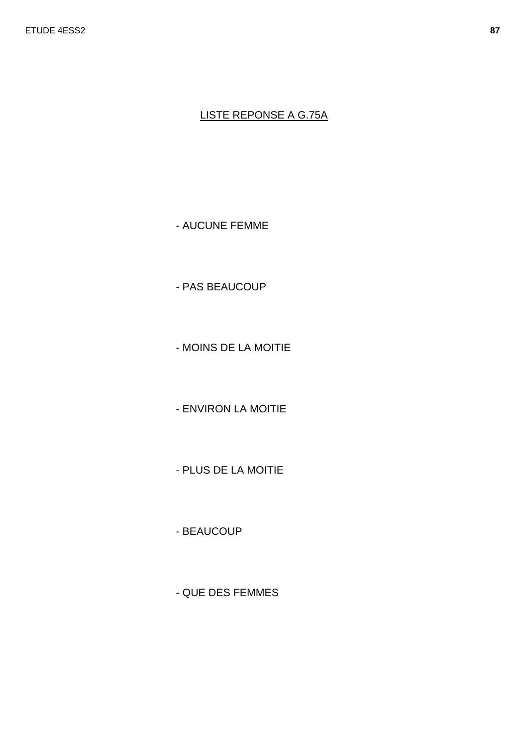LISTE REPONSE A G.75A

- AUCUNE FEMME

- PAS BEAUCOUP

- MOINS DE LA MOITIE

- ENVIRON LA MOITIE

- PLUS DE LA MOITIE

- BEAUCOUP

- QUE DES FEMMES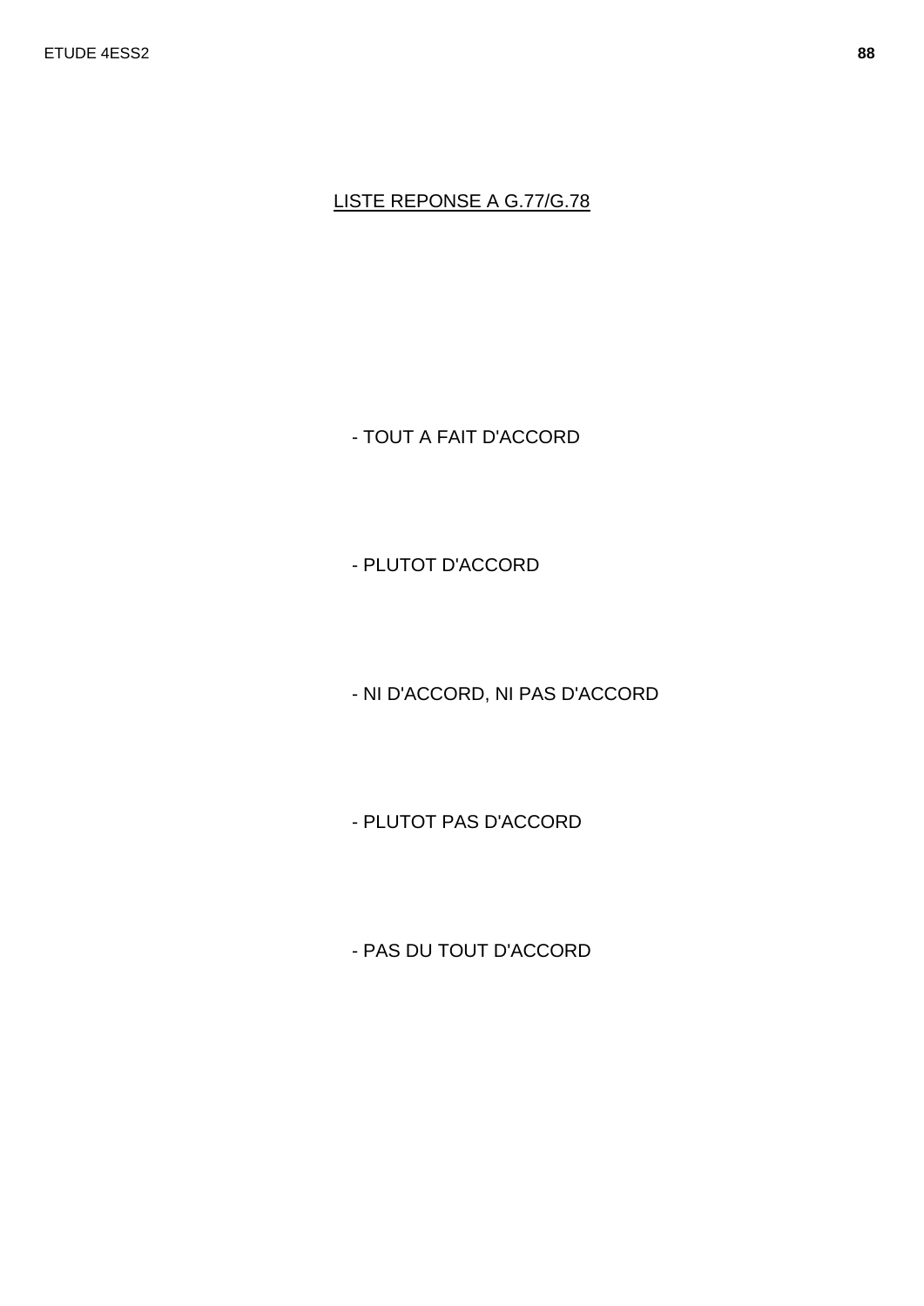LISTE REPONSE A G.77/G.78

- TOUT A FAIT D'ACCORD

- PLUTOT D'ACCORD

- NI D'ACCORD, NI PAS D'ACCORD

- PLUTOT PAS D'ACCORD

- PAS DU TOUT D'ACCORD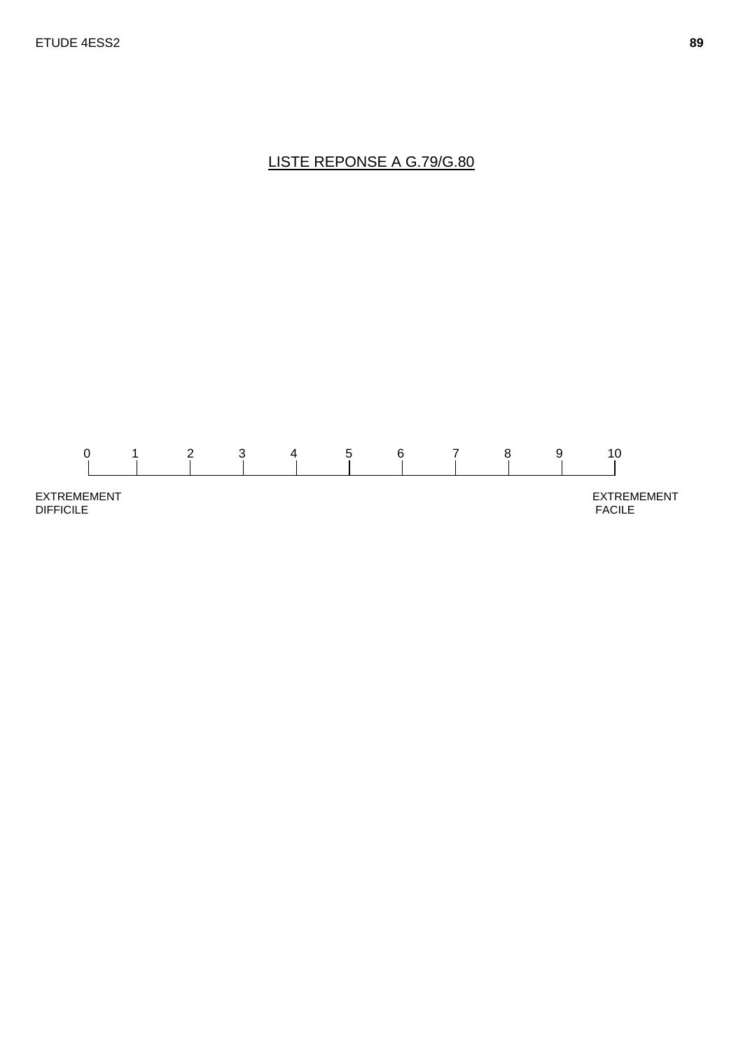## LISTE REPONSE A G.79/G.80

| 0 | 1 | 2 | 3 | 4 | 5 | 6 | 7 | 8 | 9 | 10 |
|---|---|---|---|---|---|---|---|---|---|---|

EXTREMEMENT DIFFICILE

EXTREMEMENT FACILE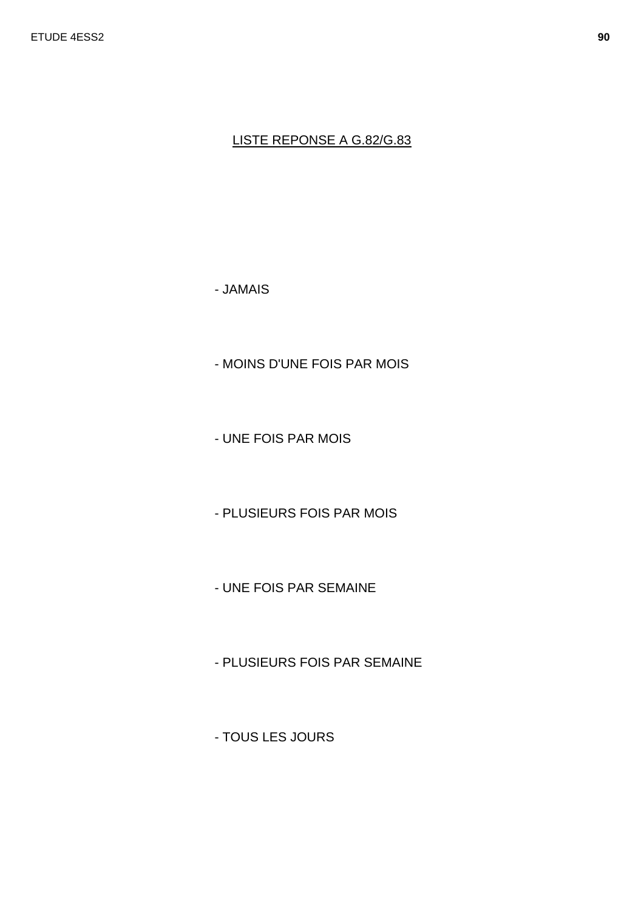<u>LISTE REPONSE A G.82/G.83</u>

- JAMAIS

- MOINS D'UNE FOIS PAR MOIS

- UNE FOIS PAR MOIS

- PLUSIEURS FOIS PAR MOIS

- UNE FOIS PAR SEMAINE

- PLUSIEURS FOIS PAR SEMAINE

- TOUS LES JOURS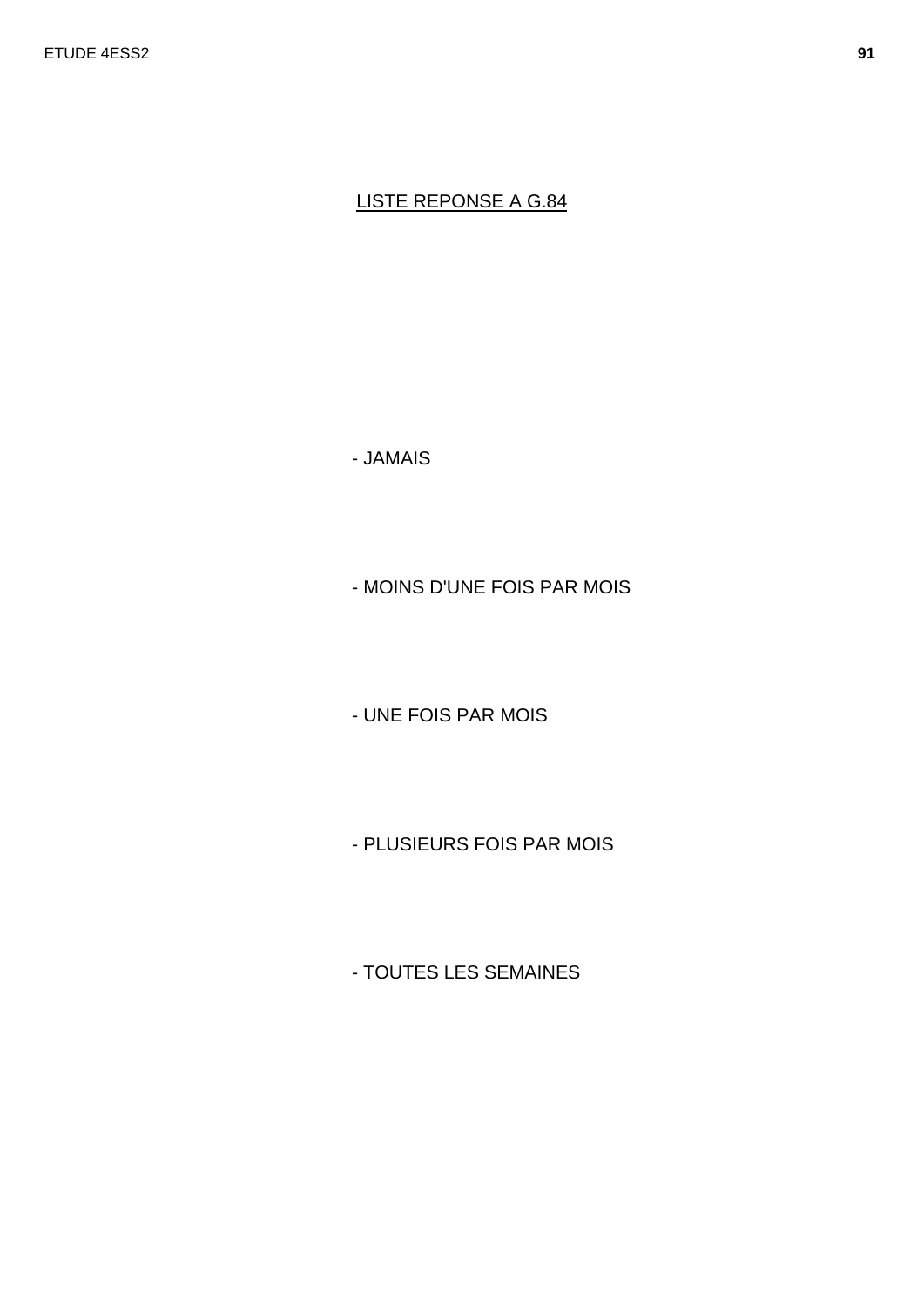LISTE REPONSE A G.84

- JAMAIS

- MOINS D'UNE FOIS PAR MOIS

- UNE FOIS PAR MOIS

- PLUSIEURS FOIS PAR MOIS

- TOUTES LES SEMAINES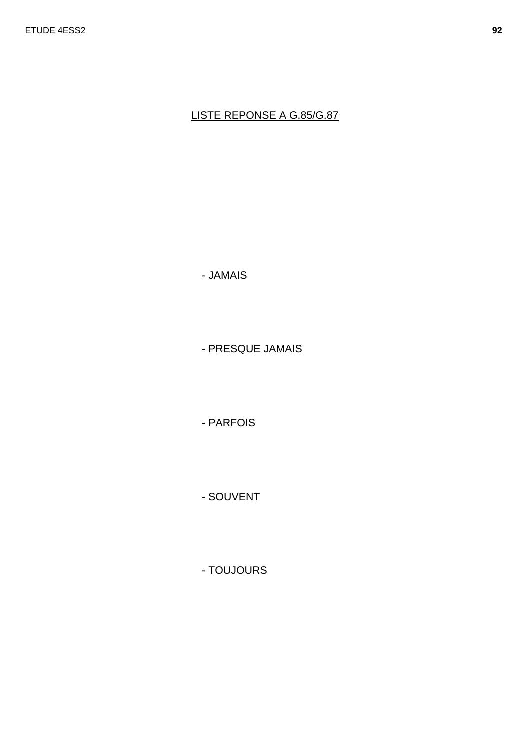LISTE REPONSE A G.85/G.87

- JAMAIS

- PRESQUE JAMAIS

- PARFOIS

- SOUVENT

- TOUJOURS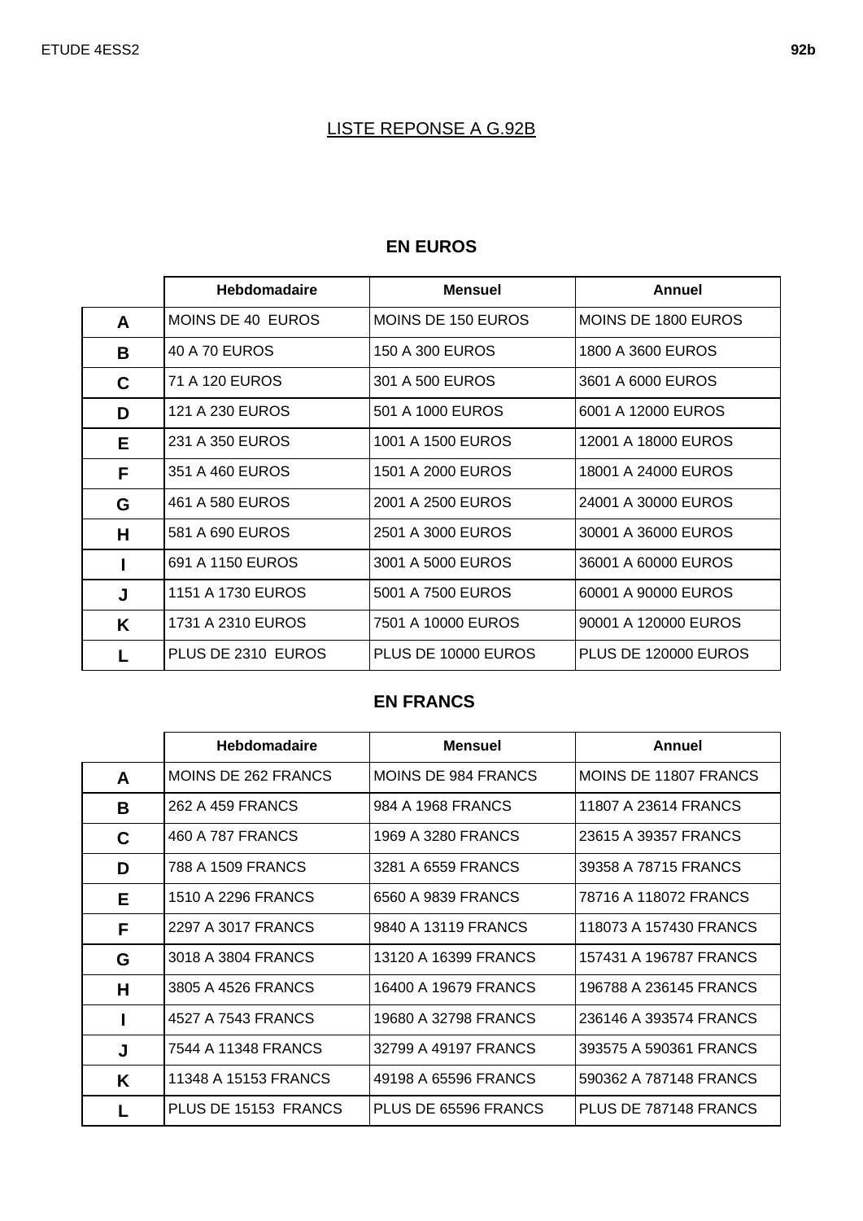## LISTE REPONSE A G.92B

### EN EUROS

| | Hebdomadaire | Mensuel | Annuel |
|---|---|---|---|
| **A** | MOINS DE 40 EUROS | MOINS DE 150 EUROS | MOINS DE 1800 EUROS |
| **B** | 40 A 70 EUROS | 150 A 300 EUROS | 1800 A 3600 EUROS |
| **C** | 71 A 120 EUROS | 301 A 500 EUROS | 3601 A 6000 EUROS |
| **D** | 121 A 230 EUROS | 501 A 1000 EUROS | 6001 A 12000 EUROS |
| **E** | 231 A 350 EUROS | 1001 A 1500 EUROS | 12001 A 18000 EUROS |
| **F** | 351 A 460 EUROS | 1501 A 2000 EUROS | 18001 A 24000 EUROS |
| **G** | 461 A 580 EUROS | 2001 A 2500 EUROS | 24001 A 30000 EUROS |
| **H** | 581 A 690 EUROS | 2501 A 3000 EUROS | 30001 A 36000 EUROS |
| **I** | 691 A 1150 EUROS | 3001 A 5000 EUROS | 36001 A 60000 EUROS |
| **J** | 1151 A 1730 EUROS | 5001 A 7500 EUROS | 60001 A 90000 EUROS |
| **K** | 1731 A 2310 EUROS | 7501 A 10000 EUROS | 90001 A 120000 EUROS |
| **L** | PLUS DE 2310 EUROS | PLUS DE 10000 EUROS | PLUS DE 120000 EUROS |

### EN FRANCS

| | Hebdomadaire | Mensuel | Annuel |
|---|---|---|---|
| **A** | MOINS DE 262 FRANCS | MOINS DE 984 FRANCS | MOINS DE 11807 FRANCS |
| **B** | 262 A 459 FRANCS | 984 A 1968 FRANCS | 11807 A 23614 FRANCS |
| **C** | 460 A 787 FRANCS | 1969 A 3280 FRANCS | 23615 A 39357 FRANCS |
| **D** | 788 A 1509 FRANCS | 3281 A 6559 FRANCS | 39358 A 78715 FRANCS |
| **E** | 1510 A 2296 FRANCS | 6560 A 9839 FRANCS | 78716 A 118072 FRANCS |
| **F** | 2297 A 3017 FRANCS | 9840 A 13119 FRANCS | 118073 A 157430 FRANCS |
| **G** | 3018 A 3804 FRANCS | 13120 A 16399 FRANCS | 157431 A 196787 FRANCS |
| **H** | 3805 A 4526 FRANCS | 16400 A 19679 FRANCS | 196788 A 236145 FRANCS |
| **I** | 4527 A 7543 FRANCS | 19680 A 32798 FRANCS | 236146 A 393574 FRANCS |
| **J** | 7544 A 11348 FRANCS | 32799 A 49197 FRANCS | 393575 A 590361 FRANCS |
| **K** | 11348 A 15153 FRANCS | 49198 A 65596 FRANCS | 590362 A 787148 FRANCS |
| **L** | PLUS DE 15153 FRANCS | PLUS DE 65596 FRANCS | PLUS DE 787148 FRANCS |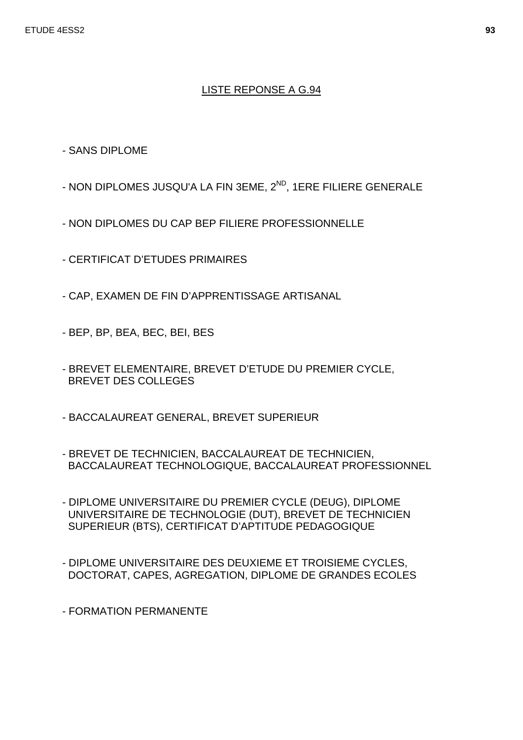## LISTE REPONSE A G.94

- SANS DIPLOME

- NON DIPLOMES JUSQU'A LA FIN 3EME, 2$^{ND}$, 1ERE FILIERE GENERALE

- NON DIPLOMES DU CAP BEP FILIERE PROFESSIONNELLE

- CERTIFICAT D'ETUDES PRIMAIRES

- CAP, EXAMEN DE FIN D'APPRENTISSAGE ARTISANAL

- BEP, BP, BEA, BEC, BEI, BES

- BREVET ELEMENTAIRE, BREVET D'ETUDE DU PREMIER CYCLE, BREVET DES COLLEGES

- BACCALAUREAT GENERAL, BREVET SUPERIEUR

- BREVET DE TECHNICIEN, BACCALAUREAT DE TECHNICIEN, BACCALAUREAT TECHNOLOGIQUE, BACCALAUREAT PROFESSIONNEL

- DIPLOME UNIVERSITAIRE DU PREMIER CYCLE (DEUG), DIPLOME UNIVERSITAIRE DE TECHNOLOGIE (DUT), BREVET DE TECHNICIEN SUPERIEUR (BTS), CERTIFICAT D'APTITUDE PEDAGOGIQUE

- DIPLOME UNIVERSITAIRE DES DEUXIEME ET TROISIEME CYCLES, DOCTORAT, CAPES, AGREGATION, DIPLOME DE GRANDES ECOLES

- FORMATION PERMANENTE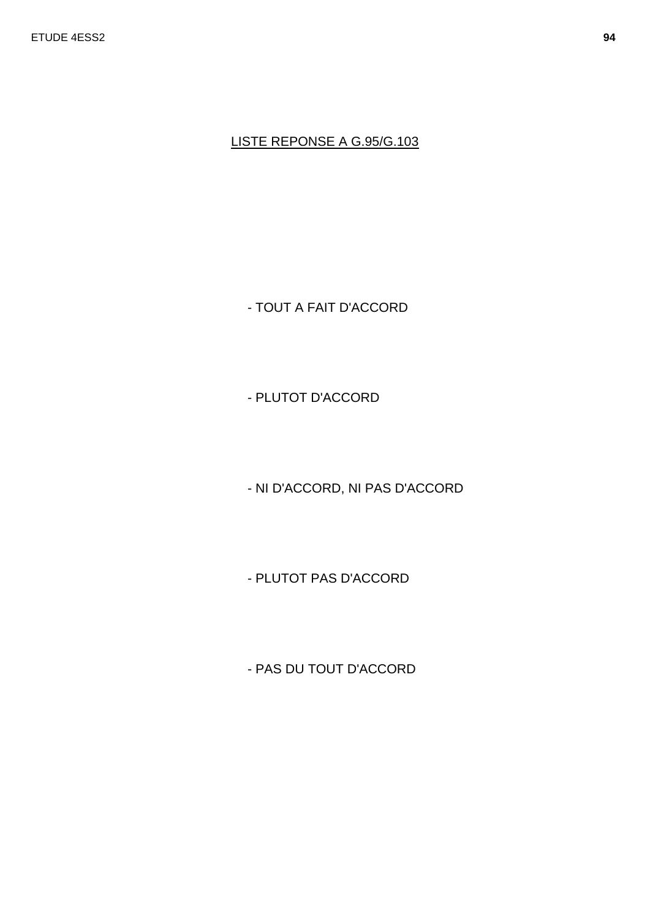LISTE REPONSE A G.95/G.103

- TOUT A FAIT D'ACCORD

- PLUTOT D'ACCORD

- NI D'ACCORD, NI PAS D'ACCORD

- PLUTOT PAS D'ACCORD

- PAS DU TOUT D'ACCORD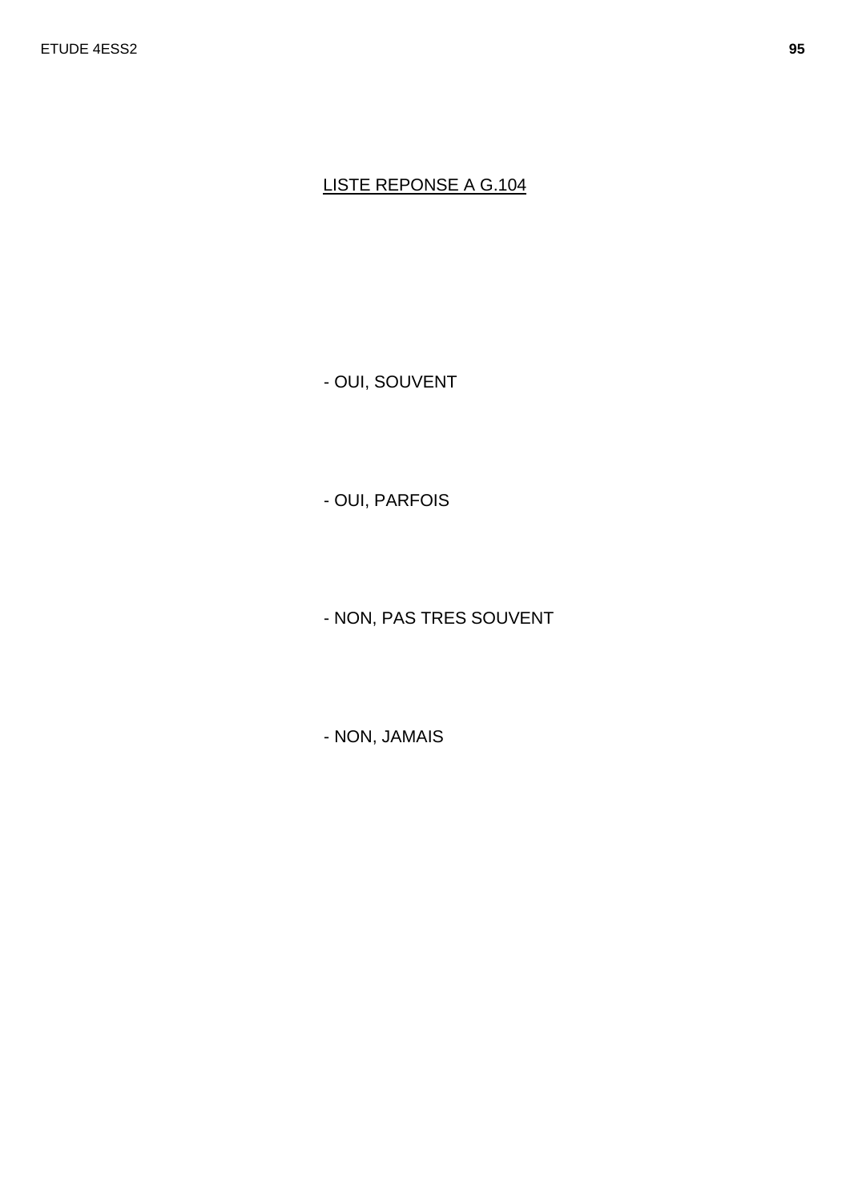LISTE REPONSE A G.104

- OUI, SOUVENT

- OUI, PARFOIS

- NON, PAS TRES SOUVENT

- NON, JAMAIS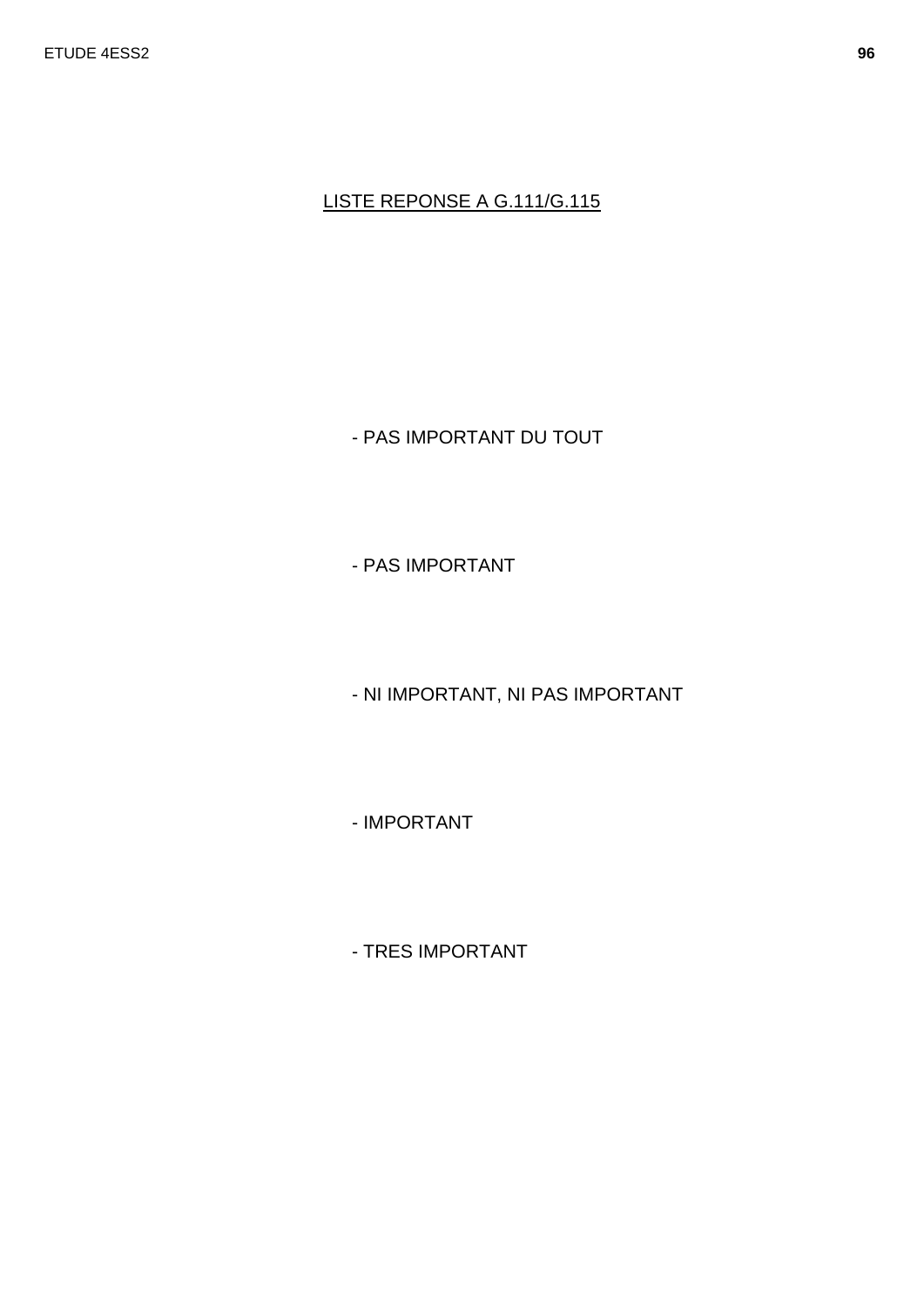LISTE REPONSE A G.111/G.115

- PAS IMPORTANT DU TOUT

- PAS IMPORTANT

- NI IMPORTANT, NI PAS IMPORTANT

- IMPORTANT

- TRES IMPORTANT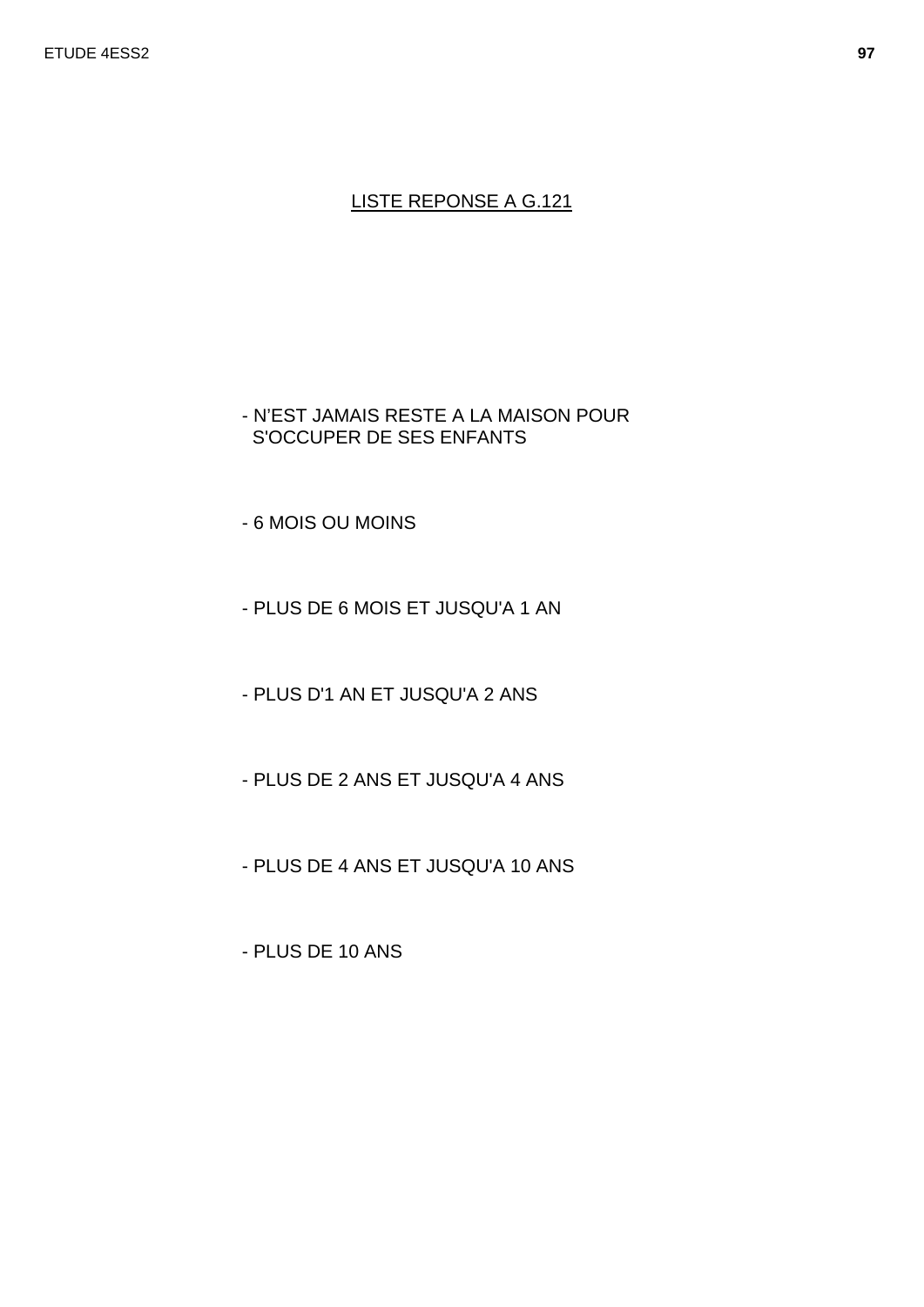LISTE REPONSE A G.121

- N'EST JAMAIS RESTE A LA MAISON POUR S'OCCUPER DE SES ENFANTS

- 6 MOIS OU MOINS

- PLUS DE 6 MOIS ET JUSQU'A 1 AN

- PLUS D'1 AN ET JUSQU'A 2 ANS

- PLUS DE 2 ANS ET JUSQU'A 4 ANS

- PLUS DE 4 ANS ET JUSQU'A 10 ANS

- PLUS DE 10 ANS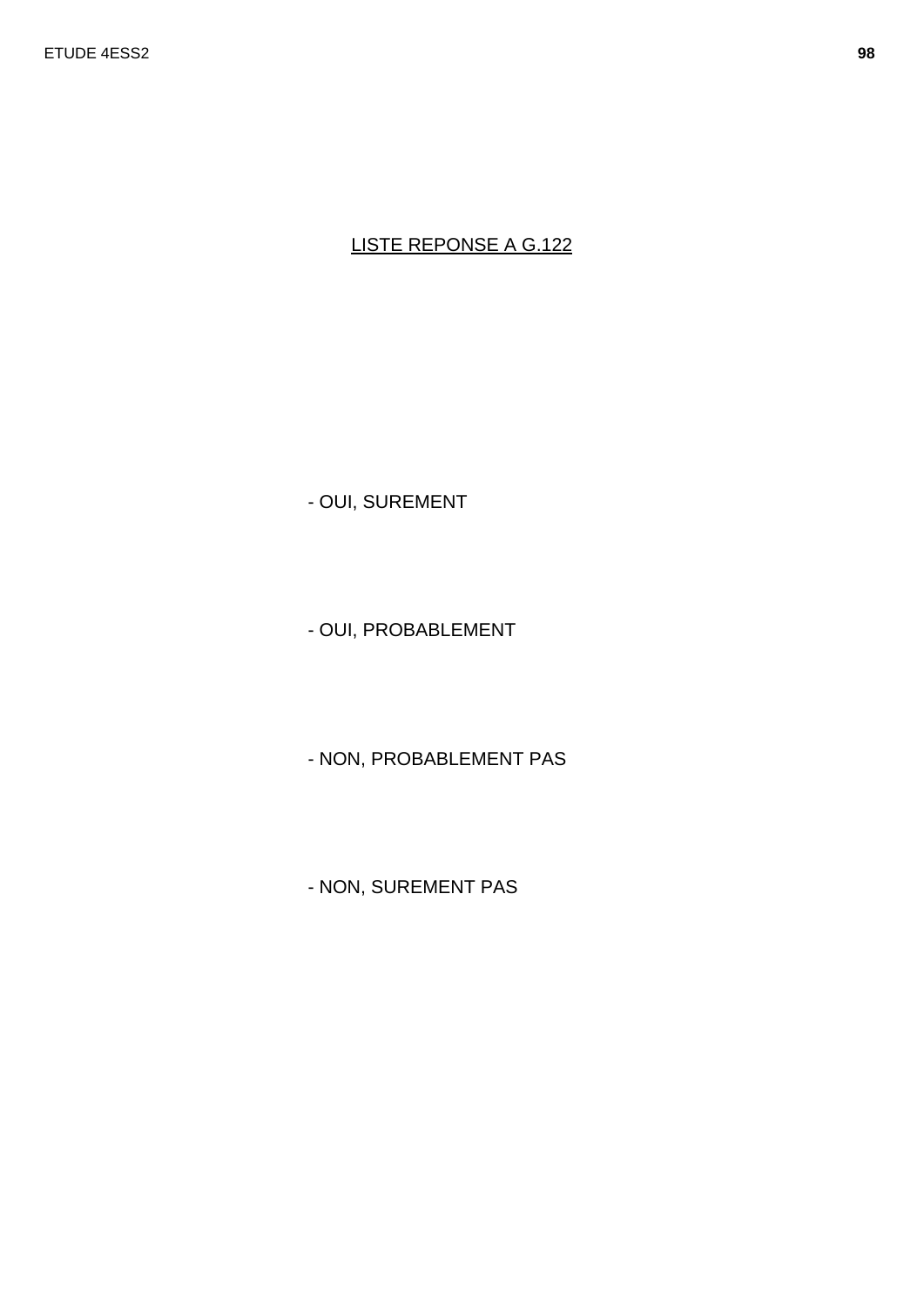LISTE REPONSE A G.122

- OUI, SUREMENT

- OUI, PROBABLEMENT

- NON, PROBABLEMENT PAS

- NON, SUREMENT PAS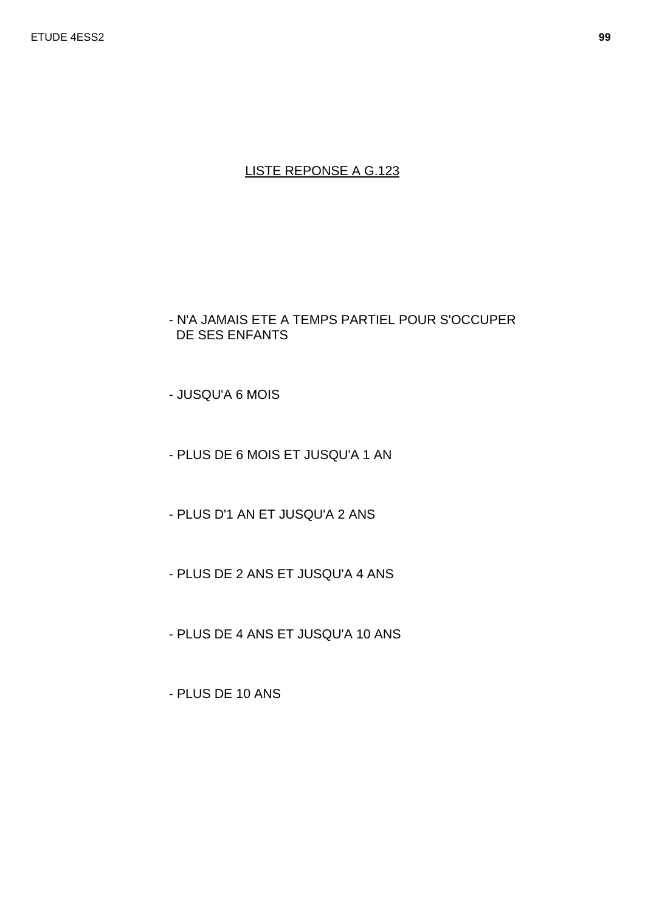LISTE REPONSE A G.123

- N'A JAMAIS ETE A TEMPS PARTIEL POUR S'OCCUPER DE SES ENFANTS

- JUSQU'A 6 MOIS

- PLUS DE 6 MOIS ET JUSQU'A 1 AN

- PLUS D'1 AN ET JUSQU'A 2 ANS

- PLUS DE 2 ANS ET JUSQU'A 4 ANS

- PLUS DE 4 ANS ET JUSQU'A 10 ANS

- PLUS DE 10 ANS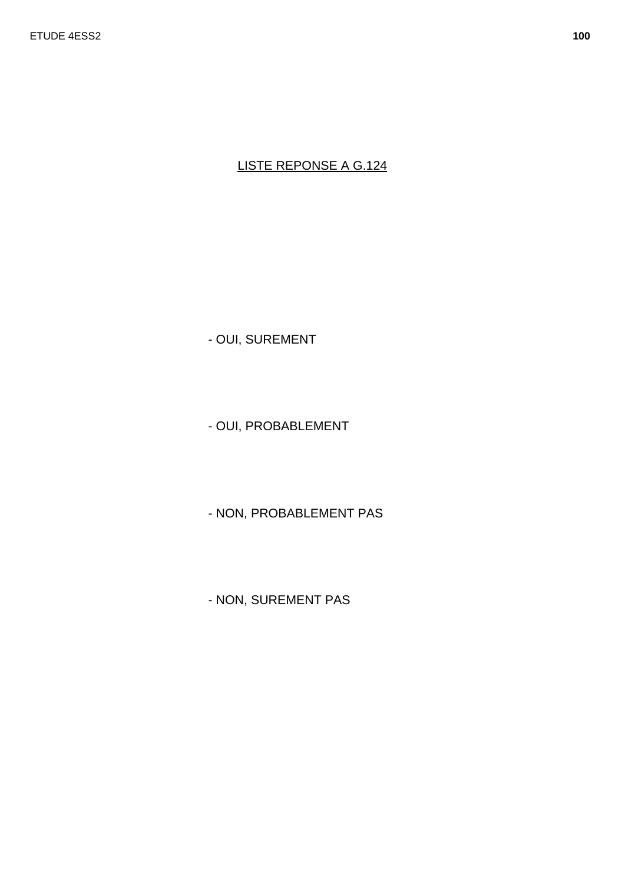<u>LISTE REPONSE A G.124</u>

- OUI, SUREMENT

- OUI, PROBABLEMENT

- NON, PROBABLEMENT PAS

- NON, SUREMENT PAS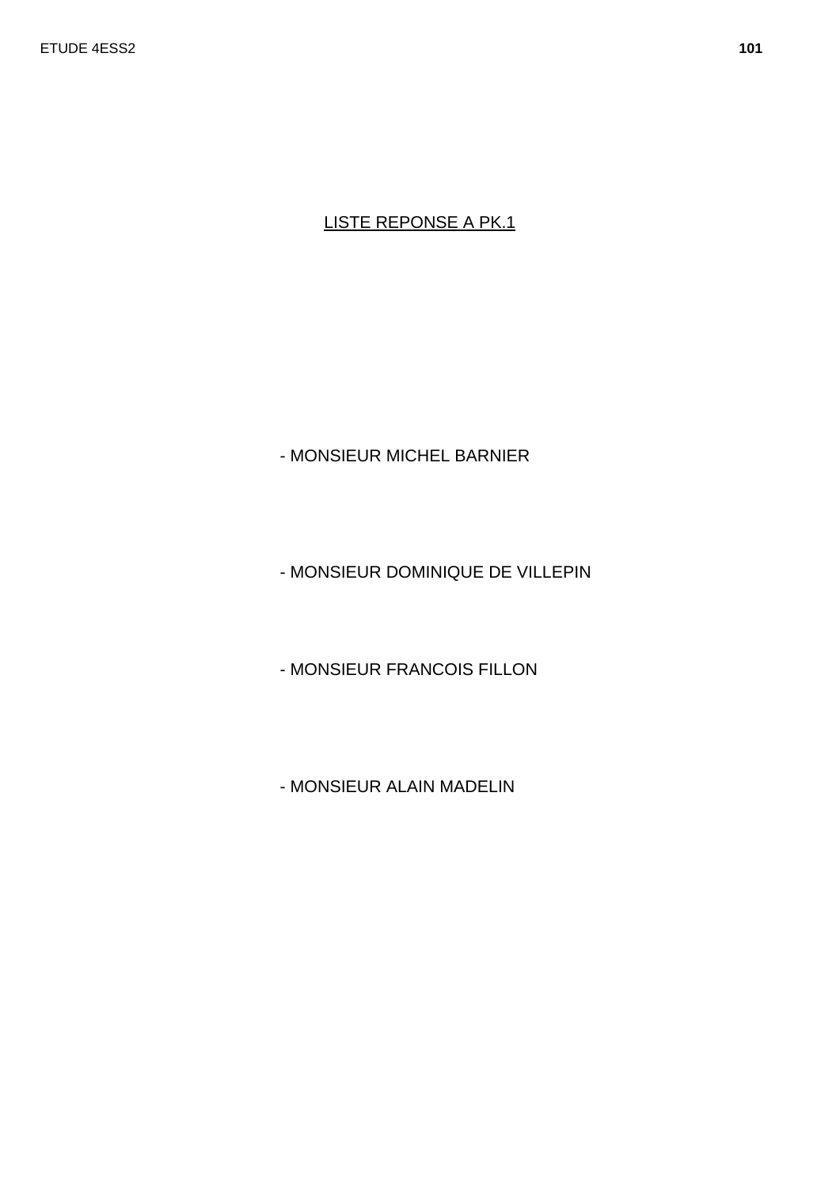LISTE REPONSE A PK.1

- MONSIEUR MICHEL BARNIER

- MONSIEUR DOMINIQUE DE VILLEPIN

- MONSIEUR FRANCOIS FILLON

- MONSIEUR ALAIN MADELIN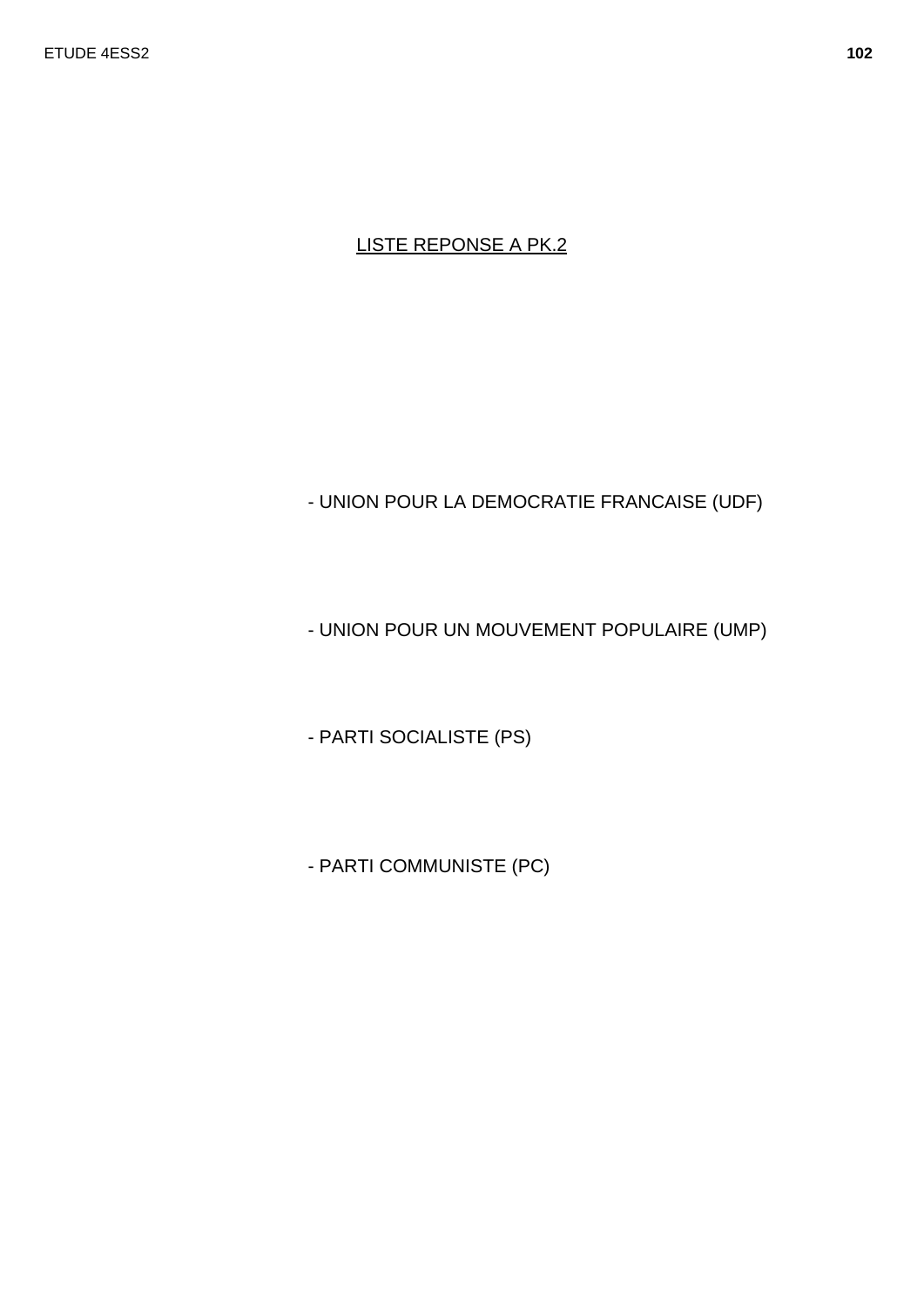<u>LISTE REPONSE A PK.2</u>

- UNION POUR LA DEMOCRATIE FRANCAISE (UDF)

- UNION POUR UN MOUVEMENT POPULAIRE (UMP)

- PARTI SOCIALISTE (PS)

- PARTI COMMUNISTE (PC)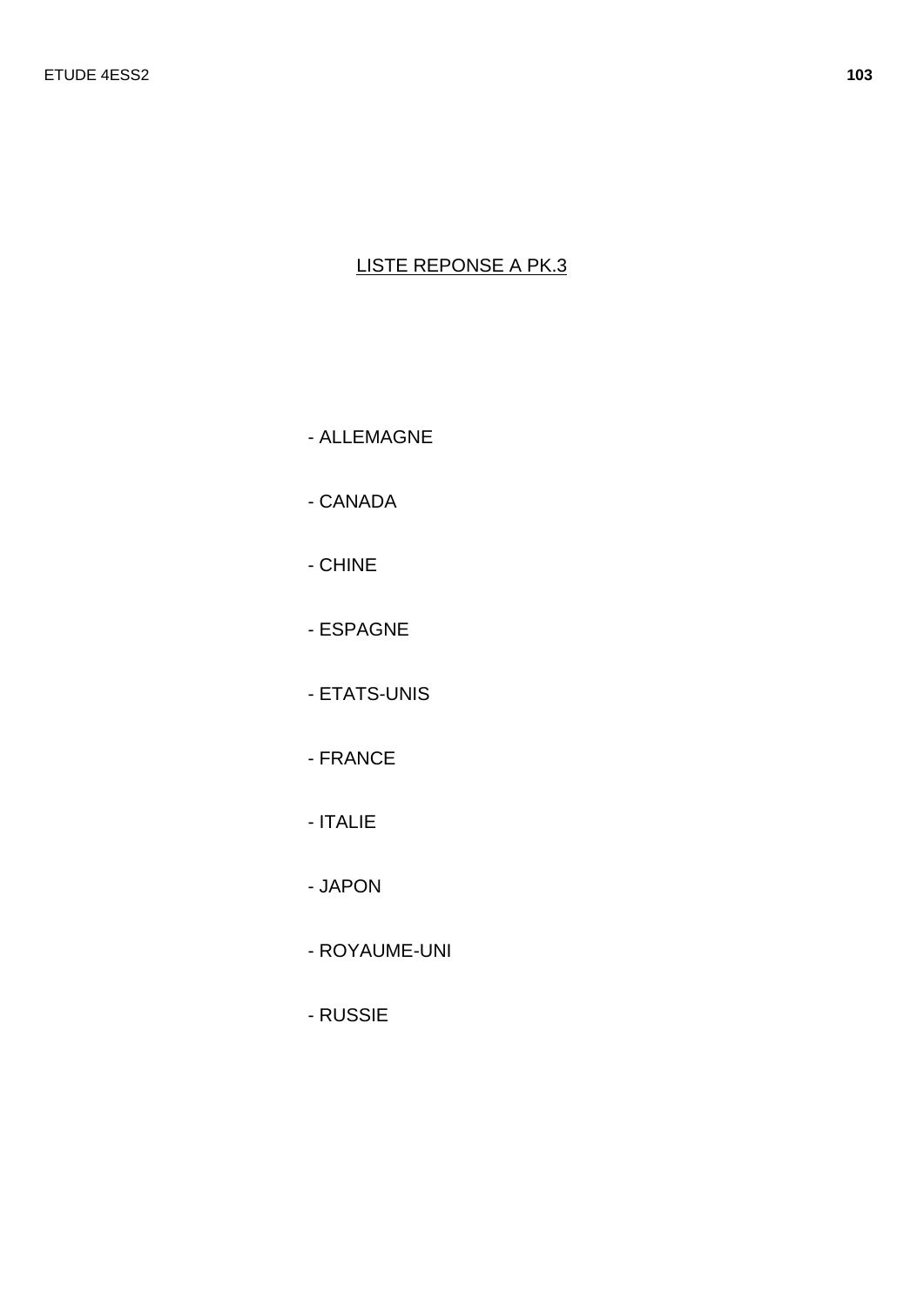## LISTE REPONSE A PK.3

- ALLEMAGNE
- CANADA
- CHINE
- ESPAGNE
- ETATS-UNIS
- FRANCE
- ITALIE
- JAPON
- ROYAUME-UNI
- RUSSIE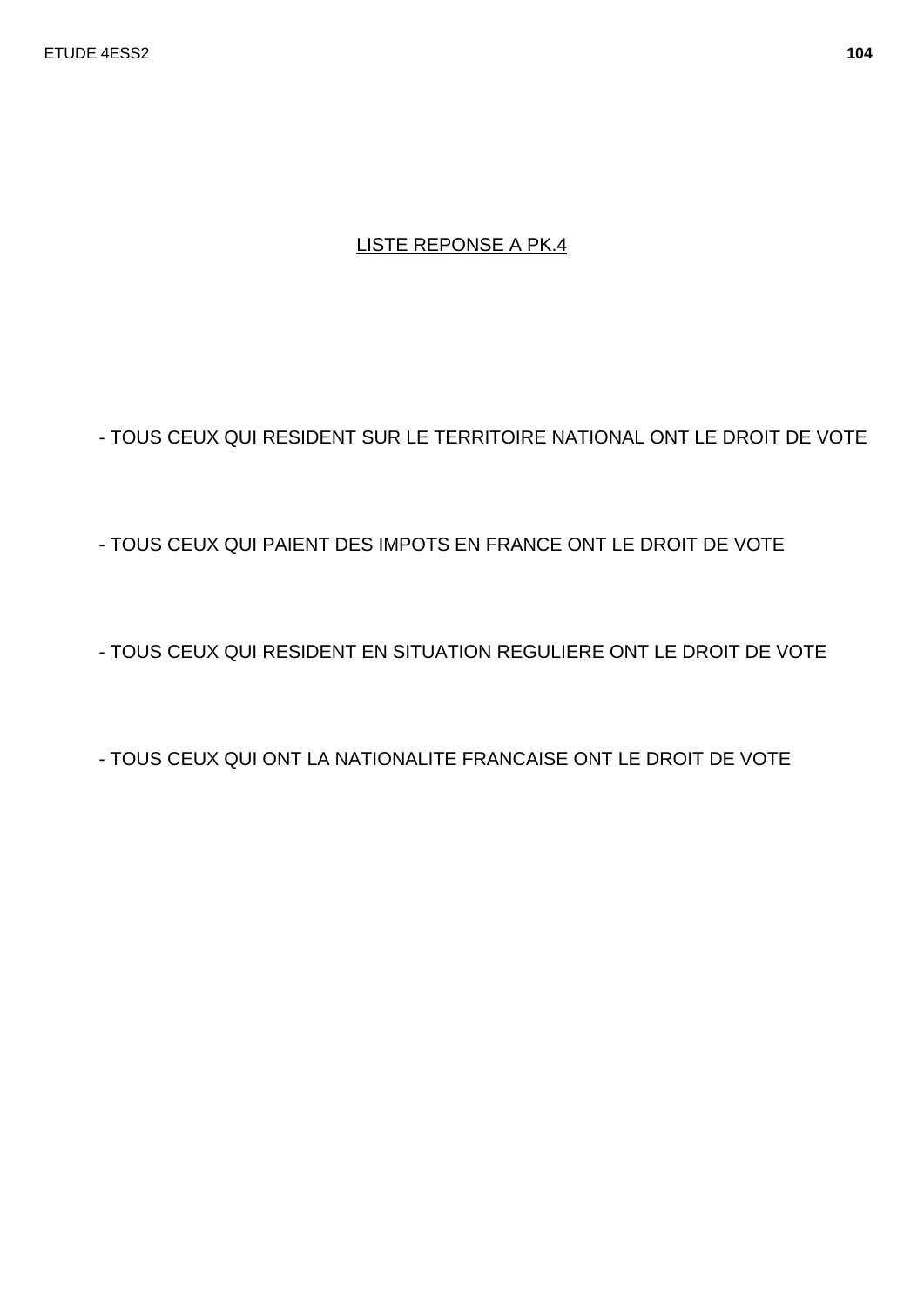LISTE REPONSE A PK.4

- TOUS CEUX QUI RESIDENT SUR LE TERRITOIRE NATIONAL ONT LE DROIT DE VOTE

- TOUS CEUX QUI PAIENT DES IMPOTS EN FRANCE ONT LE DROIT DE VOTE

- TOUS CEUX QUI RESIDENT EN SITUATION REGULIERE ONT LE DROIT DE VOTE

- TOUS CEUX QUI ONT LA NATIONALITE FRANCAISE ONT LE DROIT DE VOTE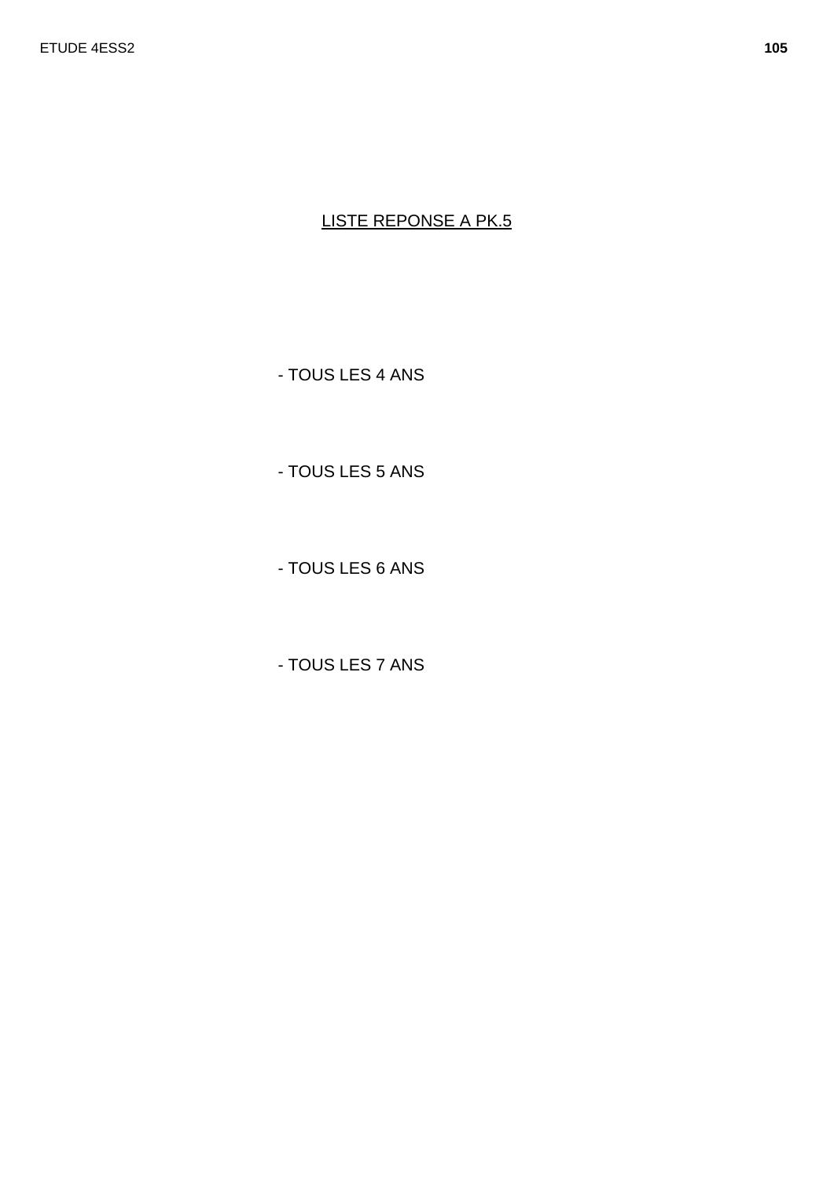## LISTE REPONSE A PK.5

- TOUS LES 4 ANS

- TOUS LES 5 ANS

- TOUS LES 6 ANS

- TOUS LES 7 ANS